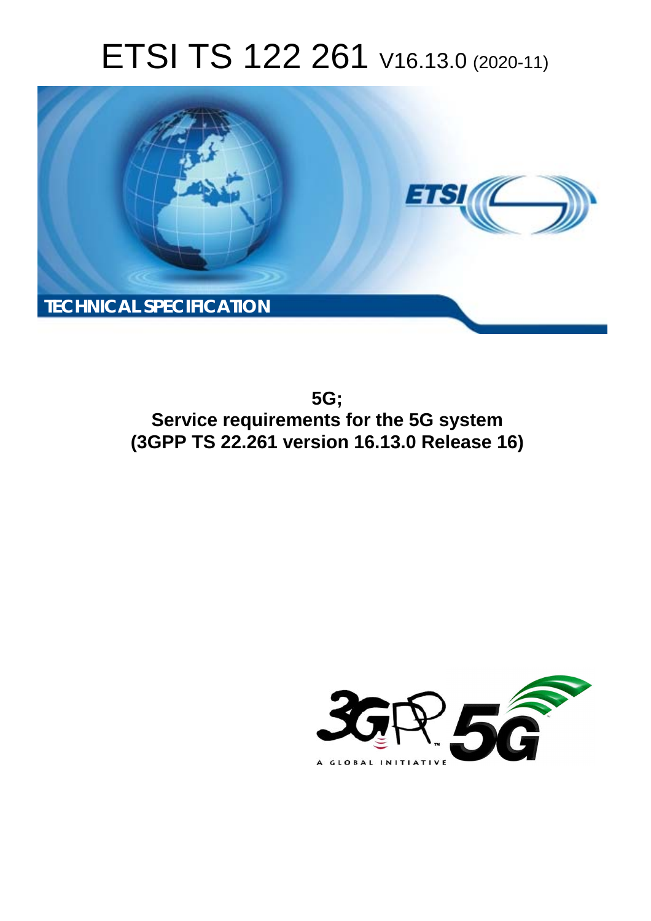# ETSI TS 122 261 V16.13.0 (2020-11)

TECHNICAL SPECIFICATION

**5G;**
**Service requirements for the 5G system**
**(3GPP TS 22.261 version 16.13.0 Release 16)**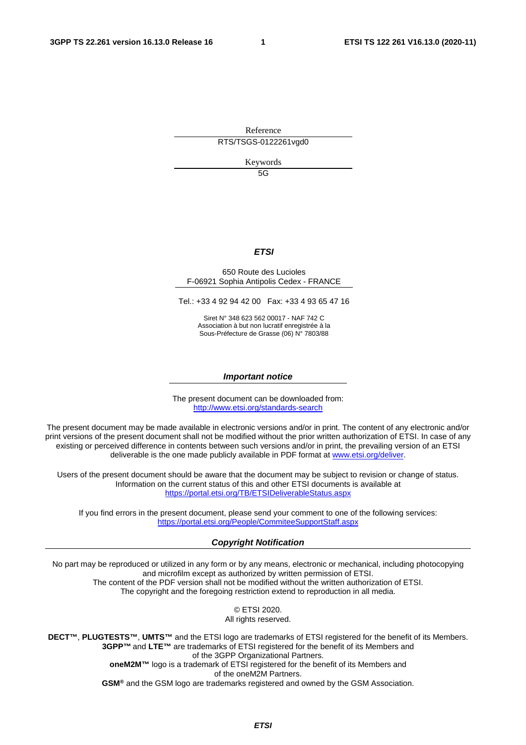Reference

RTS/TSGS-0122261vgd0

Keywords

5G

***ETSI***

650 Route des Lucioles
F-06921 Sophia Antipolis Cedex - FRANCE

Tel.: +33 4 92 94 42 00   Fax: +33 4 93 65 47 16

Siret N° 348 623 562 00017 - NAF 742 C
Association à but non lucratif enregistrée à la
Sous-Préfecture de Grasse (06) N° 7803/88

***Important notice***

The present document can be downloaded from:
http://www.etsi.org/standards-search

The present document may be made available in electronic versions and/or in print. The content of any electronic and/or print versions of the present document shall not be modified without the prior written authorization of ETSI. In case of any existing or perceived difference in contents between such versions and/or in print, the prevailing version of an ETSI deliverable is the one made publicly available in PDF format at www.etsi.org/deliver.

Users of the present document should be aware that the document may be subject to revision or change of status. Information on the current status of this and other ETSI documents is available at https://portal.etsi.org/TB/ETSIDeliverableStatus.aspx

If you find errors in the present document, please send your comment to one of the following services:
https://portal.etsi.org/People/CommiteeSupportStaff.aspx

***Copyright Notification***

No part may be reproduced or utilized in any form or by any means, electronic or mechanical, including photocopying and microfilm except as authorized by written permission of ETSI.
The content of the PDF version shall not be modified without the written authorization of ETSI.
The copyright and the foregoing restriction extend to reproduction in all media.

© ETSI 2020.
All rights reserved.

**DECT™**, **PLUGTESTS™**, **UMTS™** and the ETSI logo are trademarks of ETSI registered for the benefit of its Members.
**3GPP™** and **LTE™** are trademarks of ETSI registered for the benefit of its Members and of the 3GPP Organizational Partners.
**oneM2M™** logo is a trademark of ETSI registered for the benefit of its Members and of the oneM2M Partners.
**GSM®** and the GSM logo are trademarks registered and owned by the GSM Association.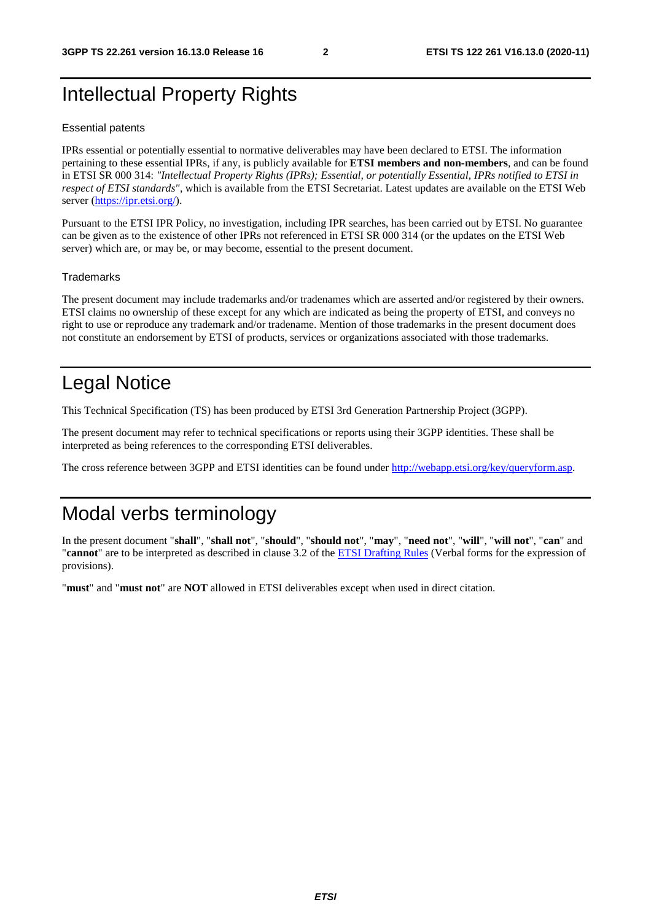# Intellectual Property Rights

## Essential patents

IPRs essential or potentially essential to normative deliverables may have been declared to ETSI. The information pertaining to these essential IPRs, if any, is publicly available for **ETSI members and non-members**, and can be found in ETSI SR 000 314: *"Intellectual Property Rights (IPRs); Essential, or potentially Essential, IPRs notified to ETSI in respect of ETSI standards"*, which is available from the ETSI Secretariat. Latest updates are available on the ETSI Web server (https://ipr.etsi.org/).

Pursuant to the ETSI IPR Policy, no investigation, including IPR searches, has been carried out by ETSI. No guarantee can be given as to the existence of other IPRs not referenced in ETSI SR 000 314 (or the updates on the ETSI Web server) which are, or may be, or may become, essential to the present document.

## Trademarks

The present document may include trademarks and/or tradenames which are asserted and/or registered by their owners. ETSI claims no ownership of these except for any which are indicated as being the property of ETSI, and conveys no right to use or reproduce any trademark and/or tradename. Mention of those trademarks in the present document does not constitute an endorsement by ETSI of products, services or organizations associated with those trademarks.

# Legal Notice

This Technical Specification (TS) has been produced by ETSI 3rd Generation Partnership Project (3GPP).

The present document may refer to technical specifications or reports using their 3GPP identities. These shall be interpreted as being references to the corresponding ETSI deliverables.

The cross reference between 3GPP and ETSI identities can be found under http://webapp.etsi.org/key/queryform.asp.

# Modal verbs terminology

In the present document "**shall**", "**shall not**", "**should**", "**should not**", "**may**", "**need not**", "**will**", "**will not**", "**can**" and "**cannot**" are to be interpreted as described in clause 3.2 of the ETSI Drafting Rules (Verbal forms for the expression of provisions).

"**must**" and "**must not**" are **NOT** allowed in ETSI deliverables except when used in direct citation.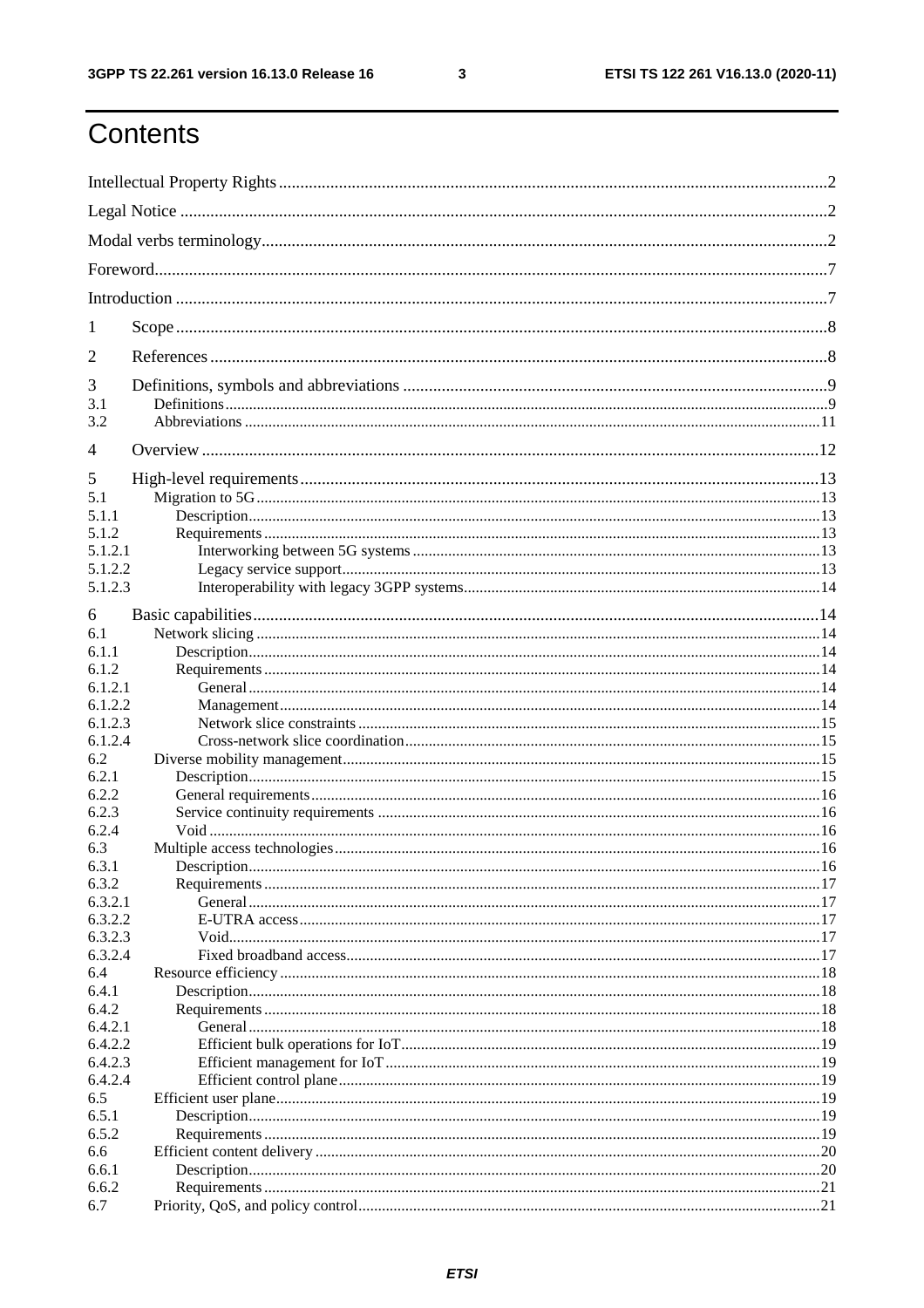# Contents

Intellectual Property Rights ... 2

Legal Notice ... 2

Modal verbs terminology ... 2

Foreword ... 7

Introduction ... 7

1 Scope ... 8

2 References ... 8

3 Definitions, symbols and abbreviations ... 9
- 3.1 Definitions ... 9
- 3.2 Abbreviations ... 11

4 Overview ... 12

5 High-level requirements ... 13
- 5.1 Migration to 5G ... 13
  - 5.1.1 Description ... 13
  - 5.1.2 Requirements ... 13
    - 5.1.2.1 Interworking between 5G systems ... 13
    - 5.1.2.2 Legacy service support ... 13
    - 5.1.2.3 Interoperability with legacy 3GPP systems ... 14

6 Basic capabilities ... 14
- 6.1 Network slicing ... 14
  - 6.1.1 Description ... 14
  - 6.1.2 Requirements ... 14
    - 6.1.2.1 General ... 14
    - 6.1.2.2 Management ... 14
    - 6.1.2.3 Network slice constraints ... 15
    - 6.1.2.4 Cross-network slice coordination ... 15
- 6.2 Diverse mobility management ... 15
  - 6.2.1 Description ... 15
  - 6.2.2 General requirements ... 16
  - 6.2.3 Service continuity requirements ... 16
  - 6.2.4 Void ... 16
- 6.3 Multiple access technologies ... 16
  - 6.3.1 Description ... 16
  - 6.3.2 Requirements ... 17
    - 6.3.2.1 General ... 17
    - 6.3.2.2 E-UTRA access ... 17
    - 6.3.2.3 Void ... 17
    - 6.3.2.4 Fixed broadband access ... 17
- 6.4 Resource efficiency ... 18
  - 6.4.1 Description ... 18
  - 6.4.2 Requirements ... 18
    - 6.4.2.1 General ... 18
    - 6.4.2.2 Efficient bulk operations for IoT ... 19
    - 6.4.2.3 Efficient management for IoT ... 19
    - 6.4.2.4 Efficient control plane ... 19
- 6.5 Efficient user plane ... 19
  - 6.5.1 Description ... 19
  - 6.5.2 Requirements ... 19
- 6.6 Efficient content delivery ... 20
  - 6.6.1 Description ... 20
  - 6.6.2 Requirements ... 21
- 6.7 Priority, QoS, and policy control ... 21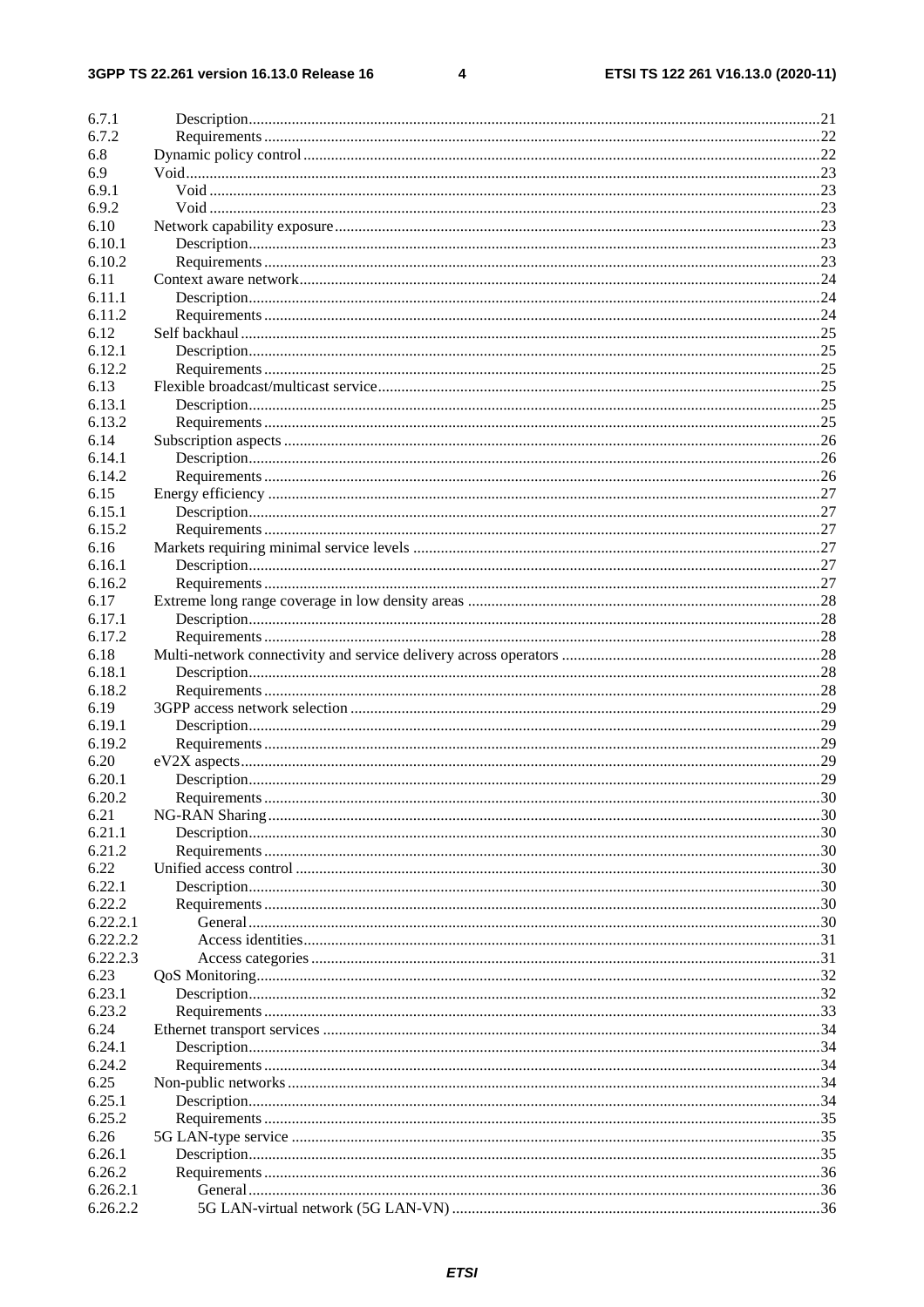6.7.1 Description ..... 21
6.7.2 Requirements ..... 22
6.8 Dynamic policy control ..... 22
6.9 Void ..... 23
6.9.1 Void ..... 23
6.9.2 Void ..... 23
6.10 Network capability exposure ..... 23
6.10.1 Description ..... 23
6.10.2 Requirements ..... 23
6.11 Context aware network ..... 24
6.11.1 Description ..... 24
6.11.2 Requirements ..... 24
6.12 Self backhaul ..... 25
6.12.1 Description ..... 25
6.12.2 Requirements ..... 25
6.13 Flexible broadcast/multicast service ..... 25
6.13.1 Description ..... 25
6.13.2 Requirements ..... 25
6.14 Subscription aspects ..... 26
6.14.1 Description ..... 26
6.14.2 Requirements ..... 26
6.15 Energy efficiency ..... 27
6.15.1 Description ..... 27
6.15.2 Requirements ..... 27
6.16 Markets requiring minimal service levels ..... 27
6.16.1 Description ..... 27
6.16.2 Requirements ..... 27
6.17 Extreme long range coverage in low density areas ..... 28
6.17.1 Description ..... 28
6.17.2 Requirements ..... 28
6.18 Multi-network connectivity and service delivery across operators ..... 28
6.18.1 Description ..... 28
6.18.2 Requirements ..... 28
6.19 3GPP access network selection ..... 29
6.19.1 Description ..... 29
6.19.2 Requirements ..... 29
6.20 eV2X aspects ..... 29
6.20.1 Description ..... 29
6.20.2 Requirements ..... 30
6.21 NG-RAN Sharing ..... 30
6.21.1 Description ..... 30
6.21.2 Requirements ..... 30
6.22 Unified access control ..... 30
6.22.1 Description ..... 30
6.22.2 Requirements ..... 30
6.22.2.1 General ..... 30
6.22.2.2 Access identities ..... 31
6.22.2.3 Access categories ..... 31
6.23 QoS Monitoring ..... 32
6.23.1 Description ..... 32
6.23.2 Requirements ..... 33
6.24 Ethernet transport services ..... 34
6.24.1 Description ..... 34
6.24.2 Requirements ..... 34
6.25 Non-public networks ..... 34
6.25.1 Description ..... 34
6.25.2 Requirements ..... 35
6.26 5G LAN-type service ..... 35
6.26.1 Description ..... 35
6.26.2 Requirements ..... 36
6.26.2.1 General ..... 36
6.26.2.2 5G LAN-virtual network (5G LAN-VN) ..... 36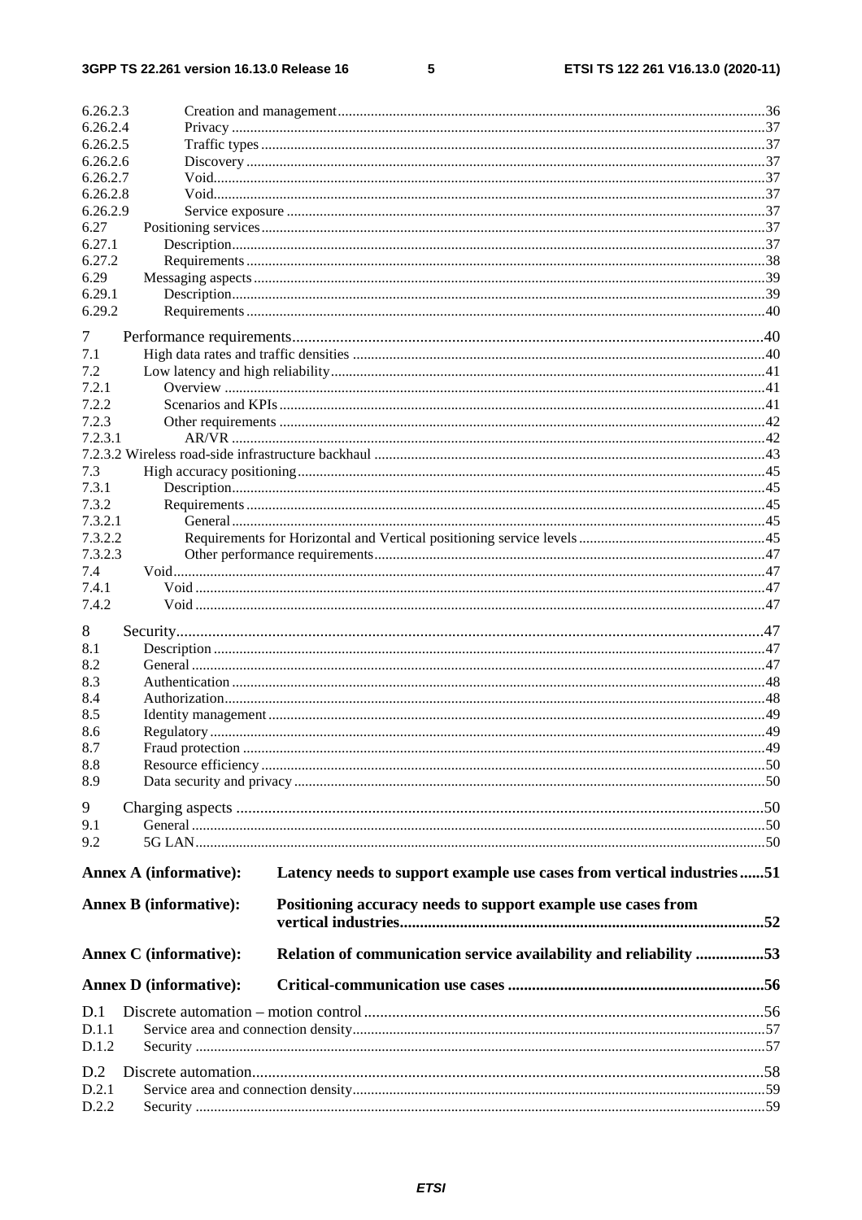6.26.2.3 Creation and management....36
6.26.2.4 Privacy....37
6.26.2.5 Traffic types....37
6.26.2.6 Discovery....37
6.26.2.7 Void....37
6.26.2.8 Void....37
6.26.2.9 Service exposure....37
6.27 Positioning services....37
6.27.1 Description....37
6.27.2 Requirements....38
6.29 Messaging aspects....39
6.29.1 Description....39
6.29.2 Requirements....40

7 Performance requirements....40
7.1 High data rates and traffic densities....40
7.2 Low latency and high reliability....41
7.2.1 Overview....41
7.2.2 Scenarios and KPIs....41
7.2.3 Other requirements....42
7.2.3.1 AR/VR....42
7.2.3.2 Wireless road-side infrastructure backhaul....43
7.3 High accuracy positioning....45
7.3.1 Description....45
7.3.2 Requirements....45
7.3.2.1 General....45
7.3.2.2 Requirements for Horizontal and Vertical positioning service levels....45
7.3.2.3 Other performance requirements....47
7.4 Void....47
7.4.1 Void....47
7.4.2 Void....47

8 Security....47
8.1 Description....47
8.2 General....47
8.3 Authentication....48
8.4 Authorization....48
8.5 Identity management....49
8.6 Regulatory....49
8.7 Fraud protection....49
8.8 Resource efficiency....50
8.9 Data security and privacy....50

9 Charging aspects....50
9.1 General....50
9.2 5G LAN....50

**Annex A (informative): Latency needs to support example use cases from vertical industries....51**

**Annex B (informative): Positioning accuracy needs to support example use cases from vertical industries....52**

**Annex C (informative): Relation of communication service availability and reliability....53**

**Annex D (informative): Critical-communication use cases....56**

D.1 Discrete automation – motion control....56
D.1.1 Service area and connection density....57
D.1.2 Security....57

D.2 Discrete automation....58
D.2.1 Service area and connection density....59
D.2.2 Security....59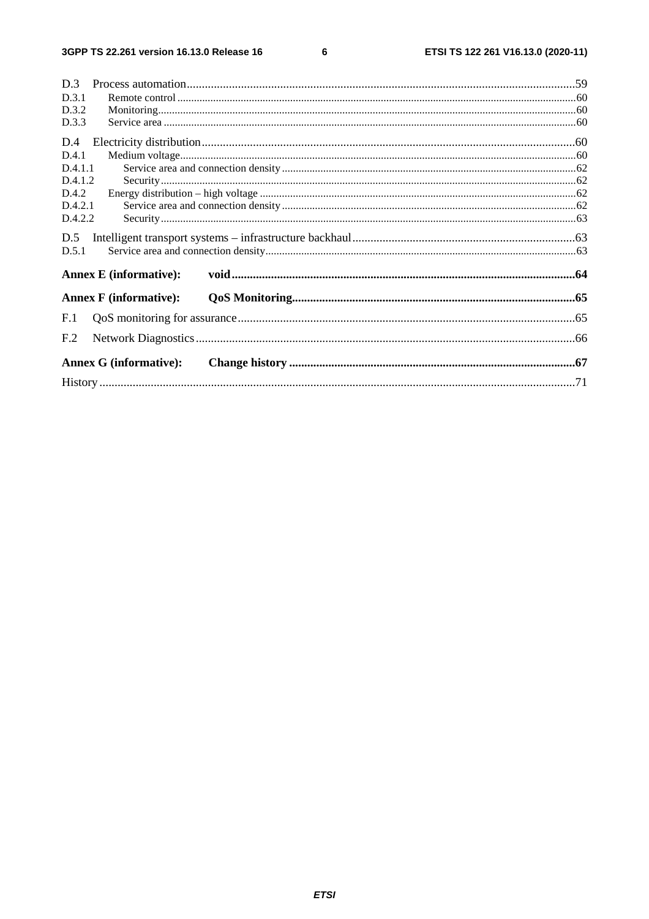D.3 Process automation ..... 59
D.3.1 Remote control ..... 60
D.3.2 Monitoring ..... 60
D.3.3 Service area ..... 60

D.4 Electricity distribution ..... 60
D.4.1 Medium voltage ..... 60
D.4.1.1 Service area and connection density ..... 62
D.4.1.2 Security ..... 62
D.4.2 Energy distribution – high voltage ..... 62
D.4.2.1 Service area and connection density ..... 62
D.4.2.2 Security ..... 63

D.5 Intelligent transport systems – infrastructure backhaul ..... 63
D.5.1 Service area and connection density ..... 63

**Annex E (informative): void ..... 64**

**Annex F (informative): QoS Monitoring ..... 65**

F.1 QoS monitoring for assurance ..... 65

F.2 Network Diagnostics ..... 66

**Annex G (informative): Change history ..... 67**

History ..... 71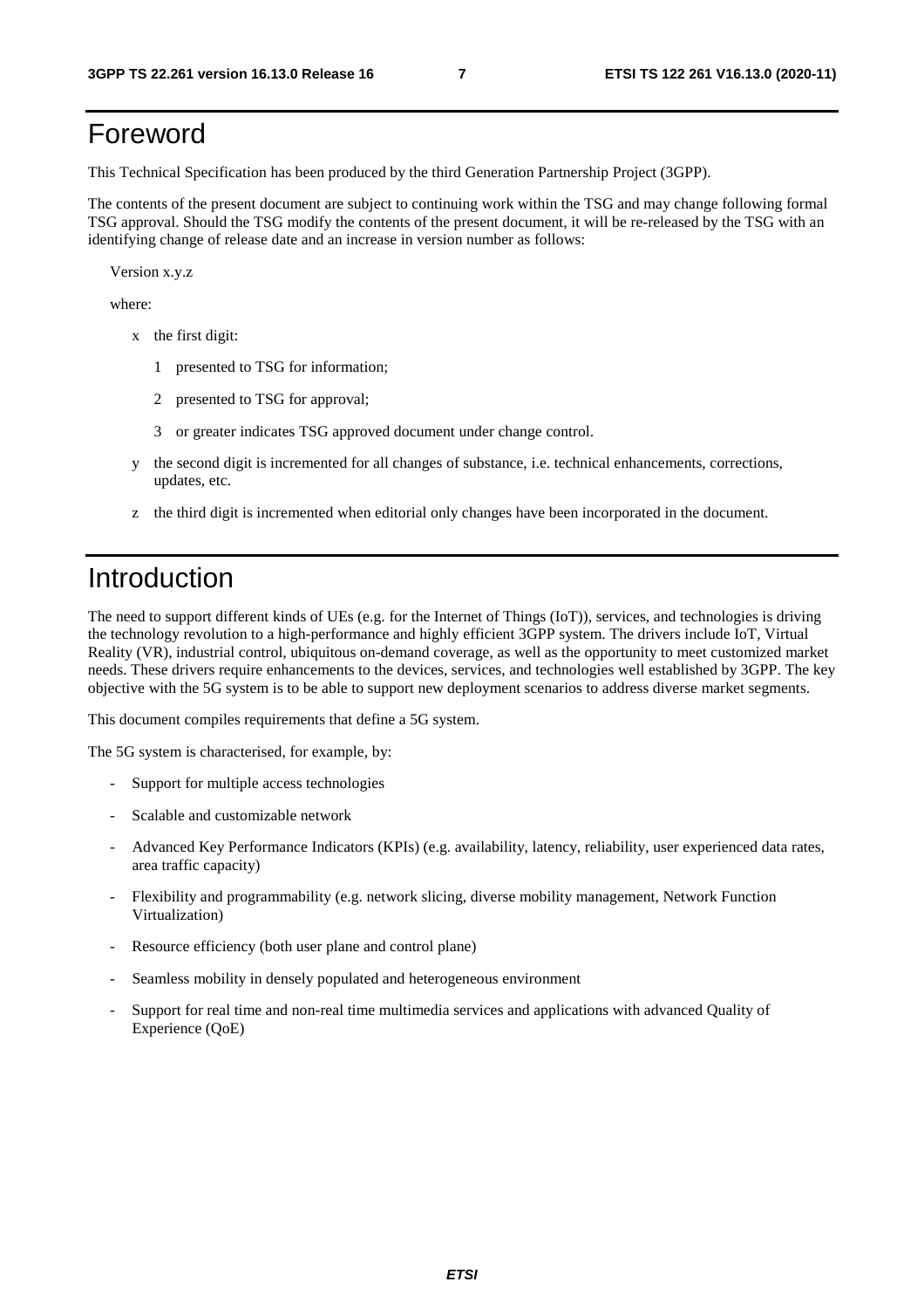# Foreword

This Technical Specification has been produced by the third Generation Partnership Project (3GPP).

The contents of the present document are subject to continuing work within the TSG and may change following formal TSG approval. Should the TSG modify the contents of the present document, it will be re-released by the TSG with an identifying change of release date and an increase in version number as follows:

Version x.y.z

where:

- x the first digit:
  - 1 presented to TSG for information;
  - 2 presented to TSG for approval;
  - 3 or greater indicates TSG approved document under change control.
- y the second digit is incremented for all changes of substance, i.e. technical enhancements, corrections, updates, etc.
- z the third digit is incremented when editorial only changes have been incorporated in the document.

# Introduction

The need to support different kinds of UEs (e.g. for the Internet of Things (IoT)), services, and technologies is driving the technology revolution to a high-performance and highly efficient 3GPP system. The drivers include IoT, Virtual Reality (VR), industrial control, ubiquitous on-demand coverage, as well as the opportunity to meet customized market needs. These drivers require enhancements to the devices, services, and technologies well established by 3GPP. The key objective with the 5G system is to be able to support new deployment scenarios to address diverse market segments.

This document compiles requirements that define a 5G system.

The 5G system is characterised, for example, by:

- Support for multiple access technologies
- Scalable and customizable network
- Advanced Key Performance Indicators (KPIs) (e.g. availability, latency, reliability, user experienced data rates, area traffic capacity)
- Flexibility and programmability (e.g. network slicing, diverse mobility management, Network Function Virtualization)
- Resource efficiency (both user plane and control plane)
- Seamless mobility in densely populated and heterogeneous environment
- Support for real time and non-real time multimedia services and applications with advanced Quality of Experience (QoE)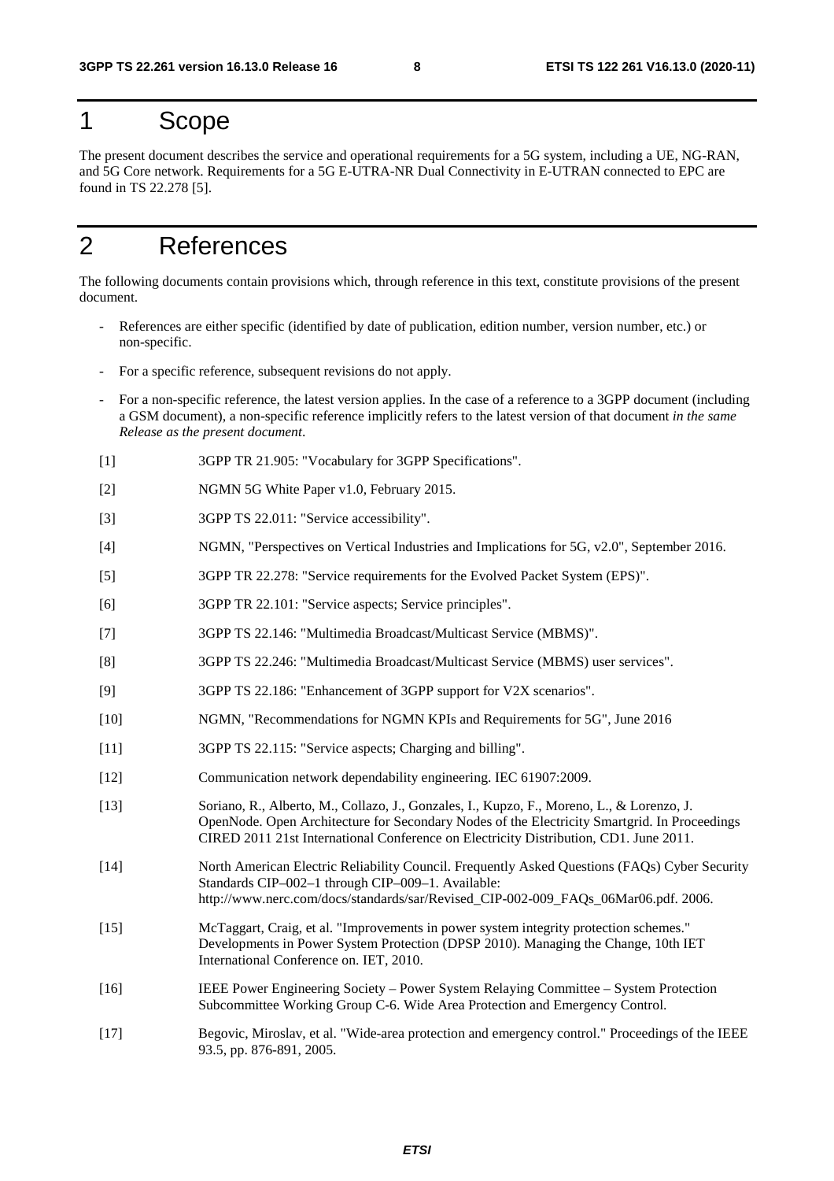# 1 Scope

The present document describes the service and operational requirements for a 5G system, including a UE, NG-RAN, and 5G Core network. Requirements for a 5G E-UTRA-NR Dual Connectivity in E-UTRAN connected to EPC are found in TS 22.278 [5].

# 2 References

The following documents contain provisions which, through reference in this text, constitute provisions of the present document.

- References are either specific (identified by date of publication, edition number, version number, etc.) or non-specific.
- For a specific reference, subsequent revisions do not apply.
- For a non-specific reference, the latest version applies. In the case of a reference to a 3GPP document (including a GSM document), a non-specific reference implicitly refers to the latest version of that document *in the same Release as the present document*.

[1] 3GPP TR 21.905: "Vocabulary for 3GPP Specifications".

[2] NGMN 5G White Paper v1.0, February 2015.

[3] 3GPP TS 22.011: "Service accessibility".

[4] NGMN, "Perspectives on Vertical Industries and Implications for 5G, v2.0", September 2016.

[5] 3GPP TR 22.278: "Service requirements for the Evolved Packet System (EPS)".

[6] 3GPP TR 22.101: "Service aspects; Service principles".

[7] 3GPP TS 22.146: "Multimedia Broadcast/Multicast Service (MBMS)".

[8] 3GPP TS 22.246: "Multimedia Broadcast/Multicast Service (MBMS) user services".

[9] 3GPP TS 22.186: "Enhancement of 3GPP support for V2X scenarios".

[10] NGMN, "Recommendations for NGMN KPIs and Requirements for 5G", June 2016

[11] 3GPP TS 22.115: "Service aspects; Charging and billing".

[12] Communication network dependability engineering. IEC 61907:2009.

[13] Soriano, R., Alberto, M., Collazo, J., Gonzales, I., Kupzo, F., Moreno, L., & Lorenzo, J. OpenNode. Open Architecture for Secondary Nodes of the Electricity Smartgrid. In Proceedings CIRED 2011 21st International Conference on Electricity Distribution, CD1. June 2011.

[14] North American Electric Reliability Council. Frequently Asked Questions (FAQs) Cyber Security Standards CIP–002–1 through CIP–009–1. Available: http://www.nerc.com/docs/standards/sar/Revised_CIP-002-009_FAQs_06Mar06.pdf. 2006.

[15] McTaggart, Craig, et al. "Improvements in power system integrity protection schemes." Developments in Power System Protection (DPSP 2010). Managing the Change, 10th IET International Conference on. IET, 2010.

[16] IEEE Power Engineering Society – Power System Relaying Committee – System Protection Subcommittee Working Group C-6. Wide Area Protection and Emergency Control.

[17] Begovic, Miroslav, et al. "Wide-area protection and emergency control." Proceedings of the IEEE 93.5, pp. 876-891, 2005.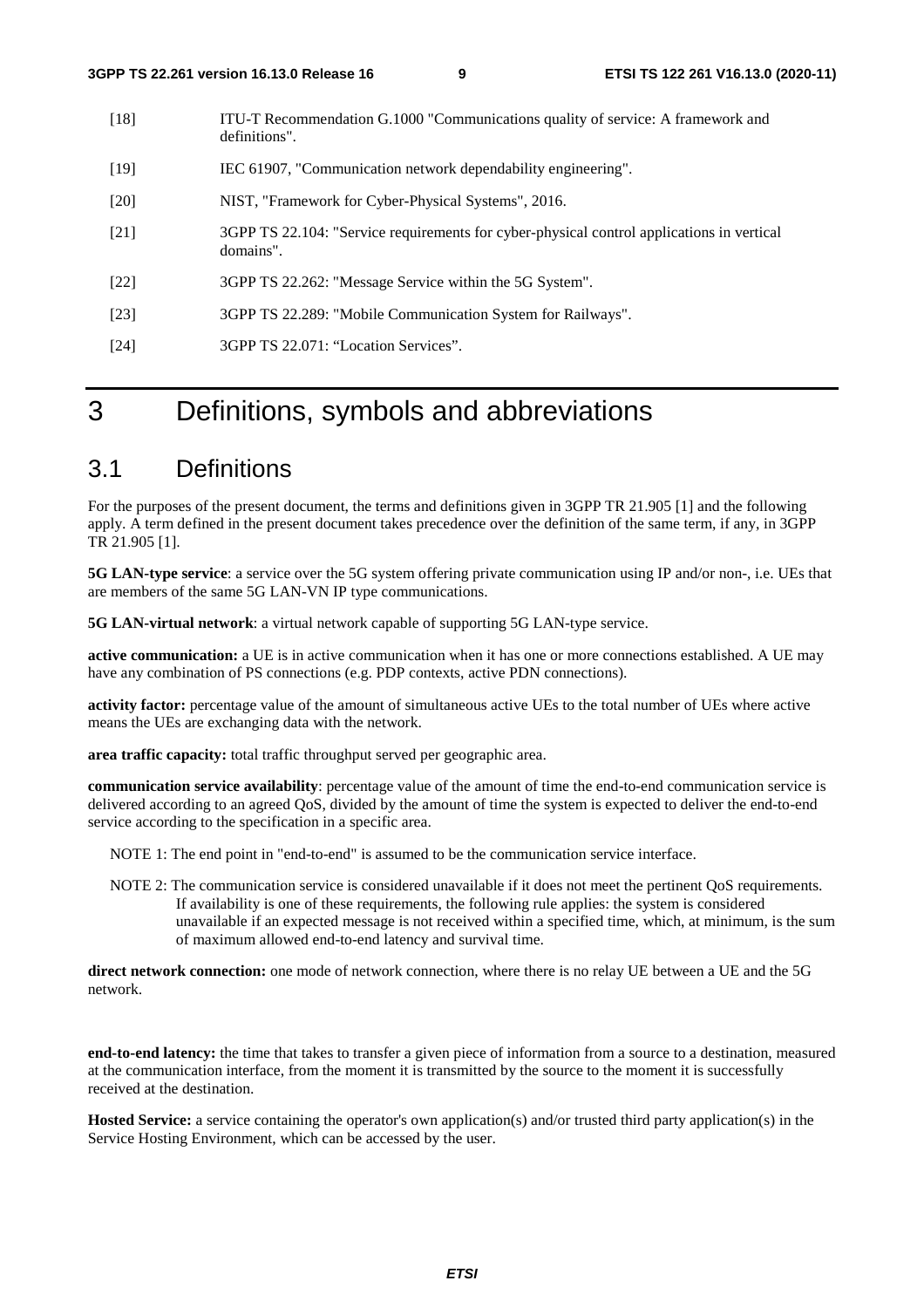[18] ITU-T Recommendation G.1000 "Communications quality of service: A framework and definitions".

[19] IEC 61907, "Communication network dependability engineering".

[20] NIST, "Framework for Cyber-Physical Systems", 2016.

[21] 3GPP TS 22.104: "Service requirements for cyber-physical control applications in vertical domains".

[22] 3GPP TS 22.262: "Message Service within the 5G System".

[23] 3GPP TS 22.289: "Mobile Communication System for Railways".

[24] 3GPP TS 22.071: "Location Services".

# 3 Definitions, symbols and abbreviations

## 3.1 Definitions

For the purposes of the present document, the terms and definitions given in 3GPP TR 21.905 [1] and the following apply. A term defined in the present document takes precedence over the definition of the same term, if any, in 3GPP TR 21.905 [1].

**5G LAN-type service**: a service over the 5G system offering private communication using IP and/or non-, i.e. UEs that are members of the same 5G LAN-VN IP type communications.

**5G LAN-virtual network**: a virtual network capable of supporting 5G LAN-type service.

**active communication:** a UE is in active communication when it has one or more connections established. A UE may have any combination of PS connections (e.g. PDP contexts, active PDN connections).

**activity factor:** percentage value of the amount of simultaneous active UEs to the total number of UEs where active means the UEs are exchanging data with the network.

**area traffic capacity:** total traffic throughput served per geographic area.

**communication service availability**: percentage value of the amount of time the end-to-end communication service is delivered according to an agreed QoS, divided by the amount of time the system is expected to deliver the end-to-end service according to the specification in a specific area.

NOTE 1: The end point in "end-to-end" is assumed to be the communication service interface.

NOTE 2: The communication service is considered unavailable if it does not meet the pertinent QoS requirements. If availability is one of these requirements, the following rule applies: the system is considered unavailable if an expected message is not received within a specified time, which, at minimum, is the sum of maximum allowed end-to-end latency and survival time.

**direct network connection:** one mode of network connection, where there is no relay UE between a UE and the 5G network.

**end-to-end latency:** the time that takes to transfer a given piece of information from a source to a destination, measured at the communication interface, from the moment it is transmitted by the source to the moment it is successfully received at the destination.

**Hosted Service:** a service containing the operator's own application(s) and/or trusted third party application(s) in the Service Hosting Environment, which can be accessed by the user.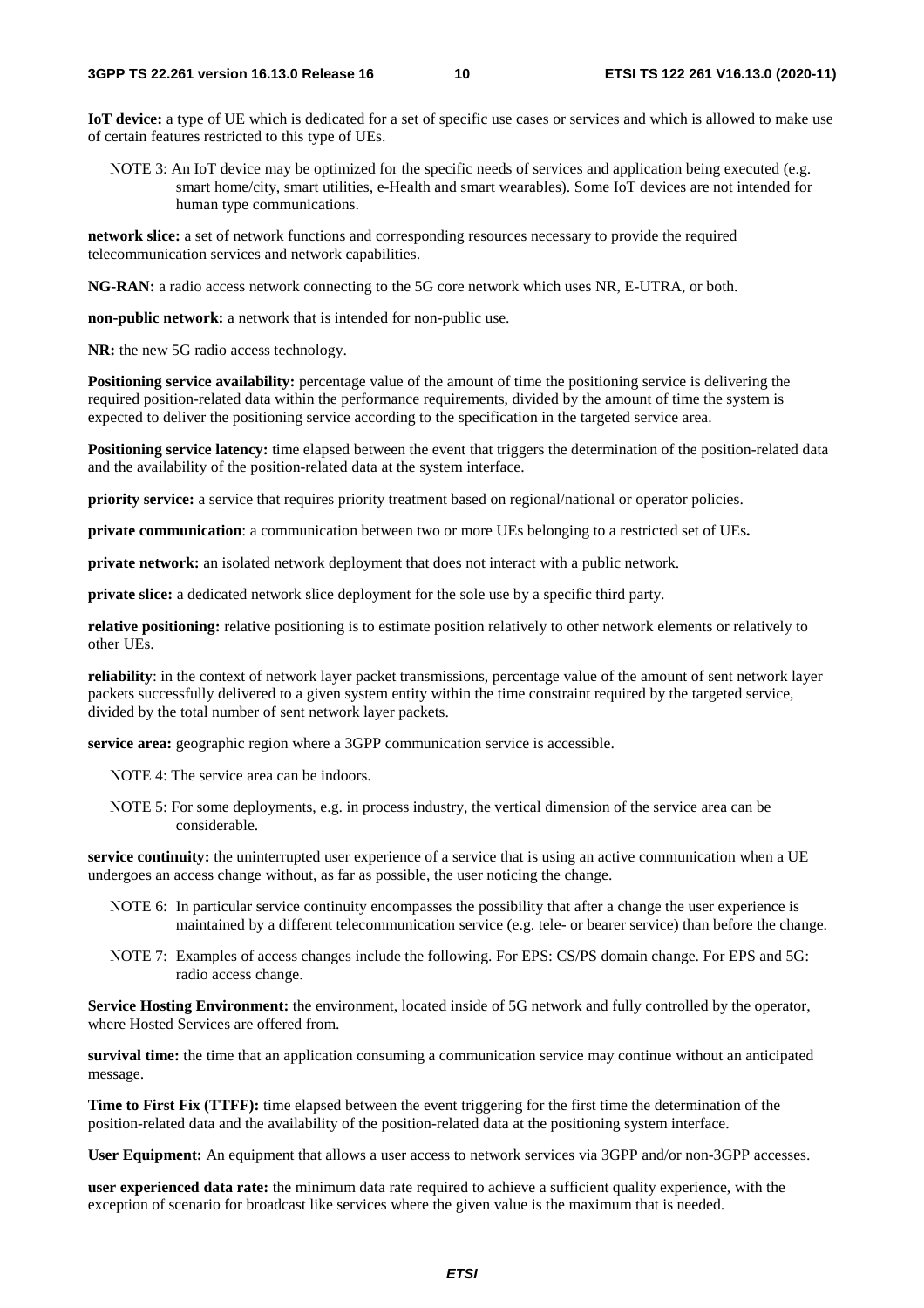**IoT device:** a type of UE which is dedicated for a set of specific use cases or services and which is allowed to make use of certain features restricted to this type of UEs.

NOTE 3: An IoT device may be optimized for the specific needs of services and application being executed (e.g. smart home/city, smart utilities, e-Health and smart wearables). Some IoT devices are not intended for human type communications.

**network slice:** a set of network functions and corresponding resources necessary to provide the required telecommunication services and network capabilities.

**NG-RAN:** a radio access network connecting to the 5G core network which uses NR, E-UTRA, or both.

**non-public network:** a network that is intended for non-public use.

**NR:** the new 5G radio access technology.

**Positioning service availability:** percentage value of the amount of time the positioning service is delivering the required position-related data within the performance requirements, divided by the amount of time the system is expected to deliver the positioning service according to the specification in the targeted service area.

**Positioning service latency:** time elapsed between the event that triggers the determination of the position-related data and the availability of the position-related data at the system interface.

**priority service:** a service that requires priority treatment based on regional/national or operator policies.

**private communication**: a communication between two or more UEs belonging to a restricted set of UEs**.**

**private network:** an isolated network deployment that does not interact with a public network.

**private slice:** a dedicated network slice deployment for the sole use by a specific third party.

**relative positioning:** relative positioning is to estimate position relatively to other network elements or relatively to other UEs.

**reliability**: in the context of network layer packet transmissions, percentage value of the amount of sent network layer packets successfully delivered to a given system entity within the time constraint required by the targeted service, divided by the total number of sent network layer packets.

**service area:** geographic region where a 3GPP communication service is accessible.

NOTE 4: The service area can be indoors.

NOTE 5: For some deployments, e.g. in process industry, the vertical dimension of the service area can be considerable.

**service continuity:** the uninterrupted user experience of a service that is using an active communication when a UE undergoes an access change without, as far as possible, the user noticing the change.

NOTE 6: In particular service continuity encompasses the possibility that after a change the user experience is maintained by a different telecommunication service (e.g. tele- or bearer service) than before the change.

NOTE 7: Examples of access changes include the following. For EPS: CS/PS domain change. For EPS and 5G: radio access change.

**Service Hosting Environment:** the environment, located inside of 5G network and fully controlled by the operator, where Hosted Services are offered from.

**survival time:** the time that an application consuming a communication service may continue without an anticipated message.

**Time to First Fix (TTFF):** time elapsed between the event triggering for the first time the determination of the position-related data and the availability of the position-related data at the positioning system interface.

**User Equipment:** An equipment that allows a user access to network services via 3GPP and/or non-3GPP accesses.

**user experienced data rate:** the minimum data rate required to achieve a sufficient quality experience, with the exception of scenario for broadcast like services where the given value is the maximum that is needed.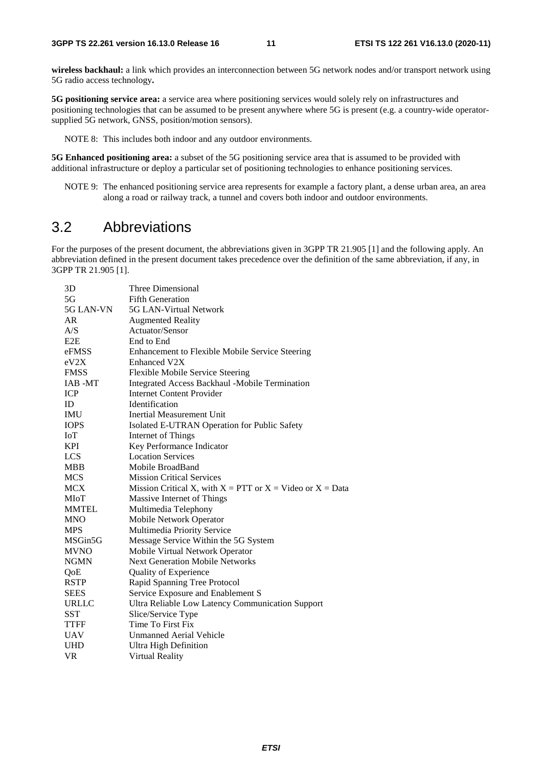**wireless backhaul:** a link which provides an interconnection between 5G network nodes and/or transport network using 5G radio access technology**.**

**5G positioning service area:** a service area where positioning services would solely rely on infrastructures and positioning technologies that can be assumed to be present anywhere where 5G is present (e.g. a country-wide operator-supplied 5G network, GNSS, position/motion sensors).

NOTE 8: This includes both indoor and any outdoor environments.

**5G Enhanced positioning area:** a subset of the 5G positioning service area that is assumed to be provided with additional infrastructure or deploy a particular set of positioning technologies to enhance positioning services.

NOTE 9: The enhanced positioning service area represents for example a factory plant, a dense urban area, an area along a road or railway track, a tunnel and covers both indoor and outdoor environments.

## 3.2 Abbreviations

For the purposes of the present document, the abbreviations given in 3GPP TR 21.905 [1] and the following apply. An abbreviation defined in the present document takes precedence over the definition of the same abbreviation, if any, in 3GPP TR 21.905 [1].

| | |
|---|---|
| 3D | Three Dimensional |
| 5G | Fifth Generation |
| 5G LAN-VN | 5G LAN-Virtual Network |
| AR | Augmented Reality |
| A/S | Actuator/Sensor |
| E2E | End to End |
| eFMSS | Enhancement to Flexible Mobile Service Steering |
| eV2X | Enhanced V2X |
| FMSS | Flexible Mobile Service Steering |
| IAB -MT | Integrated Access Backhaul -Mobile Termination |
| ICP | Internet Content Provider |
| ID | Identification |
| IMU | Inertial Measurement Unit |
| IOPS | Isolated E-UTRAN Operation for Public Safety |
| IoT | Internet of Things |
| KPI | Key Performance Indicator |
| LCS | Location Services |
| MBB | Mobile BroadBand |
| MCS | Mission Critical Services |
| MCX | Mission Critical X, with X = PTT or X = Video or X = Data |
| MIoT | Massive Internet of Things |
| MMTEL | Multimedia Telephony |
| MNO | Mobile Network Operator |
| MPS | Multimedia Priority Service |
| MSGin5G | Message Service Within the 5G System |
| MVNO | Mobile Virtual Network Operator |
| NGMN | Next Generation Mobile Networks |
| QoE | Quality of Experience |
| RSTP | Rapid Spanning Tree Protocol |
| SEES | Service Exposure and Enablement S |
| URLLC | Ultra Reliable Low Latency Communication Support |
| SST | Slice/Service Type |
| TTFF | Time To First Fix |
| UAV | Unmanned Aerial Vehicle |
| UHD | Ultra High Definition |
| VR | Virtual Reality |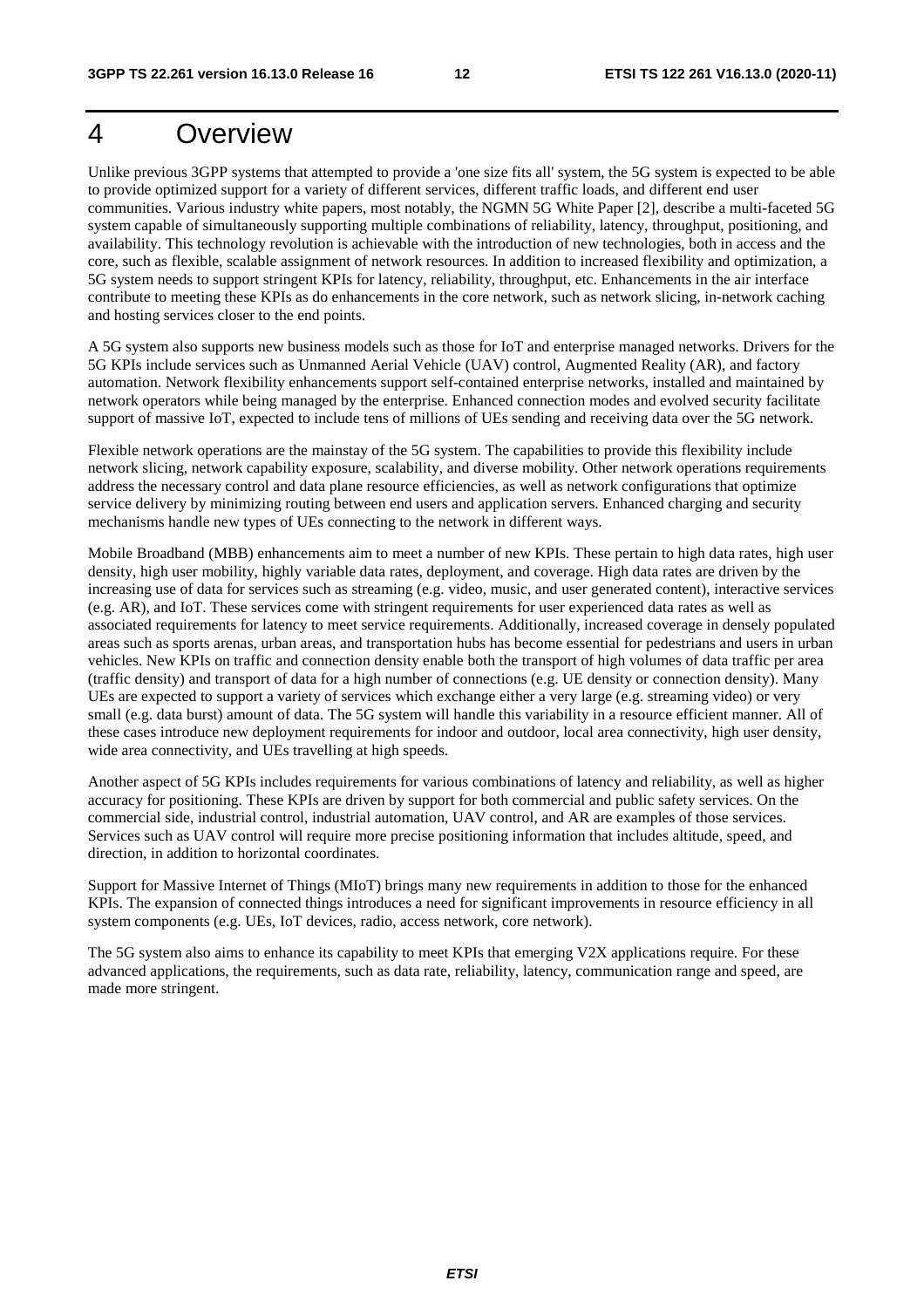# 4 Overview

Unlike previous 3GPP systems that attempted to provide a 'one size fits all' system, the 5G system is expected to be able to provide optimized support for a variety of different services, different traffic loads, and different end user communities. Various industry white papers, most notably, the NGMN 5G White Paper [2], describe a multi-faceted 5G system capable of simultaneously supporting multiple combinations of reliability, latency, throughput, positioning, and availability. This technology revolution is achievable with the introduction of new technologies, both in access and the core, such as flexible, scalable assignment of network resources. In addition to increased flexibility and optimization, a 5G system needs to support stringent KPIs for latency, reliability, throughput, etc. Enhancements in the air interface contribute to meeting these KPIs as do enhancements in the core network, such as network slicing, in-network caching and hosting services closer to the end points.

A 5G system also supports new business models such as those for IoT and enterprise managed networks. Drivers for the 5G KPIs include services such as Unmanned Aerial Vehicle (UAV) control, Augmented Reality (AR), and factory automation. Network flexibility enhancements support self-contained enterprise networks, installed and maintained by network operators while being managed by the enterprise. Enhanced connection modes and evolved security facilitate support of massive IoT, expected to include tens of millions of UEs sending and receiving data over the 5G network.

Flexible network operations are the mainstay of the 5G system. The capabilities to provide this flexibility include network slicing, network capability exposure, scalability, and diverse mobility. Other network operations requirements address the necessary control and data plane resource efficiencies, as well as network configurations that optimize service delivery by minimizing routing between end users and application servers. Enhanced charging and security mechanisms handle new types of UEs connecting to the network in different ways.

Mobile Broadband (MBB) enhancements aim to meet a number of new KPIs. These pertain to high data rates, high user density, high user mobility, highly variable data rates, deployment, and coverage. High data rates are driven by the increasing use of data for services such as streaming (e.g. video, music, and user generated content), interactive services (e.g. AR), and IoT. These services come with stringent requirements for user experienced data rates as well as associated requirements for latency to meet service requirements. Additionally, increased coverage in densely populated areas such as sports arenas, urban areas, and transportation hubs has become essential for pedestrians and users in urban vehicles. New KPIs on traffic and connection density enable both the transport of high volumes of data traffic per area (traffic density) and transport of data for a high number of connections (e.g. UE density or connection density). Many UEs are expected to support a variety of services which exchange either a very large (e.g. streaming video) or very small (e.g. data burst) amount of data. The 5G system will handle this variability in a resource efficient manner. All of these cases introduce new deployment requirements for indoor and outdoor, local area connectivity, high user density, wide area connectivity, and UEs travelling at high speeds.

Another aspect of 5G KPIs includes requirements for various combinations of latency and reliability, as well as higher accuracy for positioning. These KPIs are driven by support for both commercial and public safety services. On the commercial side, industrial control, industrial automation, UAV control, and AR are examples of those services. Services such as UAV control will require more precise positioning information that includes altitude, speed, and direction, in addition to horizontal coordinates.

Support for Massive Internet of Things (MIoT) brings many new requirements in addition to those for the enhanced KPIs. The expansion of connected things introduces a need for significant improvements in resource efficiency in all system components (e.g. UEs, IoT devices, radio, access network, core network).

The 5G system also aims to enhance its capability to meet KPIs that emerging V2X applications require. For these advanced applications, the requirements, such as data rate, reliability, latency, communication range and speed, are made more stringent.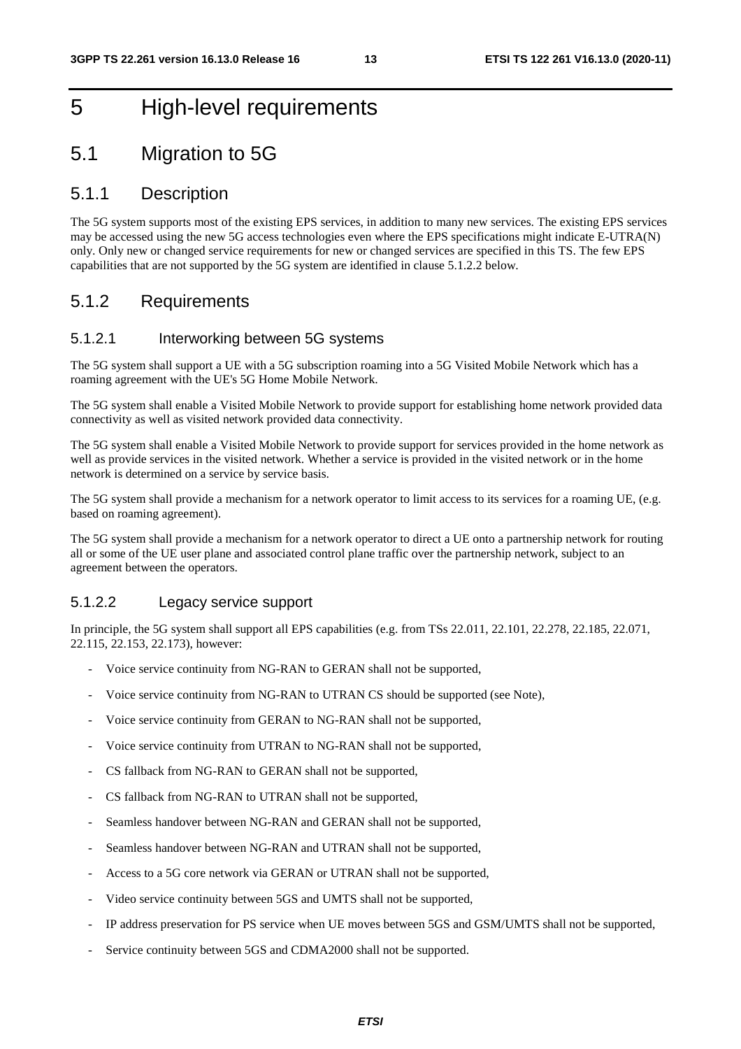# 5 High-level requirements

## 5.1 Migration to 5G

### 5.1.1 Description

The 5G system supports most of the existing EPS services, in addition to many new services. The existing EPS services may be accessed using the new 5G access technologies even where the EPS specifications might indicate E-UTRA(N) only. Only new or changed service requirements for new or changed services are specified in this TS. The few EPS capabilities that are not supported by the 5G system are identified in clause 5.1.2.2 below.

### 5.1.2 Requirements

#### 5.1.2.1 Interworking between 5G systems

The 5G system shall support a UE with a 5G subscription roaming into a 5G Visited Mobile Network which has a roaming agreement with the UE's 5G Home Mobile Network.

The 5G system shall enable a Visited Mobile Network to provide support for establishing home network provided data connectivity as well as visited network provided data connectivity.

The 5G system shall enable a Visited Mobile Network to provide support for services provided in the home network as well as provide services in the visited network. Whether a service is provided in the visited network or in the home network is determined on a service by service basis.

The 5G system shall provide a mechanism for a network operator to limit access to its services for a roaming UE, (e.g. based on roaming agreement).

The 5G system shall provide a mechanism for a network operator to direct a UE onto a partnership network for routing all or some of the UE user plane and associated control plane traffic over the partnership network, subject to an agreement between the operators.

#### 5.1.2.2 Legacy service support

In principle, the 5G system shall support all EPS capabilities (e.g. from TSs 22.011, 22.101, 22.278, 22.185, 22.071, 22.115, 22.153, 22.173), however:

- Voice service continuity from NG-RAN to GERAN shall not be supported,
- Voice service continuity from NG-RAN to UTRAN CS should be supported (see Note),
- Voice service continuity from GERAN to NG-RAN shall not be supported,
- Voice service continuity from UTRAN to NG-RAN shall not be supported,
- CS fallback from NG-RAN to GERAN shall not be supported,
- CS fallback from NG-RAN to UTRAN shall not be supported,
- Seamless handover between NG-RAN and GERAN shall not be supported,
- Seamless handover between NG-RAN and UTRAN shall not be supported,
- Access to a 5G core network via GERAN or UTRAN shall not be supported,
- Video service continuity between 5GS and UMTS shall not be supported,
- IP address preservation for PS service when UE moves between 5GS and GSM/UMTS shall not be supported,
- Service continuity between 5GS and CDMA2000 shall not be supported.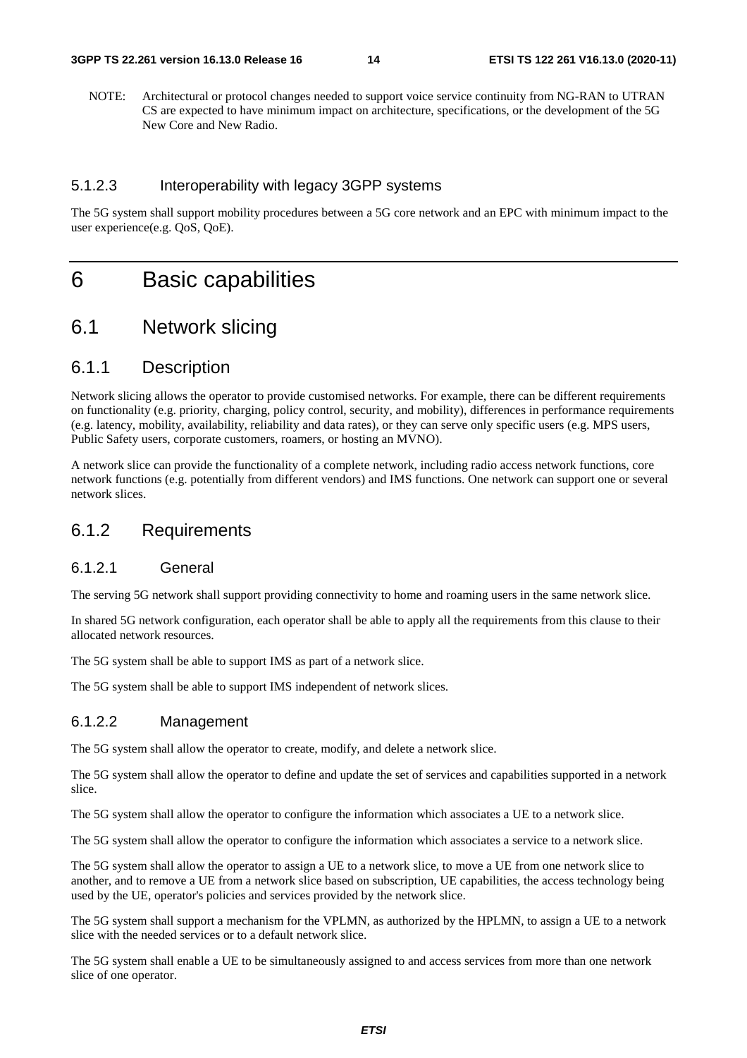NOTE: Architectural or protocol changes needed to support voice service continuity from NG-RAN to UTRAN CS are expected to have minimum impact on architecture, specifications, or the development of the 5G New Core and New Radio.

#### 5.1.2.3 Interoperability with legacy 3GPP systems

The 5G system shall support mobility procedures between a 5G core network and an EPC with minimum impact to the user experience(e.g. QoS, QoE).

# 6 Basic capabilities

## 6.1 Network slicing

### 6.1.1 Description

Network slicing allows the operator to provide customised networks. For example, there can be different requirements on functionality (e.g. priority, charging, policy control, security, and mobility), differences in performance requirements (e.g. latency, mobility, availability, reliability and data rates), or they can serve only specific users (e.g. MPS users, Public Safety users, corporate customers, roamers, or hosting an MVNO).

A network slice can provide the functionality of a complete network, including radio access network functions, core network functions (e.g. potentially from different vendors) and IMS functions. One network can support one or several network slices.

### 6.1.2 Requirements

#### 6.1.2.1 General

The serving 5G network shall support providing connectivity to home and roaming users in the same network slice.

In shared 5G network configuration, each operator shall be able to apply all the requirements from this clause to their allocated network resources.

The 5G system shall be able to support IMS as part of a network slice.

The 5G system shall be able to support IMS independent of network slices.

#### 6.1.2.2 Management

The 5G system shall allow the operator to create, modify, and delete a network slice.

The 5G system shall allow the operator to define and update the set of services and capabilities supported in a network slice.

The 5G system shall allow the operator to configure the information which associates a UE to a network slice.

The 5G system shall allow the operator to configure the information which associates a service to a network slice.

The 5G system shall allow the operator to assign a UE to a network slice, to move a UE from one network slice to another, and to remove a UE from a network slice based on subscription, UE capabilities, the access technology being used by the UE, operator's policies and services provided by the network slice.

The 5G system shall support a mechanism for the VPLMN, as authorized by the HPLMN, to assign a UE to a network slice with the needed services or to a default network slice.

The 5G system shall enable a UE to be simultaneously assigned to and access services from more than one network slice of one operator.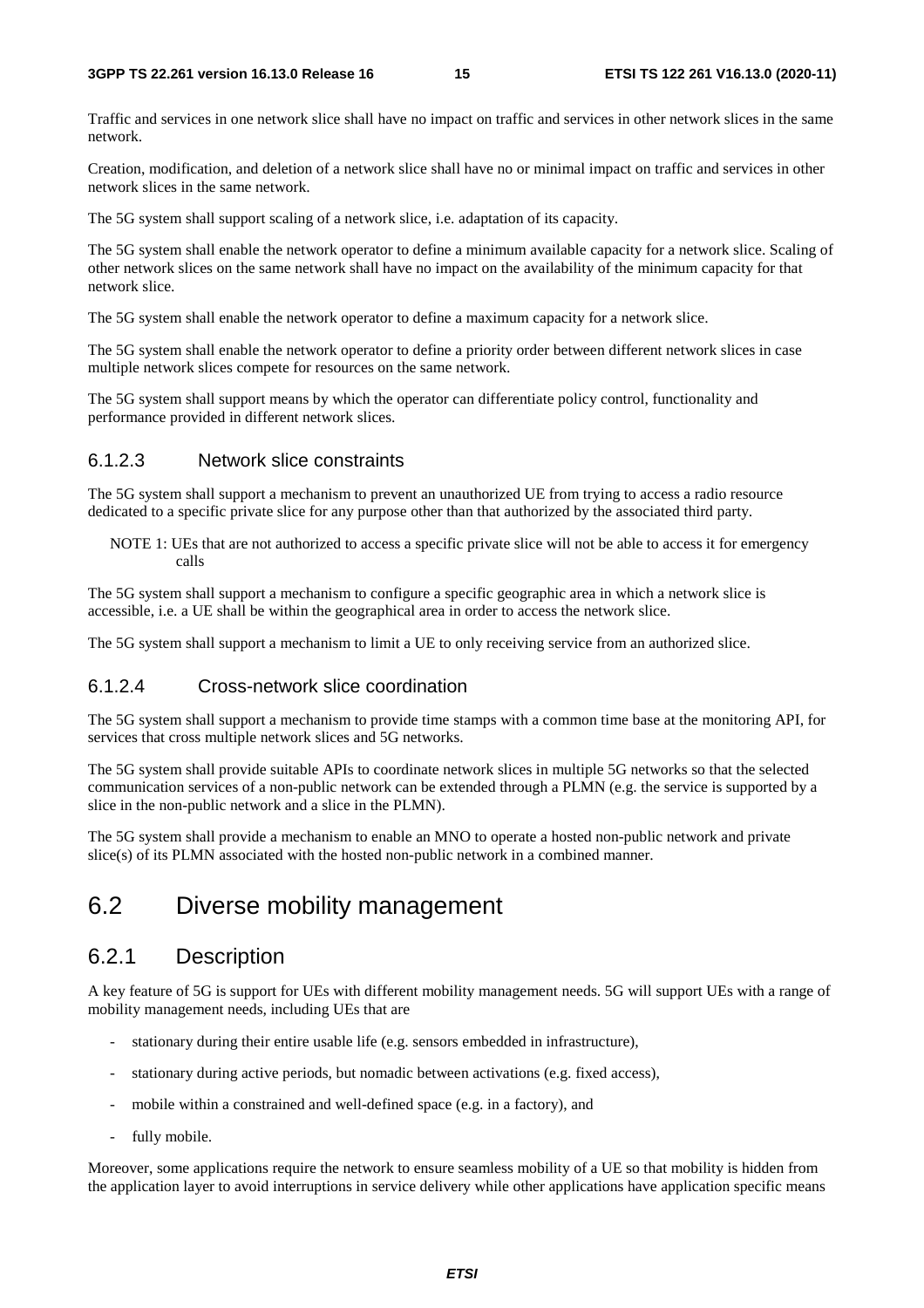Traffic and services in one network slice shall have no impact on traffic and services in other network slices in the same network.

Creation, modification, and deletion of a network slice shall have no or minimal impact on traffic and services in other network slices in the same network.

The 5G system shall support scaling of a network slice, i.e. adaptation of its capacity.

The 5G system shall enable the network operator to define a minimum available capacity for a network slice. Scaling of other network slices on the same network shall have no impact on the availability of the minimum capacity for that network slice.

The 5G system shall enable the network operator to define a maximum capacity for a network slice.

The 5G system shall enable the network operator to define a priority order between different network slices in case multiple network slices compete for resources on the same network.

The 5G system shall support means by which the operator can differentiate policy control, functionality and performance provided in different network slices.

#### 6.1.2.3 Network slice constraints

The 5G system shall support a mechanism to prevent an unauthorized UE from trying to access a radio resource dedicated to a specific private slice for any purpose other than that authorized by the associated third party.

NOTE 1: UEs that are not authorized to access a specific private slice will not be able to access it for emergency calls

The 5G system shall support a mechanism to configure a specific geographic area in which a network slice is accessible, i.e. a UE shall be within the geographical area in order to access the network slice.

The 5G system shall support a mechanism to limit a UE to only receiving service from an authorized slice.

#### 6.1.2.4 Cross-network slice coordination

The 5G system shall support a mechanism to provide time stamps with a common time base at the monitoring API, for services that cross multiple network slices and 5G networks.

The 5G system shall provide suitable APIs to coordinate network slices in multiple 5G networks so that the selected communication services of a non-public network can be extended through a PLMN (e.g. the service is supported by a slice in the non-public network and a slice in the PLMN).

The 5G system shall provide a mechanism to enable an MNO to operate a hosted non-public network and private slice(s) of its PLMN associated with the hosted non-public network in a combined manner.

## 6.2 Diverse mobility management

### 6.2.1 Description

A key feature of 5G is support for UEs with different mobility management needs. 5G will support UEs with a range of mobility management needs, including UEs that are

- stationary during their entire usable life (e.g. sensors embedded in infrastructure),
- stationary during active periods, but nomadic between activations (e.g. fixed access),
- mobile within a constrained and well-defined space (e.g. in a factory), and
- fully mobile.

Moreover, some applications require the network to ensure seamless mobility of a UE so that mobility is hidden from the application layer to avoid interruptions in service delivery while other applications have application specific means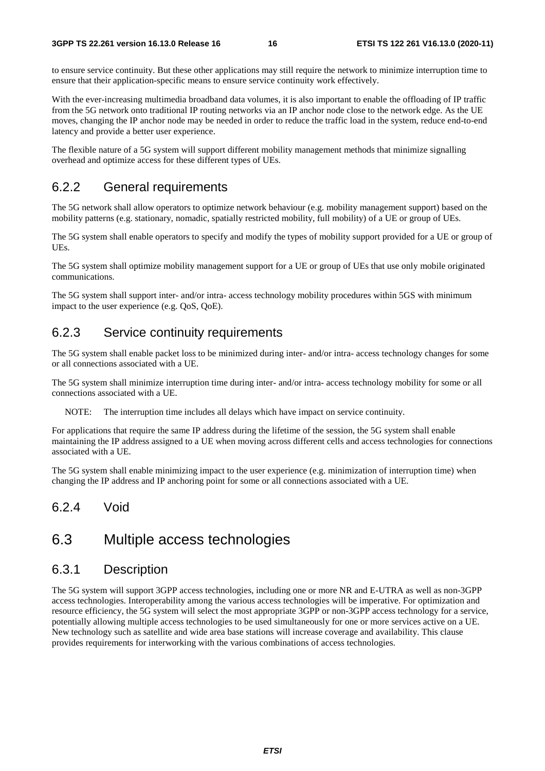to ensure service continuity. But these other applications may still require the network to minimize interruption time to ensure that their application-specific means to ensure service continuity work effectively.

With the ever-increasing multimedia broadband data volumes, it is also important to enable the offloading of IP traffic from the 5G network onto traditional IP routing networks via an IP anchor node close to the network edge. As the UE moves, changing the IP anchor node may be needed in order to reduce the traffic load in the system, reduce end-to-end latency and provide a better user experience.

The flexible nature of a 5G system will support different mobility management methods that minimize signalling overhead and optimize access for these different types of UEs.

### 6.2.2 General requirements

The 5G network shall allow operators to optimize network behaviour (e.g. mobility management support) based on the mobility patterns (e.g. stationary, nomadic, spatially restricted mobility, full mobility) of a UE or group of UEs.

The 5G system shall enable operators to specify and modify the types of mobility support provided for a UE or group of UEs.

The 5G system shall optimize mobility management support for a UE or group of UEs that use only mobile originated communications.

The 5G system shall support inter- and/or intra- access technology mobility procedures within 5GS with minimum impact to the user experience (e.g. QoS, QoE).

### 6.2.3 Service continuity requirements

The 5G system shall enable packet loss to be minimized during inter- and/or intra- access technology changes for some or all connections associated with a UE.

The 5G system shall minimize interruption time during inter- and/or intra- access technology mobility for some or all connections associated with a UE.

NOTE: The interruption time includes all delays which have impact on service continuity.

For applications that require the same IP address during the lifetime of the session, the 5G system shall enable maintaining the IP address assigned to a UE when moving across different cells and access technologies for connections associated with a UE.

The 5G system shall enable minimizing impact to the user experience (e.g. minimization of interruption time) when changing the IP address and IP anchoring point for some or all connections associated with a UE.

### 6.2.4 Void

## 6.3 Multiple access technologies

### 6.3.1 Description

The 5G system will support 3GPP access technologies, including one or more NR and E-UTRA as well as non-3GPP access technologies. Interoperability among the various access technologies will be imperative. For optimization and resource efficiency, the 5G system will select the most appropriate 3GPP or non-3GPP access technology for a service, potentially allowing multiple access technologies to be used simultaneously for one or more services active on a UE. New technology such as satellite and wide area base stations will increase coverage and availability. This clause provides requirements for interworking with the various combinations of access technologies.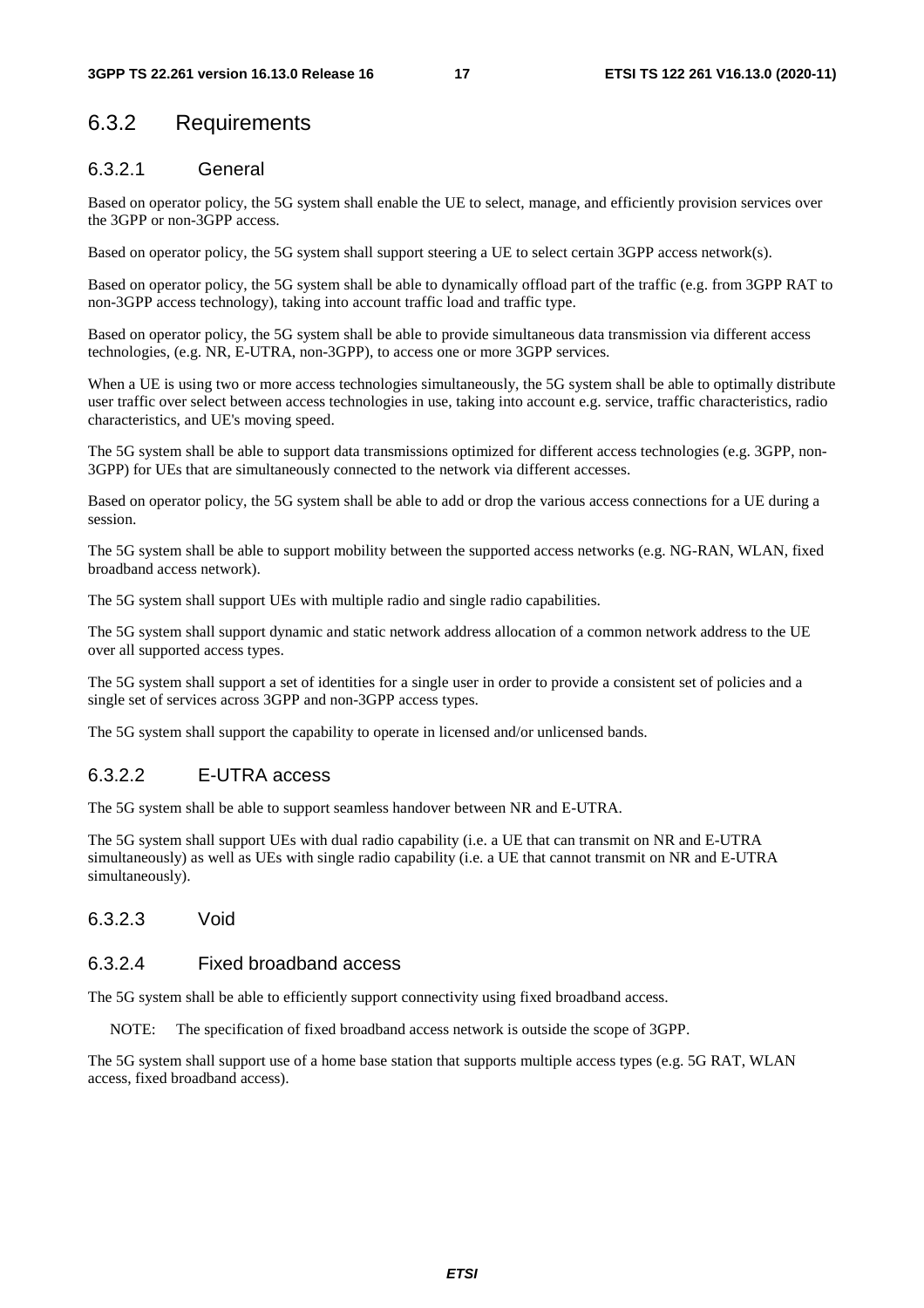### 6.3.2 Requirements

#### 6.3.2.1 General

Based on operator policy, the 5G system shall enable the UE to select, manage, and efficiently provision services over the 3GPP or non-3GPP access.

Based on operator policy, the 5G system shall support steering a UE to select certain 3GPP access network(s).

Based on operator policy, the 5G system shall be able to dynamically offload part of the traffic (e.g. from 3GPP RAT to non-3GPP access technology), taking into account traffic load and traffic type.

Based on operator policy, the 5G system shall be able to provide simultaneous data transmission via different access technologies, (e.g. NR, E-UTRA, non-3GPP), to access one or more 3GPP services.

When a UE is using two or more access technologies simultaneously, the 5G system shall be able to optimally distribute user traffic over select between access technologies in use, taking into account e.g. service, traffic characteristics, radio characteristics, and UE's moving speed.

The 5G system shall be able to support data transmissions optimized for different access technologies (e.g. 3GPP, non-3GPP) for UEs that are simultaneously connected to the network via different accesses.

Based on operator policy, the 5G system shall be able to add or drop the various access connections for a UE during a session.

The 5G system shall be able to support mobility between the supported access networks (e.g. NG-RAN, WLAN, fixed broadband access network).

The 5G system shall support UEs with multiple radio and single radio capabilities.

The 5G system shall support dynamic and static network address allocation of a common network address to the UE over all supported access types.

The 5G system shall support a set of identities for a single user in order to provide a consistent set of policies and a single set of services across 3GPP and non-3GPP access types.

The 5G system shall support the capability to operate in licensed and/or unlicensed bands.

#### 6.3.2.2 E-UTRA access

The 5G system shall be able to support seamless handover between NR and E-UTRA.

The 5G system shall support UEs with dual radio capability (i.e. a UE that can transmit on NR and E-UTRA simultaneously) as well as UEs with single radio capability (i.e. a UE that cannot transmit on NR and E-UTRA simultaneously).

#### 6.3.2.3 Void

#### 6.3.2.4 Fixed broadband access

The 5G system shall be able to efficiently support connectivity using fixed broadband access.

NOTE: The specification of fixed broadband access network is outside the scope of 3GPP.

The 5G system shall support use of a home base station that supports multiple access types (e.g. 5G RAT, WLAN access, fixed broadband access).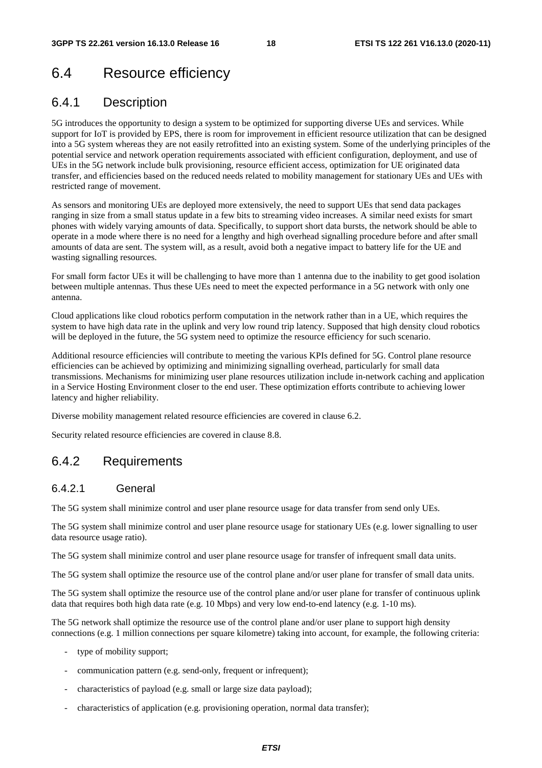# 6.4 Resource efficiency

## 6.4.1 Description

5G introduces the opportunity to design a system to be optimized for supporting diverse UEs and services. While support for IoT is provided by EPS, there is room for improvement in efficient resource utilization that can be designed into a 5G system whereas they are not easily retrofitted into an existing system. Some of the underlying principles of the potential service and network operation requirements associated with efficient configuration, deployment, and use of UEs in the 5G network include bulk provisioning, resource efficient access, optimization for UE originated data transfer, and efficiencies based on the reduced needs related to mobility management for stationary UEs and UEs with restricted range of movement.

As sensors and monitoring UEs are deployed more extensively, the need to support UEs that send data packages ranging in size from a small status update in a few bits to streaming video increases. A similar need exists for smart phones with widely varying amounts of data. Specifically, to support short data bursts, the network should be able to operate in a mode where there is no need for a lengthy and high overhead signalling procedure before and after small amounts of data are sent. The system will, as a result, avoid both a negative impact to battery life for the UE and wasting signalling resources.

For small form factor UEs it will be challenging to have more than 1 antenna due to the inability to get good isolation between multiple antennas. Thus these UEs need to meet the expected performance in a 5G network with only one antenna.

Cloud applications like cloud robotics perform computation in the network rather than in a UE, which requires the system to have high data rate in the uplink and very low round trip latency. Supposed that high density cloud robotics will be deployed in the future, the 5G system need to optimize the resource efficiency for such scenario.

Additional resource efficiencies will contribute to meeting the various KPIs defined for 5G. Control plane resource efficiencies can be achieved by optimizing and minimizing signalling overhead, particularly for small data transmissions. Mechanisms for minimizing user plane resources utilization include in-network caching and application in a Service Hosting Environment closer to the end user. These optimization efforts contribute to achieving lower latency and higher reliability.

Diverse mobility management related resource efficiencies are covered in clause 6.2.

Security related resource efficiencies are covered in clause 8.8.

## 6.4.2 Requirements

### 6.4.2.1 General

The 5G system shall minimize control and user plane resource usage for data transfer from send only UEs.

The 5G system shall minimize control and user plane resource usage for stationary UEs (e.g. lower signalling to user data resource usage ratio).

The 5G system shall minimize control and user plane resource usage for transfer of infrequent small data units.

The 5G system shall optimize the resource use of the control plane and/or user plane for transfer of small data units.

The 5G system shall optimize the resource use of the control plane and/or user plane for transfer of continuous uplink data that requires both high data rate (e.g. 10 Mbps) and very low end-to-end latency (e.g. 1-10 ms).

The 5G network shall optimize the resource use of the control plane and/or user plane to support high density connections (e.g. 1 million connections per square kilometre) taking into account, for example, the following criteria:

- type of mobility support;
- communication pattern (e.g. send-only, frequent or infrequent);
- characteristics of payload (e.g. small or large size data payload);
- characteristics of application (e.g. provisioning operation, normal data transfer);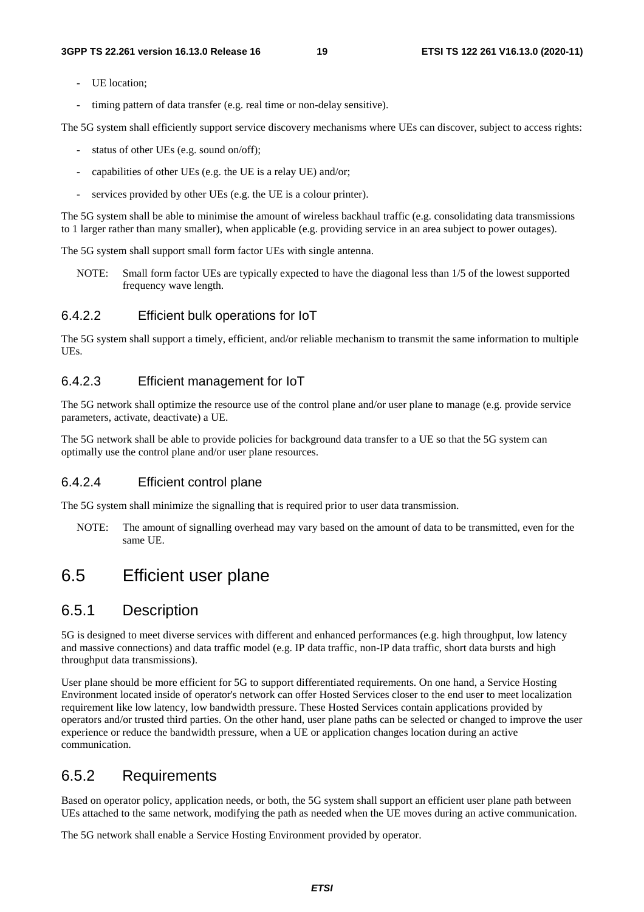- UE location;
- timing pattern of data transfer (e.g. real time or non-delay sensitive).

The 5G system shall efficiently support service discovery mechanisms where UEs can discover, subject to access rights:

- status of other UEs (e.g. sound on/off);
- capabilities of other UEs (e.g. the UE is a relay UE) and/or;
- services provided by other UEs (e.g. the UE is a colour printer).

The 5G system shall be able to minimise the amount of wireless backhaul traffic (e.g. consolidating data transmissions to 1 larger rather than many smaller), when applicable (e.g. providing service in an area subject to power outages).

The 5G system shall support small form factor UEs with single antenna.

NOTE: Small form factor UEs are typically expected to have the diagonal less than 1/5 of the lowest supported frequency wave length.

### 6.4.2.2 Efficient bulk operations for IoT

The 5G system shall support a timely, efficient, and/or reliable mechanism to transmit the same information to multiple UEs.

### 6.4.2.3 Efficient management for IoT

The 5G network shall optimize the resource use of the control plane and/or user plane to manage (e.g. provide service parameters, activate, deactivate) a UE.

The 5G network shall be able to provide policies for background data transfer to a UE so that the 5G system can optimally use the control plane and/or user plane resources.

### 6.4.2.4 Efficient control plane

The 5G system shall minimize the signalling that is required prior to user data transmission.

NOTE: The amount of signalling overhead may vary based on the amount of data to be transmitted, even for the same UE.

# 6.5 Efficient user plane

## 6.5.1 Description

5G is designed to meet diverse services with different and enhanced performances (e.g. high throughput, low latency and massive connections) and data traffic model (e.g. IP data traffic, non-IP data traffic, short data bursts and high throughput data transmissions).

User plane should be more efficient for 5G to support differentiated requirements. On one hand, a Service Hosting Environment located inside of operator's network can offer Hosted Services closer to the end user to meet localization requirement like low latency, low bandwidth pressure. These Hosted Services contain applications provided by operators and/or trusted third parties. On the other hand, user plane paths can be selected or changed to improve the user experience or reduce the bandwidth pressure, when a UE or application changes location during an active communication.

## 6.5.2 Requirements

Based on operator policy, application needs, or both, the 5G system shall support an efficient user plane path between UEs attached to the same network, modifying the path as needed when the UE moves during an active communication.

The 5G network shall enable a Service Hosting Environment provided by operator.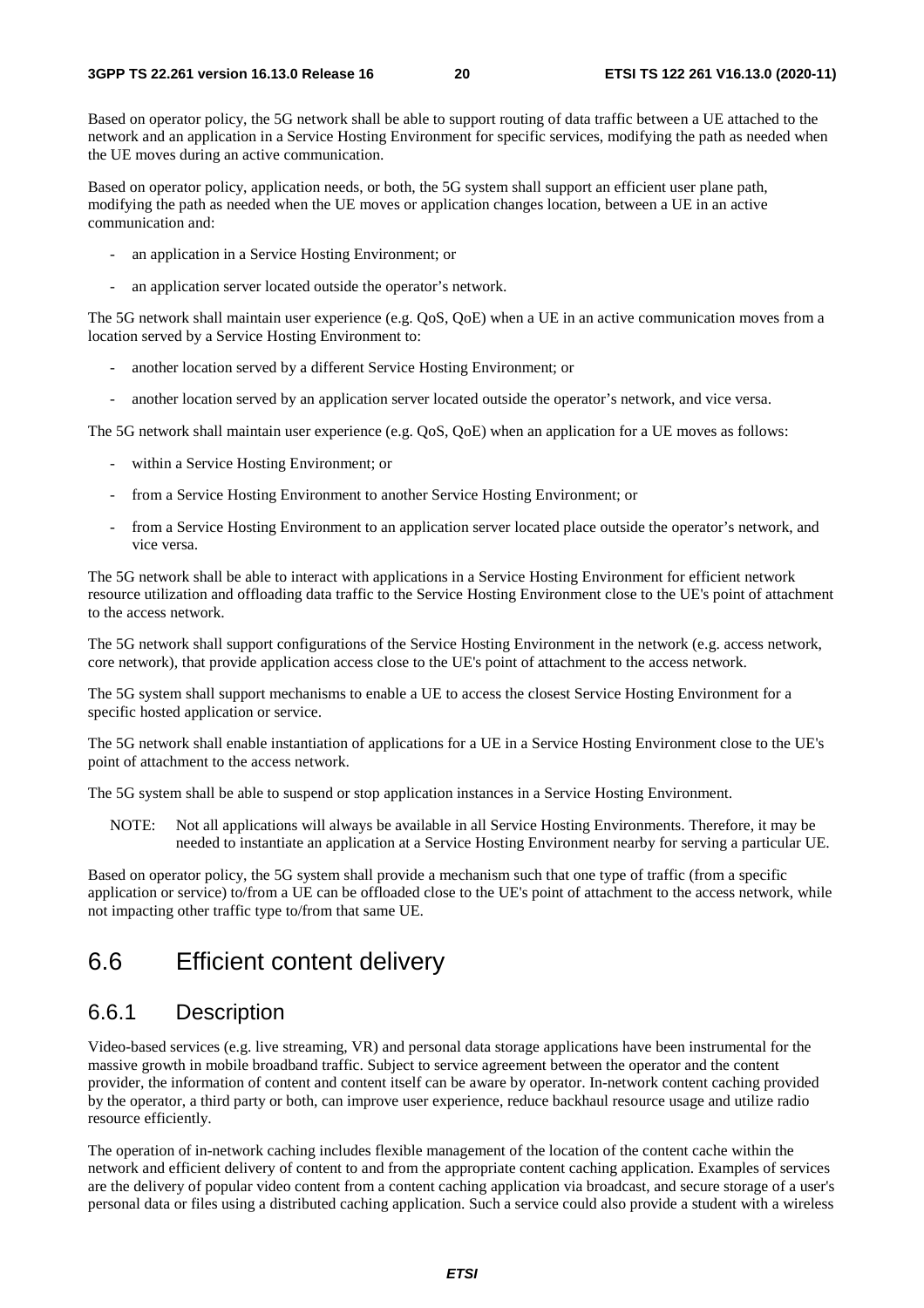Based on operator policy, the 5G network shall be able to support routing of data traffic between a UE attached to the network and an application in a Service Hosting Environment for specific services, modifying the path as needed when the UE moves during an active communication.

Based on operator policy, application needs, or both, the 5G system shall support an efficient user plane path, modifying the path as needed when the UE moves or application changes location, between a UE in an active communication and:

- an application in a Service Hosting Environment; or
- an application server located outside the operator's network.

The 5G network shall maintain user experience (e.g. QoS, QoE) when a UE in an active communication moves from a location served by a Service Hosting Environment to:

- another location served by a different Service Hosting Environment; or
- another location served by an application server located outside the operator's network, and vice versa.

The 5G network shall maintain user experience (e.g. QoS, QoE) when an application for a UE moves as follows:

- within a Service Hosting Environment; or
- from a Service Hosting Environment to another Service Hosting Environment; or
- from a Service Hosting Environment to an application server located place outside the operator's network, and vice versa.

The 5G network shall be able to interact with applications in a Service Hosting Environment for efficient network resource utilization and offloading data traffic to the Service Hosting Environment close to the UE's point of attachment to the access network.

The 5G network shall support configurations of the Service Hosting Environment in the network (e.g. access network, core network), that provide application access close to the UE's point of attachment to the access network.

The 5G system shall support mechanisms to enable a UE to access the closest Service Hosting Environment for a specific hosted application or service.

The 5G network shall enable instantiation of applications for a UE in a Service Hosting Environment close to the UE's point of attachment to the access network.

The 5G system shall be able to suspend or stop application instances in a Service Hosting Environment.

NOTE: Not all applications will always be available in all Service Hosting Environments. Therefore, it may be needed to instantiate an application at a Service Hosting Environment nearby for serving a particular UE.

Based on operator policy, the 5G system shall provide a mechanism such that one type of traffic (from a specific application or service) to/from a UE can be offloaded close to the UE's point of attachment to the access network, while not impacting other traffic type to/from that same UE.

## 6.6 Efficient content delivery

### 6.6.1 Description

Video-based services (e.g. live streaming, VR) and personal data storage applications have been instrumental for the massive growth in mobile broadband traffic. Subject to service agreement between the operator and the content provider, the information of content and content itself can be aware by operator. In-network content caching provided by the operator, a third party or both, can improve user experience, reduce backhaul resource usage and utilize radio resource efficiently.

The operation of in-network caching includes flexible management of the location of the content cache within the network and efficient delivery of content to and from the appropriate content caching application. Examples of services are the delivery of popular video content from a content caching application via broadcast, and secure storage of a user's personal data or files using a distributed caching application. Such a service could also provide a student with a wireless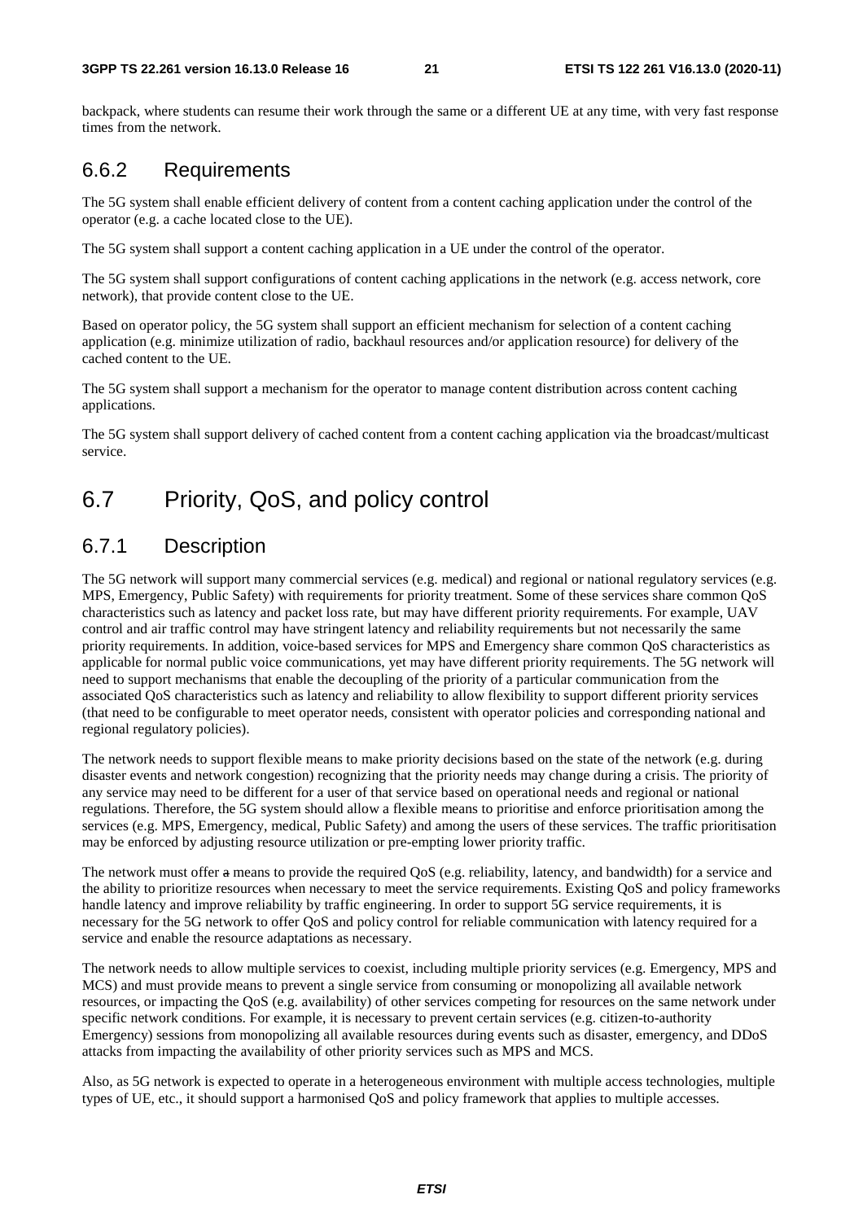backpack, where students can resume their work through the same or a different UE at any time, with very fast response times from the network.

### 6.6.2 Requirements

The 5G system shall enable efficient delivery of content from a content caching application under the control of the operator (e.g. a cache located close to the UE).

The 5G system shall support a content caching application in a UE under the control of the operator.

The 5G system shall support configurations of content caching applications in the network (e.g. access network, core network), that provide content close to the UE.

Based on operator policy, the 5G system shall support an efficient mechanism for selection of a content caching application (e.g. minimize utilization of radio, backhaul resources and/or application resource) for delivery of the cached content to the UE.

The 5G system shall support a mechanism for the operator to manage content distribution across content caching applications.

The 5G system shall support delivery of cached content from a content caching application via the broadcast/multicast service.

## 6.7 Priority, QoS, and policy control

### 6.7.1 Description

The 5G network will support many commercial services (e.g. medical) and regional or national regulatory services (e.g. MPS, Emergency, Public Safety) with requirements for priority treatment. Some of these services share common QoS characteristics such as latency and packet loss rate, but may have different priority requirements. For example, UAV control and air traffic control may have stringent latency and reliability requirements but not necessarily the same priority requirements. In addition, voice-based services for MPS and Emergency share common QoS characteristics as applicable for normal public voice communications, yet may have different priority requirements. The 5G network will need to support mechanisms that enable the decoupling of the priority of a particular communication from the associated QoS characteristics such as latency and reliability to allow flexibility to support different priority services (that need to be configurable to meet operator needs, consistent with operator policies and corresponding national and regional regulatory policies).

The network needs to support flexible means to make priority decisions based on the state of the network (e.g. during disaster events and network congestion) recognizing that the priority needs may change during a crisis. The priority of any service may need to be different for a user of that service based on operational needs and regional or national regulations. Therefore, the 5G system should allow a flexible means to prioritise and enforce prioritisation among the services (e.g. MPS, Emergency, medical, Public Safety) and among the users of these services. The traffic prioritisation may be enforced by adjusting resource utilization or pre-empting lower priority traffic.

The network must offer ~~a~~ means to provide the required QoS (e.g. reliability, latency, and bandwidth) for a service and the ability to prioritize resources when necessary to meet the service requirements. Existing QoS and policy frameworks handle latency and improve reliability by traffic engineering. In order to support 5G service requirements, it is necessary for the 5G network to offer QoS and policy control for reliable communication with latency required for a service and enable the resource adaptations as necessary.

The network needs to allow multiple services to coexist, including multiple priority services (e.g. Emergency, MPS and MCS) and must provide means to prevent a single service from consuming or monopolizing all available network resources, or impacting the QoS (e.g. availability) of other services competing for resources on the same network under specific network conditions. For example, it is necessary to prevent certain services (e.g. citizen-to-authority Emergency) sessions from monopolizing all available resources during events such as disaster, emergency, and DDoS attacks from impacting the availability of other priority services such as MPS and MCS.

Also, as 5G network is expected to operate in a heterogeneous environment with multiple access technologies, multiple types of UE, etc., it should support a harmonised QoS and policy framework that applies to multiple accesses.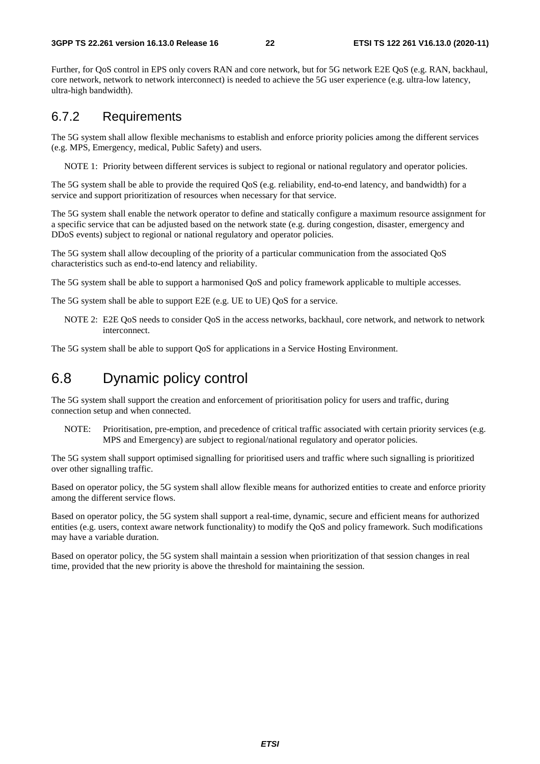Further, for QoS control in EPS only covers RAN and core network, but for 5G network E2E QoS (e.g. RAN, backhaul, core network, network to network interconnect) is needed to achieve the 5G user experience (e.g. ultra-low latency, ultra-high bandwidth).

### 6.7.2 Requirements

The 5G system shall allow flexible mechanisms to establish and enforce priority policies among the different services (e.g. MPS, Emergency, medical, Public Safety) and users.

NOTE 1: Priority between different services is subject to regional or national regulatory and operator policies.

The 5G system shall be able to provide the required QoS (e.g. reliability, end-to-end latency, and bandwidth) for a service and support prioritization of resources when necessary for that service.

The 5G system shall enable the network operator to define and statically configure a maximum resource assignment for a specific service that can be adjusted based on the network state (e.g. during congestion, disaster, emergency and DDoS events) subject to regional or national regulatory and operator policies.

The 5G system shall allow decoupling of the priority of a particular communication from the associated QoS characteristics such as end-to-end latency and reliability.

The 5G system shall be able to support a harmonised QoS and policy framework applicable to multiple accesses.

The 5G system shall be able to support E2E (e.g. UE to UE) QoS for a service.

NOTE 2: E2E QoS needs to consider QoS in the access networks, backhaul, core network, and network to network interconnect.

The 5G system shall be able to support QoS for applications in a Service Hosting Environment.

## 6.8 Dynamic policy control

The 5G system shall support the creation and enforcement of prioritisation policy for users and traffic, during connection setup and when connected.

NOTE: Prioritisation, pre-emption, and precedence of critical traffic associated with certain priority services (e.g. MPS and Emergency) are subject to regional/national regulatory and operator policies.

The 5G system shall support optimised signalling for prioritised users and traffic where such signalling is prioritized over other signalling traffic.

Based on operator policy, the 5G system shall allow flexible means for authorized entities to create and enforce priority among the different service flows.

Based on operator policy, the 5G system shall support a real-time, dynamic, secure and efficient means for authorized entities (e.g. users, context aware network functionality) to modify the QoS and policy framework. Such modifications may have a variable duration.

Based on operator policy, the 5G system shall maintain a session when prioritization of that session changes in real time, provided that the new priority is above the threshold for maintaining the session.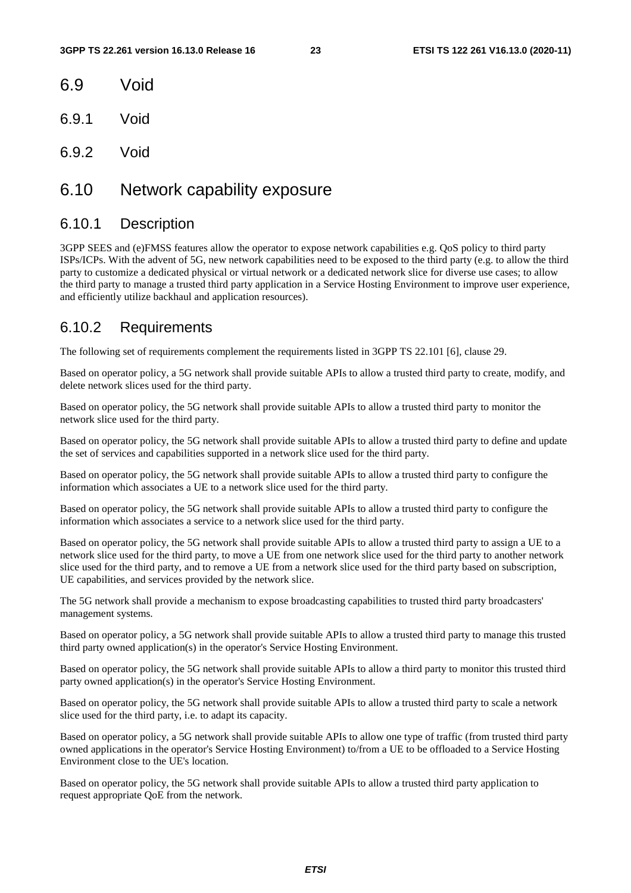## 6.9 Void

### 6.9.1 Void

### 6.9.2 Void

## 6.10 Network capability exposure

### 6.10.1 Description

3GPP SEES and (e)FMSS features allow the operator to expose network capabilities e.g. QoS policy to third party ISPs/ICPs. With the advent of 5G, new network capabilities need to be exposed to the third party (e.g. to allow the third party to customize a dedicated physical or virtual network or a dedicated network slice for diverse use cases; to allow the third party to manage a trusted third party application in a Service Hosting Environment to improve user experience, and efficiently utilize backhaul and application resources).

### 6.10.2 Requirements

The following set of requirements complement the requirements listed in 3GPP TS 22.101 [6], clause 29.

Based on operator policy, a 5G network shall provide suitable APIs to allow a trusted third party to create, modify, and delete network slices used for the third party.

Based on operator policy, the 5G network shall provide suitable APIs to allow a trusted third party to monitor the network slice used for the third party.

Based on operator policy, the 5G network shall provide suitable APIs to allow a trusted third party to define and update the set of services and capabilities supported in a network slice used for the third party.

Based on operator policy, the 5G network shall provide suitable APIs to allow a trusted third party to configure the information which associates a UE to a network slice used for the third party.

Based on operator policy, the 5G network shall provide suitable APIs to allow a trusted third party to configure the information which associates a service to a network slice used for the third party.

Based on operator policy, the 5G network shall provide suitable APIs to allow a trusted third party to assign a UE to a network slice used for the third party, to move a UE from one network slice used for the third party to another network slice used for the third party, and to remove a UE from a network slice used for the third party based on subscription, UE capabilities, and services provided by the network slice.

The 5G network shall provide a mechanism to expose broadcasting capabilities to trusted third party broadcasters' management systems.

Based on operator policy, a 5G network shall provide suitable APIs to allow a trusted third party to manage this trusted third party owned application(s) in the operator's Service Hosting Environment.

Based on operator policy, the 5G network shall provide suitable APIs to allow a third party to monitor this trusted third party owned application(s) in the operator's Service Hosting Environment.

Based on operator policy, the 5G network shall provide suitable APIs to allow a trusted third party to scale a network slice used for the third party, i.e. to adapt its capacity.

Based on operator policy, a 5G network shall provide suitable APIs to allow one type of traffic (from trusted third party owned applications in the operator's Service Hosting Environment) to/from a UE to be offloaded to a Service Hosting Environment close to the UE's location.

Based on operator policy, the 5G network shall provide suitable APIs to allow a trusted third party application to request appropriate QoE from the network.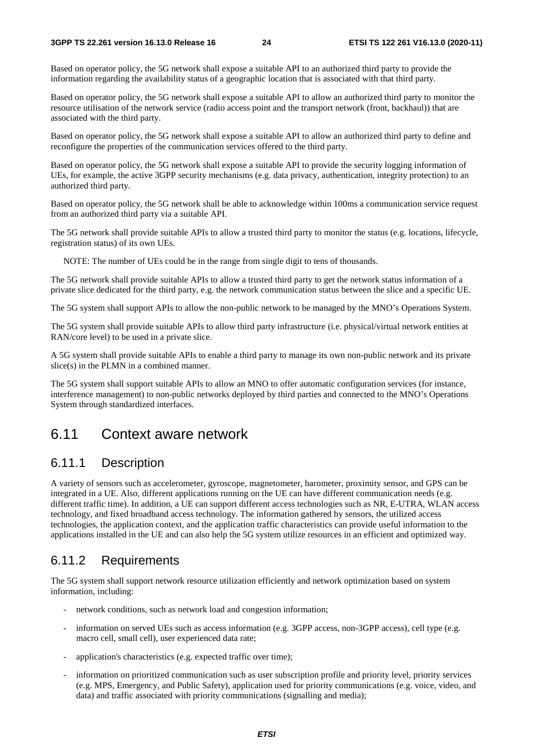Based on operator policy, the 5G network shall expose a suitable API to an authorized third party to provide the information regarding the availability status of a geographic location that is associated with that third party.

Based on operator policy, the 5G network shall expose a suitable API to allow an authorized third party to monitor the resource utilisation of the network service (radio access point and the transport network (front, backhaul)) that are associated with the third party.

Based on operator policy, the 5G network shall expose a suitable API to allow an authorized third party to define and reconfigure the properties of the communication services offered to the third party.

Based on operator policy, the 5G network shall expose a suitable API to provide the security logging information of UEs, for example, the active 3GPP security mechanisms (e.g. data privacy, authentication, integrity protection) to an authorized third party.

Based on operator policy, the 5G network shall be able to acknowledge within 100ms a communication service request from an authorized third party via a suitable API.

The 5G network shall provide suitable APIs to allow a trusted third party to monitor the status (e.g. locations, lifecycle, registration status) of its own UEs.

NOTE: The number of UEs could be in the range from single digit to tens of thousands.

The 5G network shall provide suitable APIs to allow a trusted third party to get the network status information of a private slice dedicated for the third party, e.g. the network communication status between the slice and a specific UE.

The 5G system shall support APIs to allow the non-public network to be managed by the MNO's Operations System.

The 5G system shall provide suitable APIs to allow third party infrastructure (i.e. physical/virtual network entities at RAN/core level) to be used in a private slice.

A 5G system shall provide suitable APIs to enable a third party to manage its own non-public network and its private slice(s) in the PLMN in a combined manner.

The 5G system shall support suitable APIs to allow an MNO to offer automatic configuration services (for instance, interference management) to non-public networks deployed by third parties and connected to the MNO's Operations System through standardized interfaces.

# 6.11 Context aware network

## 6.11.1 Description

A variety of sensors such as accelerometer, gyroscope, magnetometer, barometer, proximity sensor, and GPS can be integrated in a UE. Also, different applications running on the UE can have different communication needs (e.g. different traffic time). In addition, a UE can support different access technologies such as NR, E-UTRA, WLAN access technology, and fixed broadband access technology. The information gathered by sensors, the utilized access technologies, the application context, and the application traffic characteristics can provide useful information to the applications installed in the UE and can also help the 5G system utilize resources in an efficient and optimized way.

## 6.11.2 Requirements

The 5G system shall support network resource utilization efficiently and network optimization based on system information, including:

- network conditions, such as network load and congestion information;
- information on served UEs such as access information (e.g. 3GPP access, non-3GPP access), cell type (e.g. macro cell, small cell), user experienced data rate;
- application's characteristics (e.g. expected traffic over time);
- information on prioritized communication such as user subscription profile and priority level, priority services (e.g. MPS, Emergency, and Public Safety), application used for priority communications (e.g. voice, video, and data) and traffic associated with priority communications (signalling and media);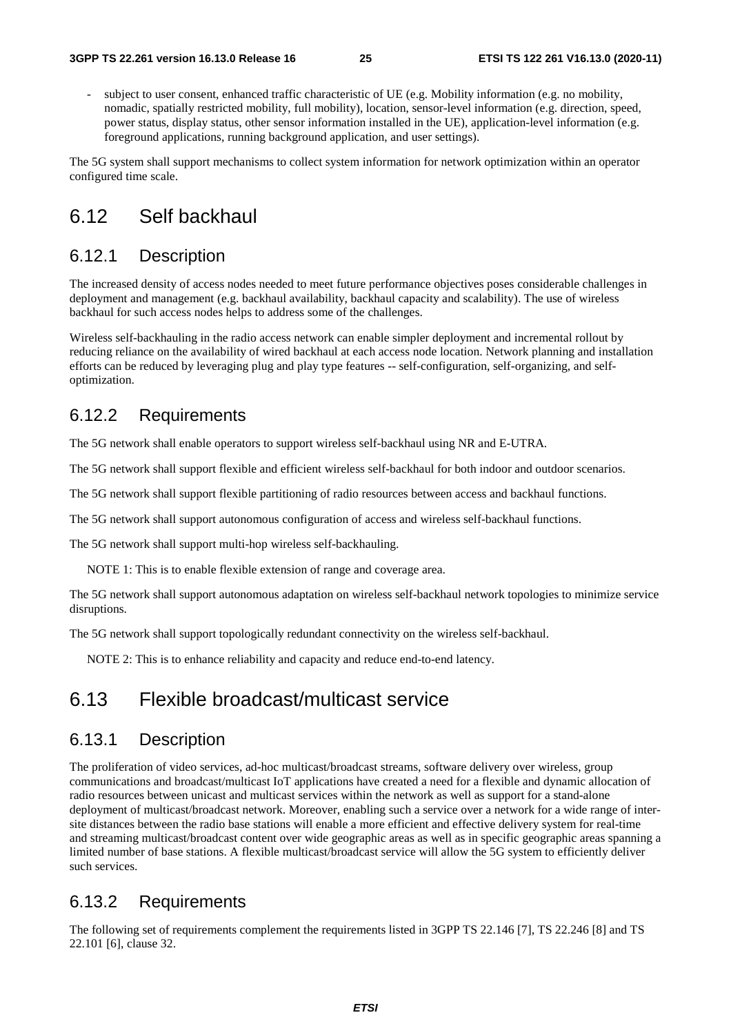- subject to user consent, enhanced traffic characteristic of UE (e.g. Mobility information (e.g. no mobility, nomadic, spatially restricted mobility, full mobility), location, sensor-level information (e.g. direction, speed, power status, display status, other sensor information installed in the UE), application-level information (e.g. foreground applications, running background application, and user settings).

The 5G system shall support mechanisms to collect system information for network optimization within an operator configured time scale.

# 6.12 Self backhaul

## 6.12.1 Description

The increased density of access nodes needed to meet future performance objectives poses considerable challenges in deployment and management (e.g. backhaul availability, backhaul capacity and scalability). The use of wireless backhaul for such access nodes helps to address some of the challenges.

Wireless self-backhauling in the radio access network can enable simpler deployment and incremental rollout by reducing reliance on the availability of wired backhaul at each access node location. Network planning and installation efforts can be reduced by leveraging plug and play type features -- self-configuration, self-organizing, and self-optimization.

## 6.12.2 Requirements

The 5G network shall enable operators to support wireless self-backhaul using NR and E-UTRA.

The 5G network shall support flexible and efficient wireless self-backhaul for both indoor and outdoor scenarios.

The 5G network shall support flexible partitioning of radio resources between access and backhaul functions.

The 5G network shall support autonomous configuration of access and wireless self-backhaul functions.

The 5G network shall support multi-hop wireless self-backhauling.

NOTE 1: This is to enable flexible extension of range and coverage area.

The 5G network shall support autonomous adaptation on wireless self-backhaul network topologies to minimize service disruptions.

The 5G network shall support topologically redundant connectivity on the wireless self-backhaul.

NOTE 2: This is to enhance reliability and capacity and reduce end-to-end latency.

# 6.13 Flexible broadcast/multicast service

## 6.13.1 Description

The proliferation of video services, ad-hoc multicast/broadcast streams, software delivery over wireless, group communications and broadcast/multicast IoT applications have created a need for a flexible and dynamic allocation of radio resources between unicast and multicast services within the network as well as support for a stand-alone deployment of multicast/broadcast network. Moreover, enabling such a service over a network for a wide range of inter-site distances between the radio base stations will enable a more efficient and effective delivery system for real-time and streaming multicast/broadcast content over wide geographic areas as well as in specific geographic areas spanning a limited number of base stations. A flexible multicast/broadcast service will allow the 5G system to efficiently deliver such services.

## 6.13.2 Requirements

The following set of requirements complement the requirements listed in 3GPP TS 22.146 [7], TS 22.246 [8] and TS 22.101 [6], clause 32.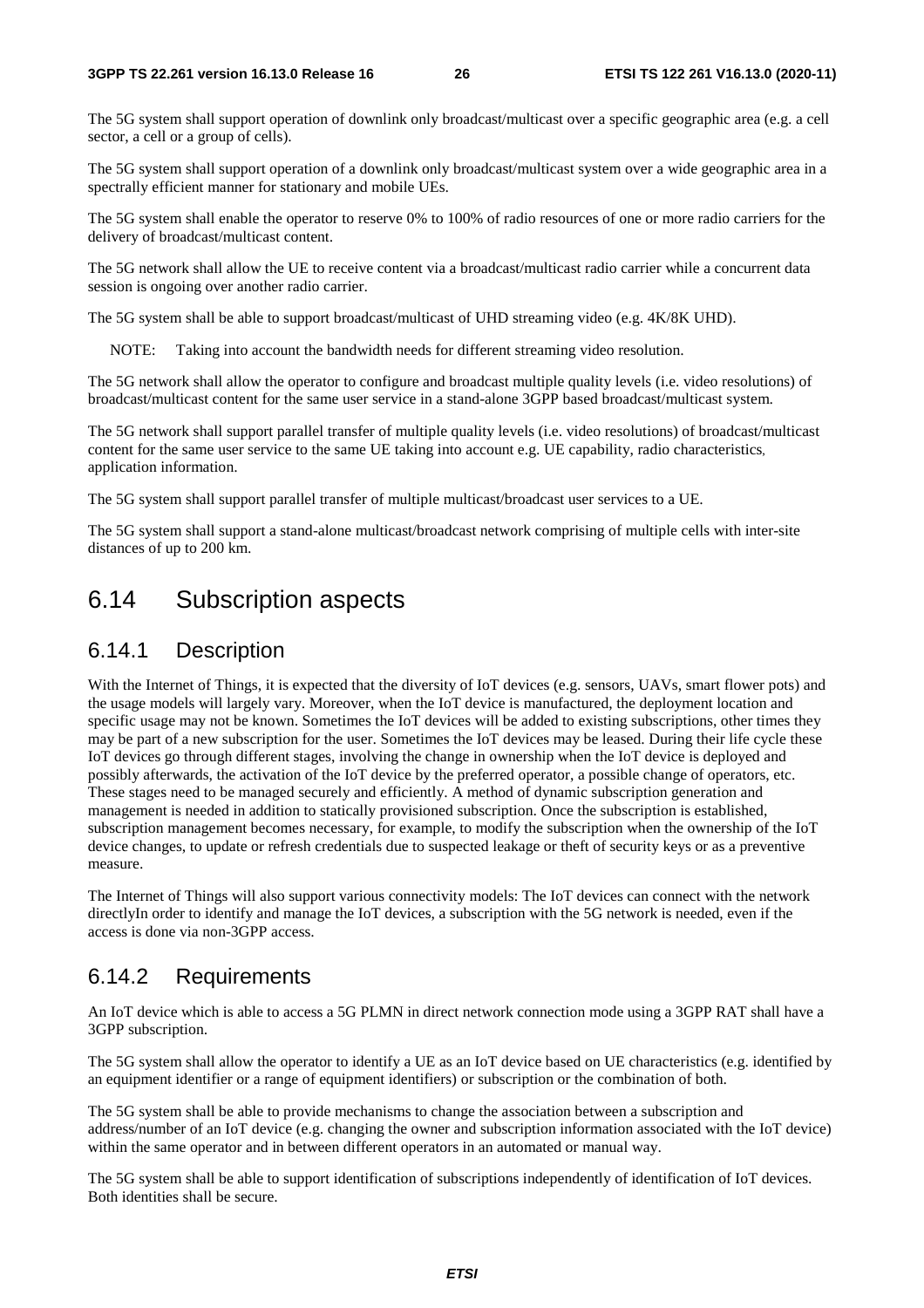The 5G system shall support operation of downlink only broadcast/multicast over a specific geographic area (e.g. a cell sector, a cell or a group of cells).

The 5G system shall support operation of a downlink only broadcast/multicast system over a wide geographic area in a spectrally efficient manner for stationary and mobile UEs.

The 5G system shall enable the operator to reserve 0% to 100% of radio resources of one or more radio carriers for the delivery of broadcast/multicast content.

The 5G network shall allow the UE to receive content via a broadcast/multicast radio carrier while a concurrent data session is ongoing over another radio carrier.

The 5G system shall be able to support broadcast/multicast of UHD streaming video (e.g. 4K/8K UHD).

NOTE: Taking into account the bandwidth needs for different streaming video resolution.

The 5G network shall allow the operator to configure and broadcast multiple quality levels (i.e. video resolutions) of broadcast/multicast content for the same user service in a stand-alone 3GPP based broadcast/multicast system.

The 5G network shall support parallel transfer of multiple quality levels (i.e. video resolutions) of broadcast/multicast content for the same user service to the same UE taking into account e.g. UE capability, radio characteristics, application information.

The 5G system shall support parallel transfer of multiple multicast/broadcast user services to a UE.

The 5G system shall support a stand-alone multicast/broadcast network comprising of multiple cells with inter-site distances of up to 200 km.

## 6.14 Subscription aspects

### 6.14.1 Description

With the Internet of Things, it is expected that the diversity of IoT devices (e.g. sensors, UAVs, smart flower pots) and the usage models will largely vary. Moreover, when the IoT device is manufactured, the deployment location and specific usage may not be known. Sometimes the IoT devices will be added to existing subscriptions, other times they may be part of a new subscription for the user. Sometimes the IoT devices may be leased. During their life cycle these IoT devices go through different stages, involving the change in ownership when the IoT device is deployed and possibly afterwards, the activation of the IoT device by the preferred operator, a possible change of operators, etc. These stages need to be managed securely and efficiently. A method of dynamic subscription generation and management is needed in addition to statically provisioned subscription. Once the subscription is established, subscription management becomes necessary, for example, to modify the subscription when the ownership of the IoT device changes, to update or refresh credentials due to suspected leakage or theft of security keys or as a preventive measure.

The Internet of Things will also support various connectivity models: The IoT devices can connect with the network directlyIn order to identify and manage the IoT devices, a subscription with the 5G network is needed, even if the access is done via non-3GPP access.

### 6.14.2 Requirements

An IoT device which is able to access a 5G PLMN in direct network connection mode using a 3GPP RAT shall have a 3GPP subscription.

The 5G system shall allow the operator to identify a UE as an IoT device based on UE characteristics (e.g. identified by an equipment identifier or a range of equipment identifiers) or subscription or the combination of both.

The 5G system shall be able to provide mechanisms to change the association between a subscription and address/number of an IoT device (e.g. changing the owner and subscription information associated with the IoT device) within the same operator and in between different operators in an automated or manual way.

The 5G system shall be able to support identification of subscriptions independently of identification of IoT devices. Both identities shall be secure.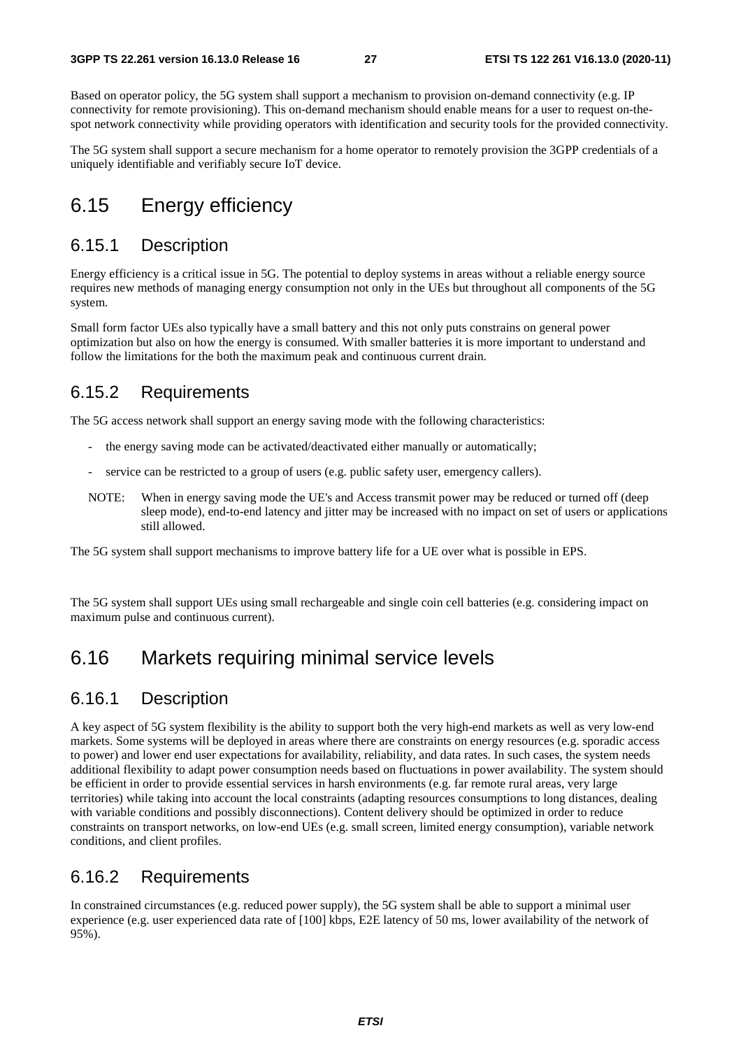Based on operator policy, the 5G system shall support a mechanism to provision on-demand connectivity (e.g. IP connectivity for remote provisioning). This on-demand mechanism should enable means for a user to request on-the-spot network connectivity while providing operators with identification and security tools for the provided connectivity.

The 5G system shall support a secure mechanism for a home operator to remotely provision the 3GPP credentials of a uniquely identifiable and verifiably secure IoT device.

# 6.15 Energy efficiency

## 6.15.1 Description

Energy efficiency is a critical issue in 5G. The potential to deploy systems in areas without a reliable energy source requires new methods of managing energy consumption not only in the UEs but throughout all components of the 5G system.

Small form factor UEs also typically have a small battery and this not only puts constrains on general power optimization but also on how the energy is consumed. With smaller batteries it is more important to understand and follow the limitations for the both the maximum peak and continuous current drain.

## 6.15.2 Requirements

The 5G access network shall support an energy saving mode with the following characteristics:

- the energy saving mode can be activated/deactivated either manually or automatically;
- service can be restricted to a group of users (e.g. public safety user, emergency callers).

NOTE: When in energy saving mode the UE's and Access transmit power may be reduced or turned off (deep sleep mode), end-to-end latency and jitter may be increased with no impact on set of users or applications still allowed.

The 5G system shall support mechanisms to improve battery life for a UE over what is possible in EPS.

The 5G system shall support UEs using small rechargeable and single coin cell batteries (e.g. considering impact on maximum pulse and continuous current).

# 6.16 Markets requiring minimal service levels

## 6.16.1 Description

A key aspect of 5G system flexibility is the ability to support both the very high-end markets as well as very low-end markets. Some systems will be deployed in areas where there are constraints on energy resources (e.g. sporadic access to power) and lower end user expectations for availability, reliability, and data rates. In such cases, the system needs additional flexibility to adapt power consumption needs based on fluctuations in power availability. The system should be efficient in order to provide essential services in harsh environments (e.g. far remote rural areas, very large territories) while taking into account the local constraints (adapting resources consumptions to long distances, dealing with variable conditions and possibly disconnections). Content delivery should be optimized in order to reduce constraints on transport networks, on low-end UEs (e.g. small screen, limited energy consumption), variable network conditions, and client profiles.

## 6.16.2 Requirements

In constrained circumstances (e.g. reduced power supply), the 5G system shall be able to support a minimal user experience (e.g. user experienced data rate of [100] kbps, E2E latency of 50 ms, lower availability of the network of 95%).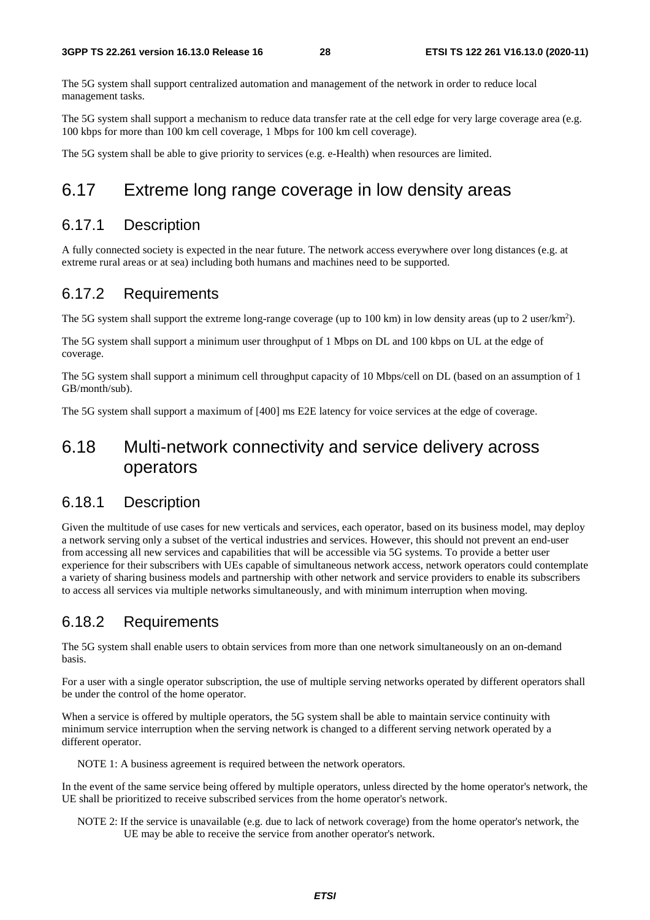The 5G system shall support centralized automation and management of the network in order to reduce local management tasks.

The 5G system shall support a mechanism to reduce data transfer rate at the cell edge for very large coverage area (e.g. 100 kbps for more than 100 km cell coverage, 1 Mbps for 100 km cell coverage).

The 5G system shall be able to give priority to services (e.g. e-Health) when resources are limited.

## 6.17 Extreme long range coverage in low density areas

### 6.17.1 Description

A fully connected society is expected in the near future. The network access everywhere over long distances (e.g. at extreme rural areas or at sea) including both humans and machines need to be supported.

### 6.17.2 Requirements

The 5G system shall support the extreme long-range coverage (up to 100 km) in low density areas (up to 2 user/km$^2$).

The 5G system shall support a minimum user throughput of 1 Mbps on DL and 100 kbps on UL at the edge of coverage.

The 5G system shall support a minimum cell throughput capacity of 10 Mbps/cell on DL (based on an assumption of 1 GB/month/sub).

The 5G system shall support a maximum of [400] ms E2E latency for voice services at the edge of coverage.

## 6.18 Multi-network connectivity and service delivery across operators

### 6.18.1 Description

Given the multitude of use cases for new verticals and services, each operator, based on its business model, may deploy a network serving only a subset of the vertical industries and services. However, this should not prevent an end-user from accessing all new services and capabilities that will be accessible via 5G systems. To provide a better user experience for their subscribers with UEs capable of simultaneous network access, network operators could contemplate a variety of sharing business models and partnership with other network and service providers to enable its subscribers to access all services via multiple networks simultaneously, and with minimum interruption when moving.

### 6.18.2 Requirements

The 5G system shall enable users to obtain services from more than one network simultaneously on an on-demand basis.

For a user with a single operator subscription, the use of multiple serving networks operated by different operators shall be under the control of the home operator.

When a service is offered by multiple operators, the 5G system shall be able to maintain service continuity with minimum service interruption when the serving network is changed to a different serving network operated by a different operator.

NOTE 1: A business agreement is required between the network operators.

In the event of the same service being offered by multiple operators, unless directed by the home operator's network, the UE shall be prioritized to receive subscribed services from the home operator's network.

NOTE 2: If the service is unavailable (e.g. due to lack of network coverage) from the home operator's network, the UE may be able to receive the service from another operator's network.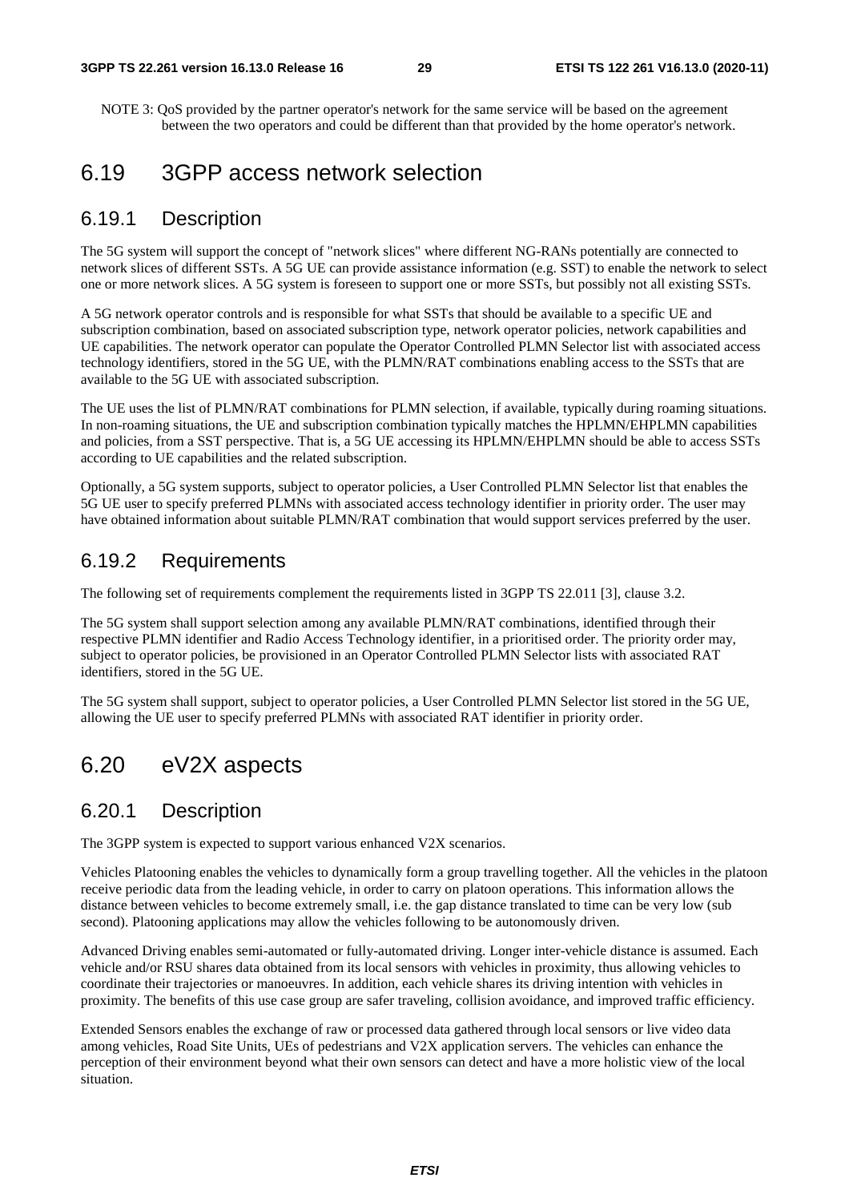NOTE 3: QoS provided by the partner operator's network for the same service will be based on the agreement between the two operators and could be different than that provided by the home operator's network.

## 6.19 3GPP access network selection

### 6.19.1 Description

The 5G system will support the concept of "network slices" where different NG-RANs potentially are connected to network slices of different SSTs. A 5G UE can provide assistance information (e.g. SST) to enable the network to select one or more network slices. A 5G system is foreseen to support one or more SSTs, but possibly not all existing SSTs.

A 5G network operator controls and is responsible for what SSTs that should be available to a specific UE and subscription combination, based on associated subscription type, network operator policies, network capabilities and UE capabilities. The network operator can populate the Operator Controlled PLMN Selector list with associated access technology identifiers, stored in the 5G UE, with the PLMN/RAT combinations enabling access to the SSTs that are available to the 5G UE with associated subscription.

The UE uses the list of PLMN/RAT combinations for PLMN selection, if available, typically during roaming situations. In non-roaming situations, the UE and subscription combination typically matches the HPLMN/EHPLMN capabilities and policies, from a SST perspective. That is, a 5G UE accessing its HPLMN/EHPLMN should be able to access SSTs according to UE capabilities and the related subscription.

Optionally, a 5G system supports, subject to operator policies, a User Controlled PLMN Selector list that enables the 5G UE user to specify preferred PLMNs with associated access technology identifier in priority order. The user may have obtained information about suitable PLMN/RAT combination that would support services preferred by the user.

### 6.19.2 Requirements

The following set of requirements complement the requirements listed in 3GPP TS 22.011 [3], clause 3.2.

The 5G system shall support selection among any available PLMN/RAT combinations, identified through their respective PLMN identifier and Radio Access Technology identifier, in a prioritised order. The priority order may, subject to operator policies, be provisioned in an Operator Controlled PLMN Selector lists with associated RAT identifiers, stored in the 5G UE.

The 5G system shall support, subject to operator policies, a User Controlled PLMN Selector list stored in the 5G UE, allowing the UE user to specify preferred PLMNs with associated RAT identifier in priority order.

## 6.20 eV2X aspects

### 6.20.1 Description

The 3GPP system is expected to support various enhanced V2X scenarios.

Vehicles Platooning enables the vehicles to dynamically form a group travelling together. All the vehicles in the platoon receive periodic data from the leading vehicle, in order to carry on platoon operations. This information allows the distance between vehicles to become extremely small, i.e. the gap distance translated to time can be very low (sub second). Platooning applications may allow the vehicles following to be autonomously driven.

Advanced Driving enables semi-automated or fully-automated driving. Longer inter-vehicle distance is assumed. Each vehicle and/or RSU shares data obtained from its local sensors with vehicles in proximity, thus allowing vehicles to coordinate their trajectories or manoeuvres. In addition, each vehicle shares its driving intention with vehicles in proximity. The benefits of this use case group are safer traveling, collision avoidance, and improved traffic efficiency.

Extended Sensors enables the exchange of raw or processed data gathered through local sensors or live video data among vehicles, Road Site Units, UEs of pedestrians and V2X application servers. The vehicles can enhance the perception of their environment beyond what their own sensors can detect and have a more holistic view of the local situation.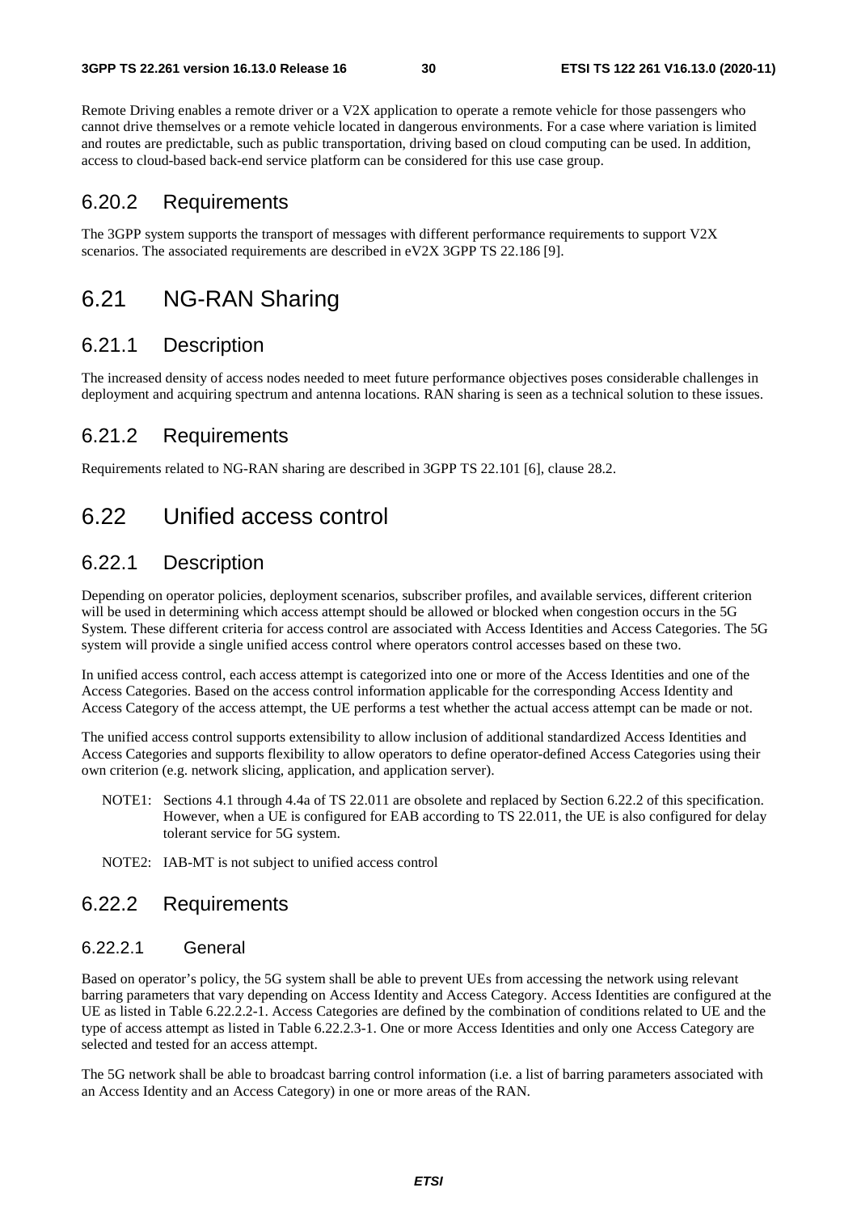Remote Driving enables a remote driver or a V2X application to operate a remote vehicle for those passengers who cannot drive themselves or a remote vehicle located in dangerous environments. For a case where variation is limited and routes are predictable, such as public transportation, driving based on cloud computing can be used. In addition, access to cloud-based back-end service platform can be considered for this use case group.

### 6.20.2 Requirements

The 3GPP system supports the transport of messages with different performance requirements to support V2X scenarios. The associated requirements are described in eV2X 3GPP TS 22.186 [9].

## 6.21 NG-RAN Sharing

### 6.21.1 Description

The increased density of access nodes needed to meet future performance objectives poses considerable challenges in deployment and acquiring spectrum and antenna locations. RAN sharing is seen as a technical solution to these issues.

### 6.21.2 Requirements

Requirements related to NG-RAN sharing are described in 3GPP TS 22.101 [6], clause 28.2.

## 6.22 Unified access control

### 6.22.1 Description

Depending on operator policies, deployment scenarios, subscriber profiles, and available services, different criterion will be used in determining which access attempt should be allowed or blocked when congestion occurs in the 5G System. These different criteria for access control are associated with Access Identities and Access Categories. The 5G system will provide a single unified access control where operators control accesses based on these two.

In unified access control, each access attempt is categorized into one or more of the Access Identities and one of the Access Categories. Based on the access control information applicable for the corresponding Access Identity and Access Category of the access attempt, the UE performs a test whether the actual access attempt can be made or not.

The unified access control supports extensibility to allow inclusion of additional standardized Access Identities and Access Categories and supports flexibility to allow operators to define operator-defined Access Categories using their own criterion (e.g. network slicing, application, and application server).

NOTE1: Sections 4.1 through 4.4a of TS 22.011 are obsolete and replaced by Section 6.22.2 of this specification. However, when a UE is configured for EAB according to TS 22.011, the UE is also configured for delay tolerant service for 5G system.

NOTE2: IAB-MT is not subject to unified access control

### 6.22.2 Requirements

#### 6.22.2.1 General

Based on operator's policy, the 5G system shall be able to prevent UEs from accessing the network using relevant barring parameters that vary depending on Access Identity and Access Category. Access Identities are configured at the UE as listed in Table 6.22.2.2-1. Access Categories are defined by the combination of conditions related to UE and the type of access attempt as listed in Table 6.22.2.3-1. One or more Access Identities and only one Access Category are selected and tested for an access attempt.

The 5G network shall be able to broadcast barring control information (i.e. a list of barring parameters associated with an Access Identity and an Access Category) in one or more areas of the RAN.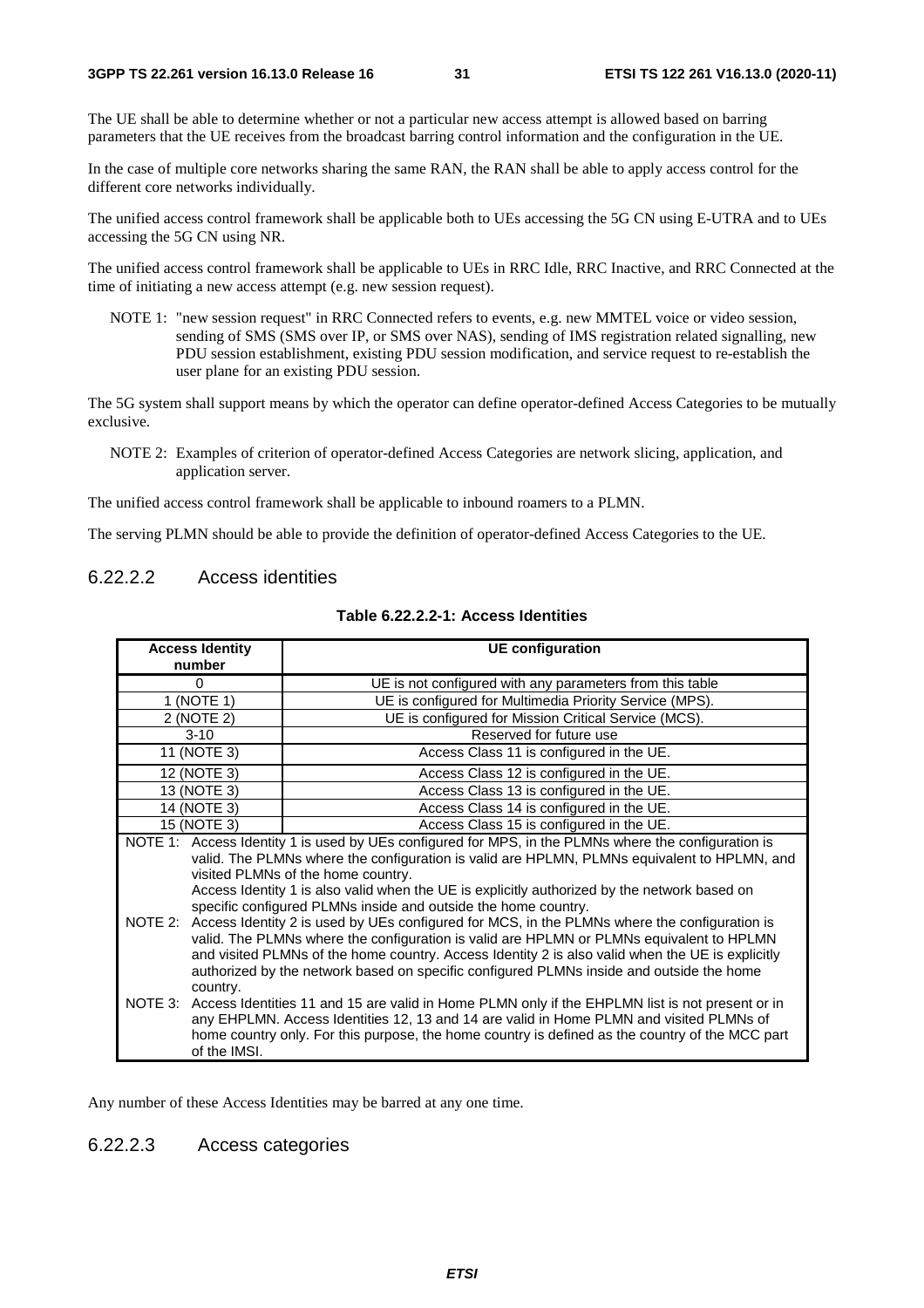The UE shall be able to determine whether or not a particular new access attempt is allowed based on barring parameters that the UE receives from the broadcast barring control information and the configuration in the UE.

In the case of multiple core networks sharing the same RAN, the RAN shall be able to apply access control for the different core networks individually.

The unified access control framework shall be applicable both to UEs accessing the 5G CN using E-UTRA and to UEs accessing the 5G CN using NR.

The unified access control framework shall be applicable to UEs in RRC Idle, RRC Inactive, and RRC Connected at the time of initiating a new access attempt (e.g. new session request).

NOTE 1: "new session request" in RRC Connected refers to events, e.g. new MMTEL voice or video session, sending of SMS (SMS over IP, or SMS over NAS), sending of IMS registration related signalling, new PDU session establishment, existing PDU session modification, and service request to re-establish the user plane for an existing PDU session.

The 5G system shall support means by which the operator can define operator-defined Access Categories to be mutually exclusive.

NOTE 2: Examples of criterion of operator-defined Access Categories are network slicing, application, and application server.

The unified access control framework shall be applicable to inbound roamers to a PLMN.

The serving PLMN should be able to provide the definition of operator-defined Access Categories to the UE.

#### 6.22.2.2 Access identities

**Table 6.22.2.2-1: Access Identities**

| Access Identity number | UE configuration |
|---|---|
| 0 | UE is not configured with any parameters from this table |
| 1 (NOTE 1) | UE is configured for Multimedia Priority Service (MPS). |
| 2 (NOTE 2) | UE is configured for Mission Critical Service (MCS). |
| 3-10 | Reserved for future use |
| 11 (NOTE 3) | Access Class 11 is configured in the UE. |
| 12 (NOTE 3) | Access Class 12 is configured in the UE. |
| 13 (NOTE 3) | Access Class 13 is configured in the UE. |
| 14 (NOTE 3) | Access Class 14 is configured in the UE. |
| 15 (NOTE 3) | Access Class 15 is configured in the UE. |
| NOTE 1: Access Identity 1 is used by UEs configured for MPS, in the PLMNs where the configuration is valid. The PLMNs where the configuration is valid are HPLMN, PLMNs equivalent to HPLMN, and visited PLMNs of the home country. Access Identity 1 is also valid when the UE is explicitly authorized by the network based on specific configured PLMNs inside and outside the home country. NOTE 2: Access Identity 2 is used by UEs configured for MCS, in the PLMNs where the configuration is valid. The PLMNs where the configuration is valid are HPLMN or PLMNs equivalent to HPLMN and visited PLMNs of the home country. Access Identity 2 is also valid when the UE is explicitly authorized by the network based on specific configured PLMNs inside and outside the home country. NOTE 3: Access Identities 11 and 15 are valid in Home PLMN only if the EHPLMN list is not present or in any EHPLMN. Access Identities 12, 13 and 14 are valid in Home PLMN and visited PLMNs of home country only. For this purpose, the home country is defined as the country of the MCC part of the IMSI. | |

Any number of these Access Identities may be barred at any one time.

#### 6.22.2.3 Access categories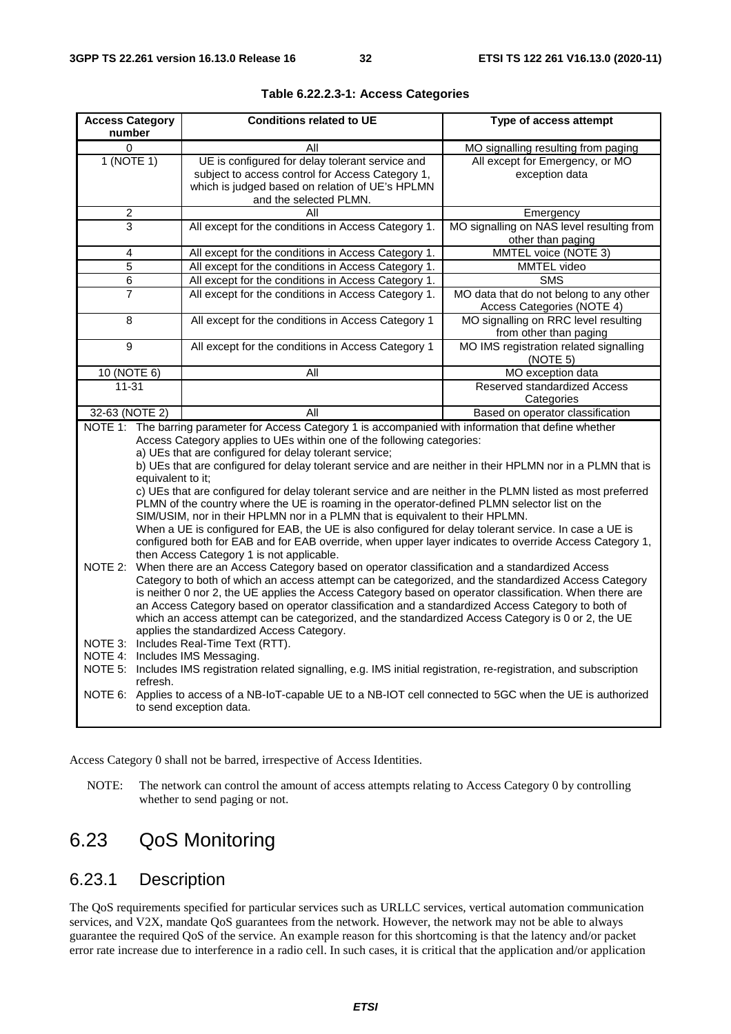**Table 6.22.2.3-1: Access Categories**

| Access Category number | Conditions related to UE | Type of access attempt |
|---|---|---|
| 0 | All | MO signalling resulting from paging |
| 1 (NOTE 1) | UE is configured for delay tolerant service and subject to access control for Access Category 1, which is judged based on relation of UE's HPLMN and the selected PLMN. | All except for Emergency, or MO exception data |
| 2 | All | Emergency |
| 3 | All except for the conditions in Access Category 1. | MO signalling on NAS level resulting from other than paging |
| 4 | All except for the conditions in Access Category 1. | MMTEL voice (NOTE 3) |
| 5 | All except for the conditions in Access Category 1. | MMTEL video |
| 6 | All except for the conditions in Access Category 1. | SMS |
| 7 | All except for the conditions in Access Category 1. | MO data that do not belong to any other Access Categories (NOTE 4) |
| 8 | All except for the conditions in Access Category 1 | MO signalling on RRC level resulting from other than paging |
| 9 | All except for the conditions in Access Category 1 | MO IMS registration related signalling (NOTE 5) |
| 10 (NOTE 6) | All | MO exception data |
| 11-31 | | Reserved standardized Access Categories |
| 32-63 (NOTE 2) | All | Based on operator classification |

NOTE 1: The barring parameter for Access Category 1 is accompanied with information that define whether Access Category applies to UEs within one of the following categories:
a) UEs that are configured for delay tolerant service;
b) UEs that are configured for delay tolerant service and are neither in their HPLMN nor in a PLMN that is equivalent to it;
c) UEs that are configured for delay tolerant service and are neither in the PLMN listed as most preferred PLMN of the country where the UE is roaming in the operator-defined PLMN selector list on the SIM/USIM, nor in their HPLMN nor in a PLMN that is equivalent to their HPLMN.
When a UE is configured for EAB, the UE is also configured for delay tolerant service. In case a UE is configured both for EAB and for EAB override, when upper layer indicates to override Access Category 1, then Access Category 1 is not applicable.

NOTE 2: When there are an Access Category based on operator classification and a standardized Access Category to both of which an access attempt can be categorized, and the standardized Access Category is neither 0 nor 2, the UE applies the Access Category based on operator classification. When there are an Access Category based on operator classification and a standardized Access Category to both of which an access attempt can be categorized, and the standardized Access Category is 0 or 2, the UE applies the standardized Access Category.

NOTE 3: Includes Real-Time Text (RTT).

NOTE 4: Includes IMS Messaging.

NOTE 5: Includes IMS registration related signalling, e.g. IMS initial registration, re-registration, and subscription refresh.

NOTE 6: Applies to access of a NB-IoT-capable UE to a NB-IOT cell connected to 5GC when the UE is authorized to send exception data.

Access Category 0 shall not be barred, irrespective of Access Identities.

NOTE: The network can control the amount of access attempts relating to Access Category 0 by controlling whether to send paging or not.

# 6.23 QoS Monitoring

## 6.23.1 Description

The QoS requirements specified for particular services such as URLLC services, vertical automation communication services, and V2X, mandate QoS guarantees from the network. However, the network may not be able to always guarantee the required QoS of the service. An example reason for this shortcoming is that the latency and/or packet error rate increase due to interference in a radio cell. In such cases, it is critical that the application and/or application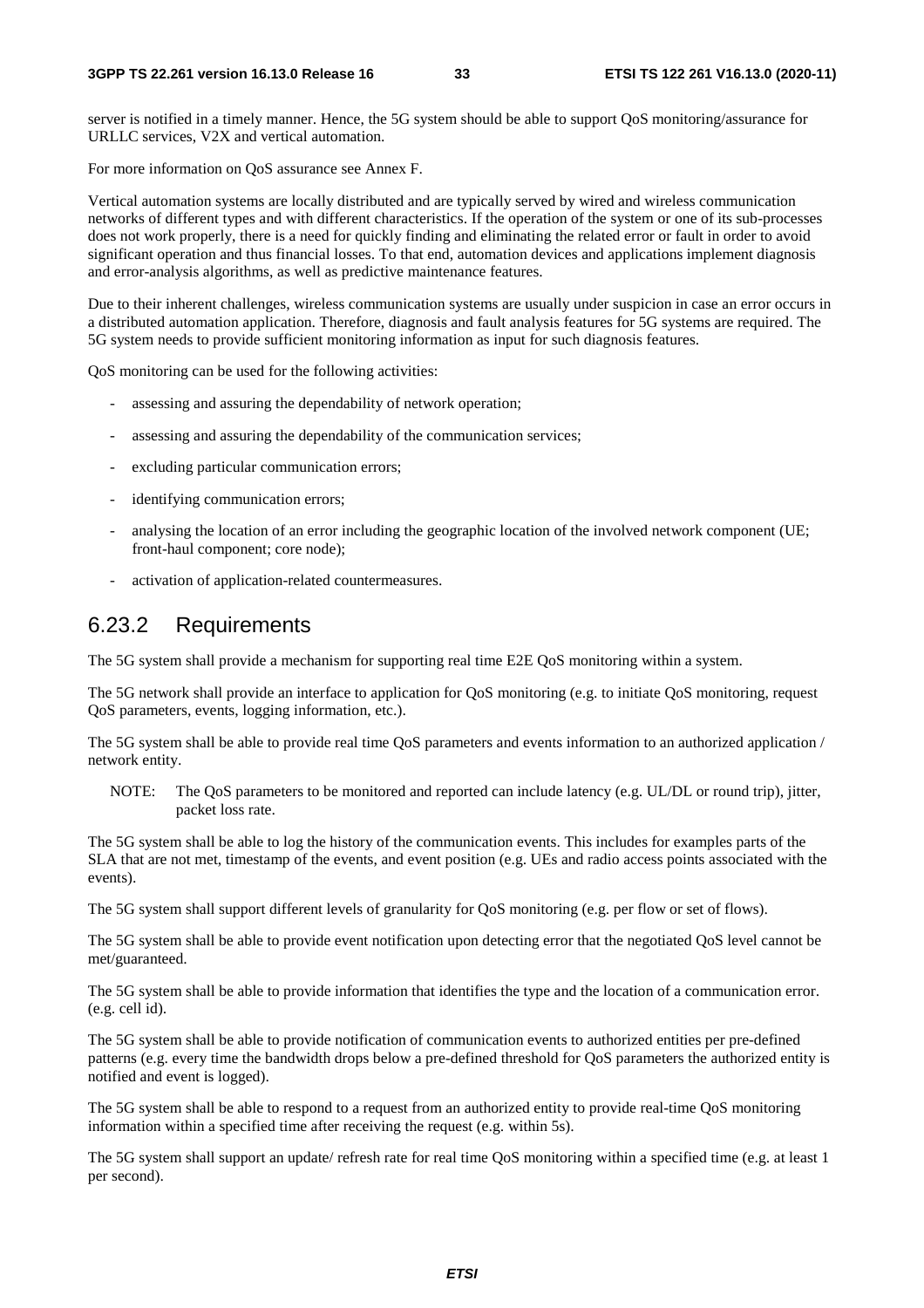server is notified in a timely manner. Hence, the 5G system should be able to support QoS monitoring/assurance for URLLC services, V2X and vertical automation.

For more information on QoS assurance see Annex F.

Vertical automation systems are locally distributed and are typically served by wired and wireless communication networks of different types and with different characteristics. If the operation of the system or one of its sub-processes does not work properly, there is a need for quickly finding and eliminating the related error or fault in order to avoid significant operation and thus financial losses. To that end, automation devices and applications implement diagnosis and error-analysis algorithms, as well as predictive maintenance features.

Due to their inherent challenges, wireless communication systems are usually under suspicion in case an error occurs in a distributed automation application. Therefore, diagnosis and fault analysis features for 5G systems are required. The 5G system needs to provide sufficient monitoring information as input for such diagnosis features.

QoS monitoring can be used for the following activities:

- assessing and assuring the dependability of network operation;
- assessing and assuring the dependability of the communication services;
- excluding particular communication errors;
- identifying communication errors;
- analysing the location of an error including the geographic location of the involved network component (UE; front-haul component; core node);
- activation of application-related countermeasures.

## 6.23.2 Requirements

The 5G system shall provide a mechanism for supporting real time E2E QoS monitoring within a system.

The 5G network shall provide an interface to application for QoS monitoring (e.g. to initiate QoS monitoring, request QoS parameters, events, logging information, etc.).

The 5G system shall be able to provide real time QoS parameters and events information to an authorized application / network entity.

NOTE: The QoS parameters to be monitored and reported can include latency (e.g. UL/DL or round trip), jitter, packet loss rate.

The 5G system shall be able to log the history of the communication events. This includes for examples parts of the SLA that are not met, timestamp of the events, and event position (e.g. UEs and radio access points associated with the events).

The 5G system shall support different levels of granularity for QoS monitoring (e.g. per flow or set of flows).

The 5G system shall be able to provide event notification upon detecting error that the negotiated QoS level cannot be met/guaranteed.

The 5G system shall be able to provide information that identifies the type and the location of a communication error. (e.g. cell id).

The 5G system shall be able to provide notification of communication events to authorized entities per pre-defined patterns (e.g. every time the bandwidth drops below a pre-defined threshold for QoS parameters the authorized entity is notified and event is logged).

The 5G system shall be able to respond to a request from an authorized entity to provide real-time QoS monitoring information within a specified time after receiving the request (e.g. within 5s).

The 5G system shall support an update/ refresh rate for real time QoS monitoring within a specified time (e.g. at least 1 per second).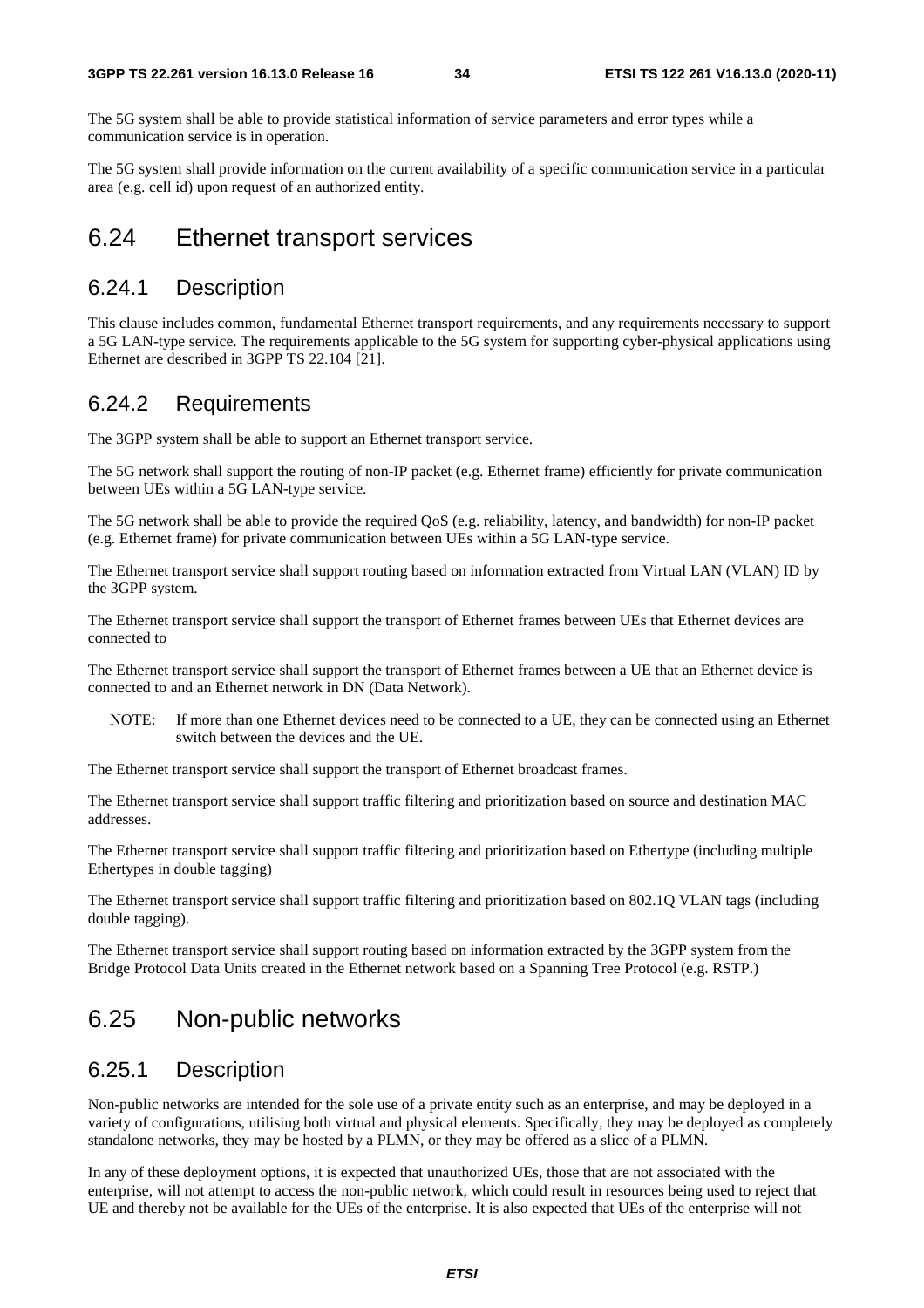The 5G system shall be able to provide statistical information of service parameters and error types while a communication service is in operation.

The 5G system shall provide information on the current availability of a specific communication service in a particular area (e.g. cell id) upon request of an authorized entity.

# 6.24 Ethernet transport services

## 6.24.1 Description

This clause includes common, fundamental Ethernet transport requirements, and any requirements necessary to support a 5G LAN-type service. The requirements applicable to the 5G system for supporting cyber-physical applications using Ethernet are described in 3GPP TS 22.104 [21].

## 6.24.2 Requirements

The 3GPP system shall be able to support an Ethernet transport service.

The 5G network shall support the routing of non-IP packet (e.g. Ethernet frame) efficiently for private communication between UEs within a 5G LAN-type service.

The 5G network shall be able to provide the required QoS (e.g. reliability, latency, and bandwidth) for non-IP packet (e.g. Ethernet frame) for private communication between UEs within a 5G LAN-type service.

The Ethernet transport service shall support routing based on information extracted from Virtual LAN (VLAN) ID by the 3GPP system.

The Ethernet transport service shall support the transport of Ethernet frames between UEs that Ethernet devices are connected to

The Ethernet transport service shall support the transport of Ethernet frames between a UE that an Ethernet device is connected to and an Ethernet network in DN (Data Network).

NOTE: If more than one Ethernet devices need to be connected to a UE, they can be connected using an Ethernet switch between the devices and the UE.

The Ethernet transport service shall support the transport of Ethernet broadcast frames.

The Ethernet transport service shall support traffic filtering and prioritization based on source and destination MAC addresses.

The Ethernet transport service shall support traffic filtering and prioritization based on Ethertype (including multiple Ethertypes in double tagging)

The Ethernet transport service shall support traffic filtering and prioritization based on 802.1Q VLAN tags (including double tagging).

The Ethernet transport service shall support routing based on information extracted by the 3GPP system from the Bridge Protocol Data Units created in the Ethernet network based on a Spanning Tree Protocol (e.g. RSTP.)

# 6.25 Non-public networks

## 6.25.1 Description

Non-public networks are intended for the sole use of a private entity such as an enterprise, and may be deployed in a variety of configurations, utilising both virtual and physical elements. Specifically, they may be deployed as completely standalone networks, they may be hosted by a PLMN, or they may be offered as a slice of a PLMN.

In any of these deployment options, it is expected that unauthorized UEs, those that are not associated with the enterprise, will not attempt to access the non-public network, which could result in resources being used to reject that UE and thereby not be available for the UEs of the enterprise. It is also expected that UEs of the enterprise will not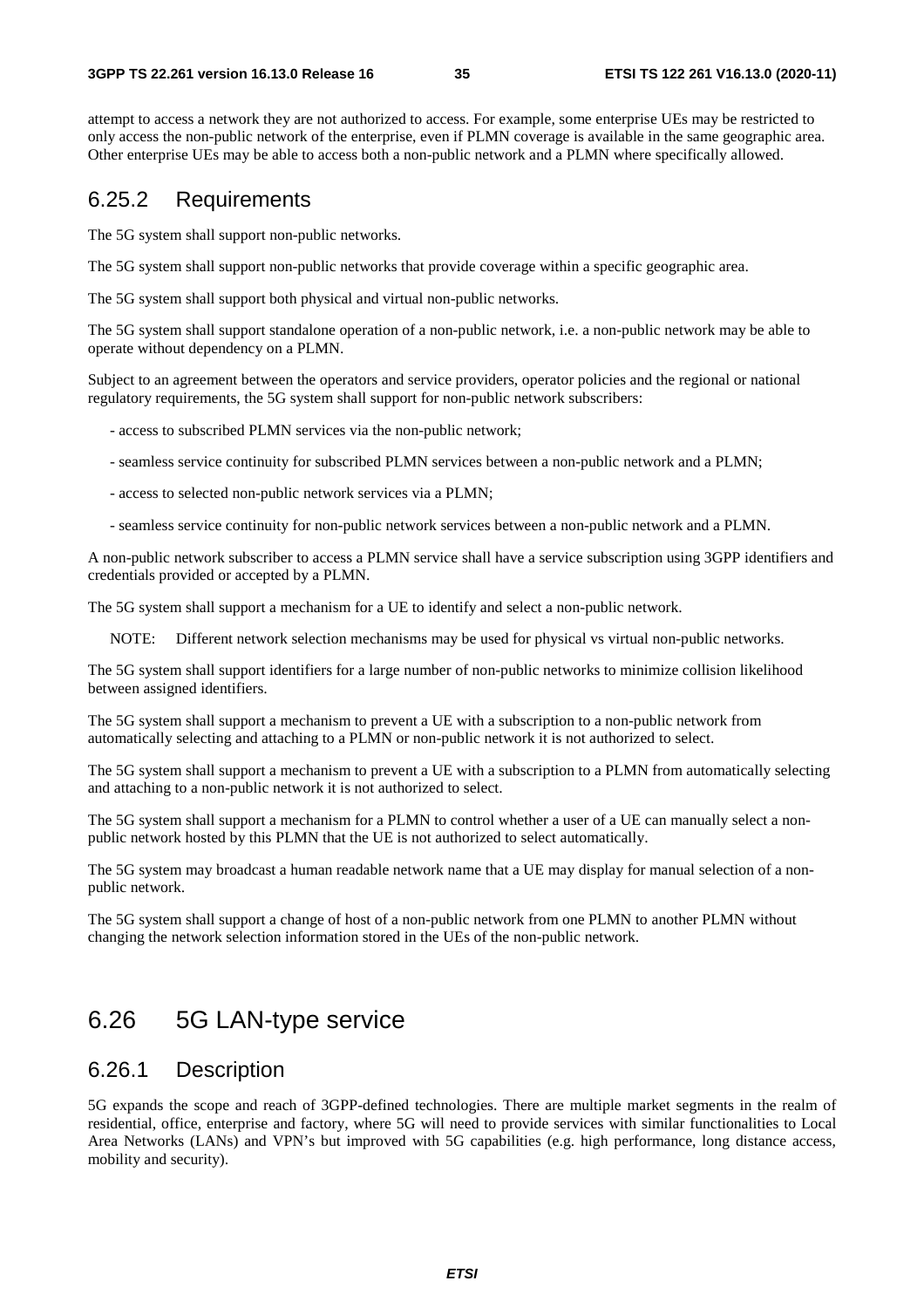attempt to access a network they are not authorized to access. For example, some enterprise UEs may be restricted to only access the non-public network of the enterprise, even if PLMN coverage is available in the same geographic area. Other enterprise UEs may be able to access both a non-public network and a PLMN where specifically allowed.

### 6.25.2 Requirements

The 5G system shall support non-public networks.

The 5G system shall support non-public networks that provide coverage within a specific geographic area.

The 5G system shall support both physical and virtual non-public networks.

The 5G system shall support standalone operation of a non-public network, i.e. a non-public network may be able to operate without dependency on a PLMN.

Subject to an agreement between the operators and service providers, operator policies and the regional or national regulatory requirements, the 5G system shall support for non-public network subscribers:

- access to subscribed PLMN services via the non-public network;
- seamless service continuity for subscribed PLMN services between a non-public network and a PLMN;
- access to selected non-public network services via a PLMN;
- seamless service continuity for non-public network services between a non-public network and a PLMN.

A non-public network subscriber to access a PLMN service shall have a service subscription using 3GPP identifiers and credentials provided or accepted by a PLMN.

The 5G system shall support a mechanism for a UE to identify and select a non-public network.

NOTE: Different network selection mechanisms may be used for physical vs virtual non-public networks.

The 5G system shall support identifiers for a large number of non-public networks to minimize collision likelihood between assigned identifiers.

The 5G system shall support a mechanism to prevent a UE with a subscription to a non-public network from automatically selecting and attaching to a PLMN or non-public network it is not authorized to select.

The 5G system shall support a mechanism to prevent a UE with a subscription to a PLMN from automatically selecting and attaching to a non-public network it is not authorized to select.

The 5G system shall support a mechanism for a PLMN to control whether a user of a UE can manually select a non-public network hosted by this PLMN that the UE is not authorized to select automatically.

The 5G system may broadcast a human readable network name that a UE may display for manual selection of a non-public network.

The 5G system shall support a change of host of a non-public network from one PLMN to another PLMN without changing the network selection information stored in the UEs of the non-public network.

## 6.26 5G LAN-type service

### 6.26.1 Description

5G expands the scope and reach of 3GPP-defined technologies. There are multiple market segments in the realm of residential, office, enterprise and factory, where 5G will need to provide services with similar functionalities to Local Area Networks (LANs) and VPN's but improved with 5G capabilities (e.g. high performance, long distance access, mobility and security).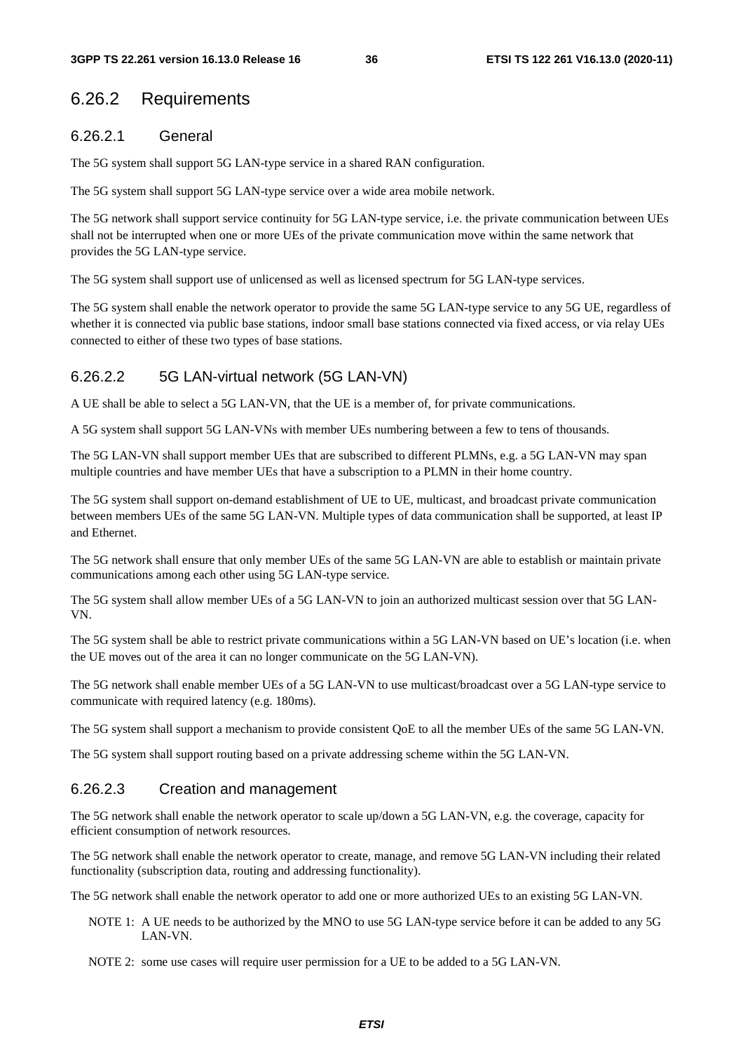### 6.26.2 Requirements

#### 6.26.2.1 General

The 5G system shall support 5G LAN-type service in a shared RAN configuration.

The 5G system shall support 5G LAN-type service over a wide area mobile network.

The 5G network shall support service continuity for 5G LAN-type service, i.e. the private communication between UEs shall not be interrupted when one or more UEs of the private communication move within the same network that provides the 5G LAN-type service.

The 5G system shall support use of unlicensed as well as licensed spectrum for 5G LAN-type services.

The 5G system shall enable the network operator to provide the same 5G LAN-type service to any 5G UE, regardless of whether it is connected via public base stations, indoor small base stations connected via fixed access, or via relay UEs connected to either of these two types of base stations.

#### 6.26.2.2 5G LAN-virtual network (5G LAN-VN)

A UE shall be able to select a 5G LAN-VN, that the UE is a member of, for private communications.

A 5G system shall support 5G LAN-VNs with member UEs numbering between a few to tens of thousands.

The 5G LAN-VN shall support member UEs that are subscribed to different PLMNs, e.g. a 5G LAN-VN may span multiple countries and have member UEs that have a subscription to a PLMN in their home country.

The 5G system shall support on-demand establishment of UE to UE, multicast, and broadcast private communication between members UEs of the same 5G LAN-VN. Multiple types of data communication shall be supported, at least IP and Ethernet.

The 5G network shall ensure that only member UEs of the same 5G LAN-VN are able to establish or maintain private communications among each other using 5G LAN-type service.

The 5G system shall allow member UEs of a 5G LAN-VN to join an authorized multicast session over that 5G LAN-VN.

The 5G system shall be able to restrict private communications within a 5G LAN-VN based on UE's location (i.e. when the UE moves out of the area it can no longer communicate on the 5G LAN-VN).

The 5G network shall enable member UEs of a 5G LAN-VN to use multicast/broadcast over a 5G LAN-type service to communicate with required latency (e.g. 180ms).

The 5G system shall support a mechanism to provide consistent QoE to all the member UEs of the same 5G LAN-VN.

The 5G system shall support routing based on a private addressing scheme within the 5G LAN-VN.

#### 6.26.2.3 Creation and management

The 5G network shall enable the network operator to scale up/down a 5G LAN-VN, e.g. the coverage, capacity for efficient consumption of network resources.

The 5G network shall enable the network operator to create, manage, and remove 5G LAN-VN including their related functionality (subscription data, routing and addressing functionality).

The 5G network shall enable the network operator to add one or more authorized UEs to an existing 5G LAN-VN.

NOTE 1: A UE needs to be authorized by the MNO to use 5G LAN-type service before it can be added to any 5G LAN-VN.

NOTE 2: some use cases will require user permission for a UE to be added to a 5G LAN-VN.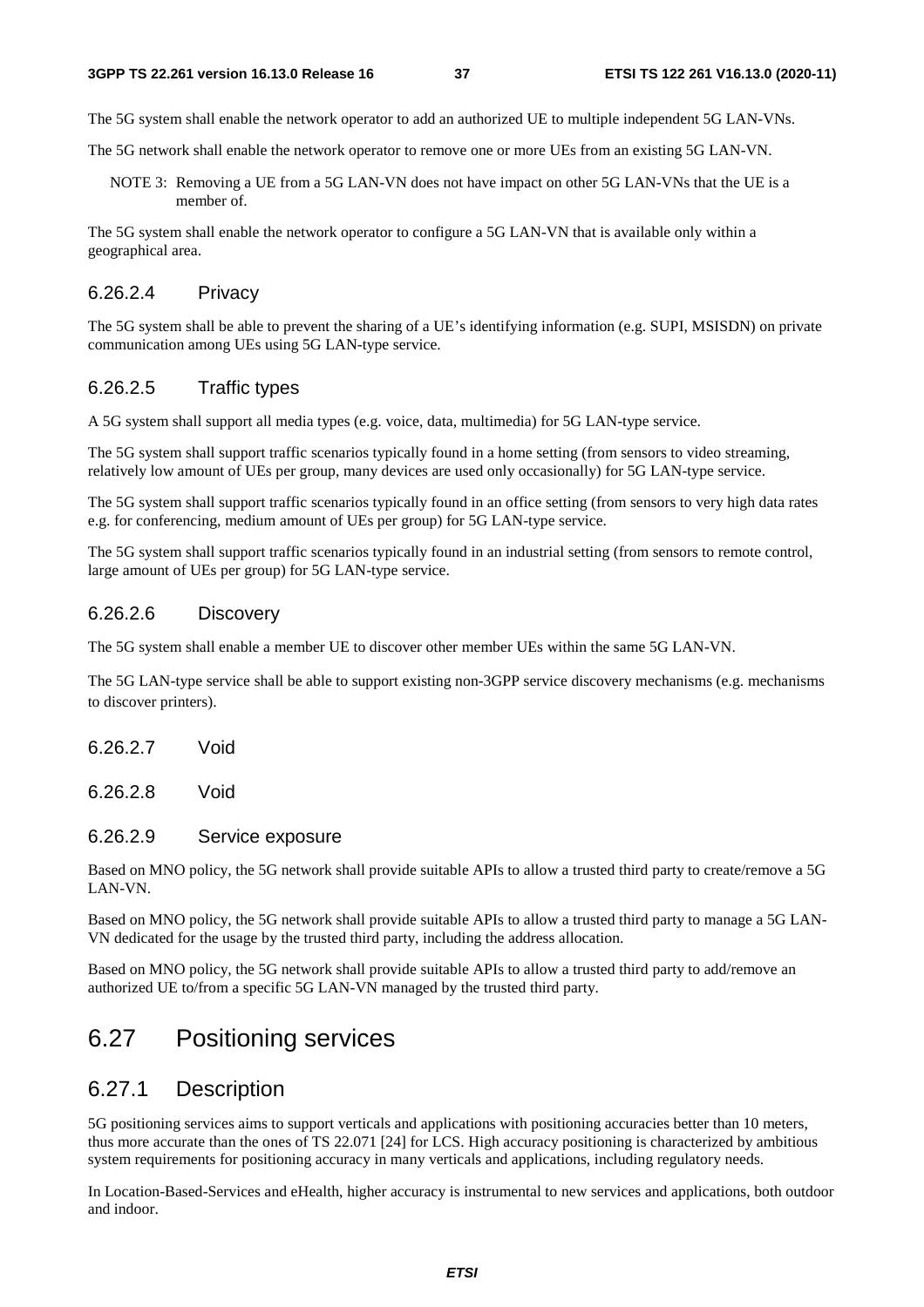The 5G system shall enable the network operator to add an authorized UE to multiple independent 5G LAN-VNs.

The 5G network shall enable the network operator to remove one or more UEs from an existing 5G LAN-VN.

NOTE 3: Removing a UE from a 5G LAN-VN does not have impact on other 5G LAN-VNs that the UE is a member of.

The 5G system shall enable the network operator to configure a 5G LAN-VN that is available only within a geographical area.

#### 6.26.2.4 Privacy

The 5G system shall be able to prevent the sharing of a UE's identifying information (e.g. SUPI, MSISDN) on private communication among UEs using 5G LAN-type service.

#### 6.26.2.5 Traffic types

A 5G system shall support all media types (e.g. voice, data, multimedia) for 5G LAN-type service.

The 5G system shall support traffic scenarios typically found in a home setting (from sensors to video streaming, relatively low amount of UEs per group, many devices are used only occasionally) for 5G LAN-type service.

The 5G system shall support traffic scenarios typically found in an office setting (from sensors to very high data rates e.g. for conferencing, medium amount of UEs per group) for 5G LAN-type service.

The 5G system shall support traffic scenarios typically found in an industrial setting (from sensors to remote control, large amount of UEs per group) for 5G LAN-type service.

#### 6.26.2.6 Discovery

The 5G system shall enable a member UE to discover other member UEs within the same 5G LAN-VN.

The 5G LAN-type service shall be able to support existing non-3GPP service discovery mechanisms (e.g. mechanisms to discover printers).

#### 6.26.2.7 Void

#### 6.26.2.8 Void

#### 6.26.2.9 Service exposure

Based on MNO policy, the 5G network shall provide suitable APIs to allow a trusted third party to create/remove a 5G LAN-VN.

Based on MNO policy, the 5G network shall provide suitable APIs to allow a trusted third party to manage a 5G LAN-VN dedicated for the usage by the trusted third party, including the address allocation.

Based on MNO policy, the 5G network shall provide suitable APIs to allow a trusted third party to add/remove an authorized UE to/from a specific 5G LAN-VN managed by the trusted third party.

## 6.27 Positioning services

### 6.27.1 Description

5G positioning services aims to support verticals and applications with positioning accuracies better than 10 meters, thus more accurate than the ones of TS 22.071 [24] for LCS. High accuracy positioning is characterized by ambitious system requirements for positioning accuracy in many verticals and applications, including regulatory needs.

In Location-Based-Services and eHealth, higher accuracy is instrumental to new services and applications, both outdoor and indoor.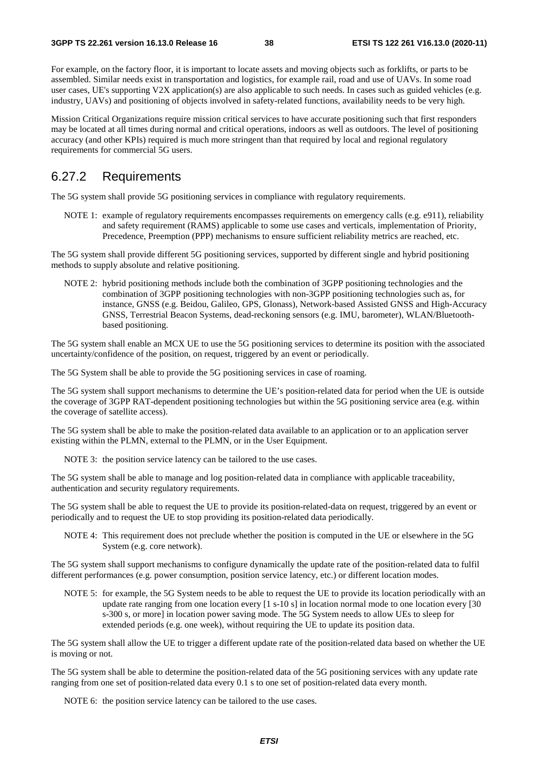For example, on the factory floor, it is important to locate assets and moving objects such as forklifts, or parts to be assembled. Similar needs exist in transportation and logistics, for example rail, road and use of UAVs. In some road user cases, UE's supporting V2X application(s) are also applicable to such needs. In cases such as guided vehicles (e.g. industry, UAVs) and positioning of objects involved in safety-related functions, availability needs to be very high.

Mission Critical Organizations require mission critical services to have accurate positioning such that first responders may be located at all times during normal and critical operations, indoors as well as outdoors. The level of positioning accuracy (and other KPIs) required is much more stringent than that required by local and regional regulatory requirements for commercial 5G users.

## 6.27.2 Requirements

The 5G system shall provide 5G positioning services in compliance with regulatory requirements.

NOTE 1: example of regulatory requirements encompasses requirements on emergency calls (e.g. e911), reliability and safety requirement (RAMS) applicable to some use cases and verticals, implementation of Priority, Precedence, Preemption (PPP) mechanisms to ensure sufficient reliability metrics are reached, etc.

The 5G system shall provide different 5G positioning services, supported by different single and hybrid positioning methods to supply absolute and relative positioning.

NOTE 2: hybrid positioning methods include both the combination of 3GPP positioning technologies and the combination of 3GPP positioning technologies with non-3GPP positioning technologies such as, for instance, GNSS (e.g. Beidou, Galileo, GPS, Glonass), Network-based Assisted GNSS and High-Accuracy GNSS, Terrestrial Beacon Systems, dead-reckoning sensors (e.g. IMU, barometer), WLAN/Bluetooth-based positioning.

The 5G system shall enable an MCX UE to use the 5G positioning services to determine its position with the associated uncertainty/confidence of the position, on request, triggered by an event or periodically.

The 5G System shall be able to provide the 5G positioning services in case of roaming.

The 5G system shall support mechanisms to determine the UE's position-related data for period when the UE is outside the coverage of 3GPP RAT-dependent positioning technologies but within the 5G positioning service area (e.g. within the coverage of satellite access).

The 5G system shall be able to make the position-related data available to an application or to an application server existing within the PLMN, external to the PLMN, or in the User Equipment.

NOTE 3: the position service latency can be tailored to the use cases.

The 5G system shall be able to manage and log position-related data in compliance with applicable traceability, authentication and security regulatory requirements.

The 5G system shall be able to request the UE to provide its position-related-data on request, triggered by an event or periodically and to request the UE to stop providing its position-related data periodically.

NOTE 4: This requirement does not preclude whether the position is computed in the UE or elsewhere in the 5G System (e.g. core network).

The 5G system shall support mechanisms to configure dynamically the update rate of the position-related data to fulfil different performances (e.g. power consumption, position service latency, etc.) or different location modes.

NOTE 5: for example, the 5G System needs to be able to request the UE to provide its location periodically with an update rate ranging from one location every [1 s-10 s] in location normal mode to one location every [30 s-300 s, or more] in location power saving mode. The 5G System needs to allow UEs to sleep for extended periods (e.g. one week), without requiring the UE to update its position data.

The 5G system shall allow the UE to trigger a different update rate of the position-related data based on whether the UE is moving or not.

The 5G system shall be able to determine the position-related data of the 5G positioning services with any update rate ranging from one set of position-related data every 0.1 s to one set of position-related data every month.

NOTE 6: the position service latency can be tailored to the use cases.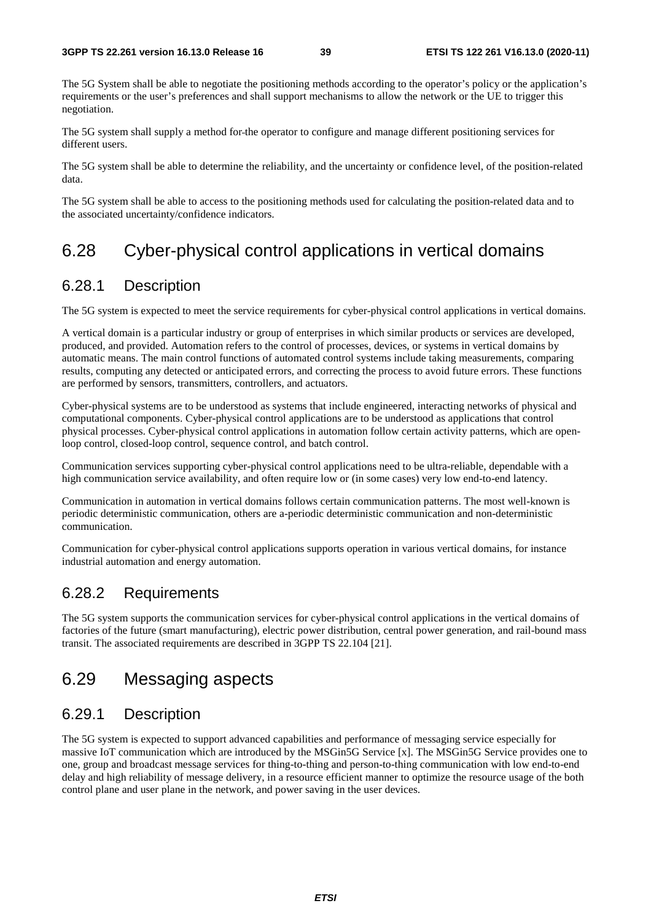The 5G System shall be able to negotiate the positioning methods according to the operator's policy or the application's requirements or the user's preferences and shall support mechanisms to allow the network or the UE to trigger this negotiation.

The 5G system shall supply a method for the operator to configure and manage different positioning services for different users.

The 5G system shall be able to determine the reliability, and the uncertainty or confidence level, of the position-related data.

The 5G system shall be able to access to the positioning methods used for calculating the position-related data and to the associated uncertainty/confidence indicators.

## 6.28 Cyber-physical control applications in vertical domains

### 6.28.1 Description

The 5G system is expected to meet the service requirements for cyber-physical control applications in vertical domains.

A vertical domain is a particular industry or group of enterprises in which similar products or services are developed, produced, and provided. Automation refers to the control of processes, devices, or systems in vertical domains by automatic means. The main control functions of automated control systems include taking measurements, comparing results, computing any detected or anticipated errors, and correcting the process to avoid future errors. These functions are performed by sensors, transmitters, controllers, and actuators.

Cyber-physical systems are to be understood as systems that include engineered, interacting networks of physical and computational components. Cyber-physical control applications are to be understood as applications that control physical processes. Cyber-physical control applications in automation follow certain activity patterns, which are open-loop control, closed-loop control, sequence control, and batch control.

Communication services supporting cyber-physical control applications need to be ultra-reliable, dependable with a high communication service availability, and often require low or (in some cases) very low end-to-end latency.

Communication in automation in vertical domains follows certain communication patterns. The most well-known is periodic deterministic communication, others are a-periodic deterministic communication and non-deterministic communication.

Communication for cyber-physical control applications supports operation in various vertical domains, for instance industrial automation and energy automation.

### 6.28.2 Requirements

The 5G system supports the communication services for cyber-physical control applications in the vertical domains of factories of the future (smart manufacturing), electric power distribution, central power generation, and rail-bound mass transit. The associated requirements are described in 3GPP TS 22.104 [21].

## 6.29 Messaging aspects

### 6.29.1 Description

The 5G system is expected to support advanced capabilities and performance of messaging service especially for massive IoT communication which are introduced by the MSGin5G Service [x]. The MSGin5G Service provides one to one, group and broadcast message services for thing-to-thing and person-to-thing communication with low end-to-end delay and high reliability of message delivery, in a resource efficient manner to optimize the resource usage of the both control plane and user plane in the network, and power saving in the user devices.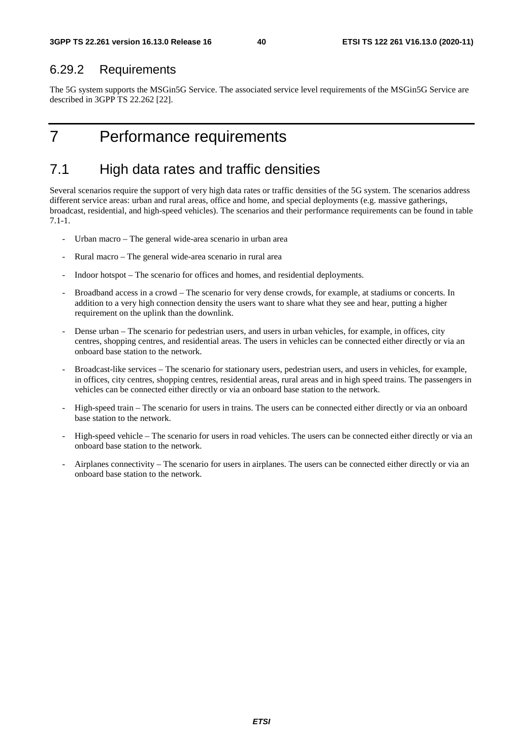### 6.29.2 Requirements

The 5G system supports the MSGin5G Service. The associated service level requirements of the MSGin5G Service are described in 3GPP TS 22.262 [22].

# 7 Performance requirements

## 7.1 High data rates and traffic densities

Several scenarios require the support of very high data rates or traffic densities of the 5G system. The scenarios address different service areas: urban and rural areas, office and home, and special deployments (e.g. massive gatherings, broadcast, residential, and high-speed vehicles). The scenarios and their performance requirements can be found in table 7.1-1.

- Urban macro – The general wide-area scenario in urban area
- Rural macro – The general wide-area scenario in rural area
- Indoor hotspot – The scenario for offices and homes, and residential deployments.
- Broadband access in a crowd – The scenario for very dense crowds, for example, at stadiums or concerts. In addition to a very high connection density the users want to share what they see and hear, putting a higher requirement on the uplink than the downlink.
- Dense urban – The scenario for pedestrian users, and users in urban vehicles, for example, in offices, city centres, shopping centres, and residential areas. The users in vehicles can be connected either directly or via an onboard base station to the network.
- Broadcast-like services – The scenario for stationary users, pedestrian users, and users in vehicles, for example, in offices, city centres, shopping centres, residential areas, rural areas and in high speed trains. The passengers in vehicles can be connected either directly or via an onboard base station to the network.
- High-speed train – The scenario for users in trains. The users can be connected either directly or via an onboard base station to the network.
- High-speed vehicle – The scenario for users in road vehicles. The users can be connected either directly or via an onboard base station to the network.
- Airplanes connectivity – The scenario for users in airplanes. The users can be connected either directly or via an onboard base station to the network.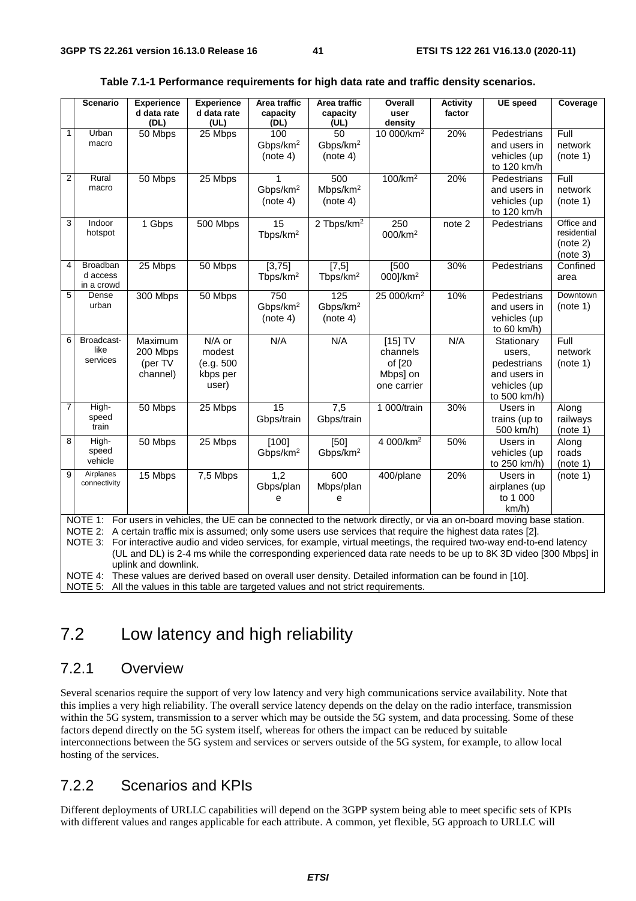**Table 7.1-1 Performance requirements for high data rate and traffic density scenarios.**

| | Scenario | Experienced data rate (DL) | Experienced data rate (UL) | Area traffic capacity (DL) | Area traffic capacity (UL) | Overall user density | Activity factor | UE speed | Coverage |
|---|---|---|---|---|---|---|---|---|---|
| 1 | Urban macro | 50 Mbps | 25 Mbps | 100 Gbps/km$^2$ (note 4) | 50 Gbps/km$^2$ (note 4) | 10 000/km$^2$ | 20% | Pedestrians and users in vehicles (up to 120 km/h | Full network (note 1) |
| 2 | Rural macro | 50 Mbps | 25 Mbps | 1 Gbps/km$^2$ (note 4) | 500 Mbps/km$^2$ (note 4) | 100/km$^2$ | 20% | Pedestrians and users in vehicles (up to 120 km/h | Full network (note 1) |
| 3 | Indoor hotspot | 1 Gbps | 500 Mbps | 15 Tbps/km$^2$ | 2 Tbps/km$^2$ | 250 000/km$^2$ | note 2 | Pedestrians | Office and residential (note 2) (note 3) |
| 4 | Broadband access in a crowd | 25 Mbps | 50 Mbps | [3,75] Tbps/km$^2$ | [7,5] Tbps/km$^2$ | [500 000]/km$^2$ | 30% | Pedestrians | Confined area |
| 5 | Dense urban | 300 Mbps | 50 Mbps | 750 Gbps/km$^2$ (note 4) | 125 Gbps/km$^2$ (note 4) | 25 000/km$^2$ | 10% | Pedestrians and users in vehicles (up to 60 km/h) | Downtown (note 1) |
| 6 | Broadcast-like services | Maximum 200 Mbps (per TV channel) | N/A or modest (e.g. 500 kbps per user) | N/A | N/A | [15] TV channels of [20 Mbps] on one carrier | N/A | Stationary users, pedestrians and users in vehicles (up to 500 km/h) | Full network (note 1) |
| 7 | High-speed train | 50 Mbps | 25 Mbps | 15 Gbps/train | 7,5 Gbps/train | 1 000/train | 30% | Users in trains (up to 500 km/h) | Along railways (note 1) |
| 8 | High-speed vehicle | 50 Mbps | 25 Mbps | [100] Gbps/km$^2$ | [50] Gbps/km$^2$ | 4 000/km$^2$ | 50% | Users in vehicles (up to 250 km/h) | Along roads (note 1) |
| 9 | Airplanes connectivity | 15 Mbps | 7,5 Mbps | 1,2 Gbps/plane | 600 Mbps/plane | 400/plane | 20% | Users in airplanes (up to 1 000 km/h) | (note 1) |

NOTE 1: For users in vehicles, the UE can be connected to the network directly, or via an on-board moving base station.
NOTE 2: A certain traffic mix is assumed; only some users use services that require the highest data rates [2].
NOTE 3: For interactive audio and video services, for example, virtual meetings, the required two-way end-to-end latency (UL and DL) is 2-4 ms while the corresponding experienced data rate needs to be up to 8K 3D video [300 Mbps] in uplink and downlink.
NOTE 4: These values are derived based on overall user density. Detailed information can be found in [10].
NOTE 5: All the values in this table are targeted values and not strict requirements.

## 7.2 Low latency and high reliability

### 7.2.1 Overview

Several scenarios require the support of very low latency and very high communications service availability. Note that this implies a very high reliability. The overall service latency depends on the delay on the radio interface, transmission within the 5G system, transmission to a server which may be outside the 5G system, and data processing. Some of these factors depend directly on the 5G system itself, whereas for others the impact can be reduced by suitable interconnections between the 5G system and services or servers outside of the 5G system, for example, to allow local hosting of the services.

### 7.2.2 Scenarios and KPIs

Different deployments of URLLC capabilities will depend on the 3GPP system being able to meet specific sets of KPIs with different values and ranges applicable for each attribute. A common, yet flexible, 5G approach to URLLC will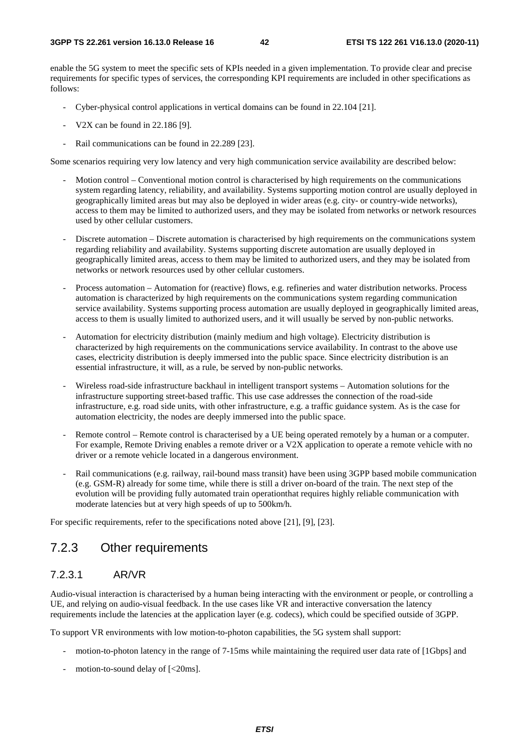enable the 5G system to meet the specific sets of KPIs needed in a given implementation. To provide clear and precise requirements for specific types of services, the corresponding KPI requirements are included in other specifications as follows:

- Cyber-physical control applications in vertical domains can be found in 22.104 [21].
- V2X can be found in 22.186 [9].
- Rail communications can be found in 22.289 [23].

Some scenarios requiring very low latency and very high communication service availability are described below:

- Motion control – Conventional motion control is characterised by high requirements on the communications system regarding latency, reliability, and availability. Systems supporting motion control are usually deployed in geographically limited areas but may also be deployed in wider areas (e.g. city- or country-wide networks), access to them may be limited to authorized users, and they may be isolated from networks or network resources used by other cellular customers.
- Discrete automation – Discrete automation is characterised by high requirements on the communications system regarding reliability and availability. Systems supporting discrete automation are usually deployed in geographically limited areas, access to them may be limited to authorized users, and they may be isolated from networks or network resources used by other cellular customers.
- Process automation – Automation for (reactive) flows, e.g. refineries and water distribution networks. Process automation is characterized by high requirements on the communications system regarding communication service availability. Systems supporting process automation are usually deployed in geographically limited areas, access to them is usually limited to authorized users, and it will usually be served by non-public networks.
- Automation for electricity distribution (mainly medium and high voltage). Electricity distribution is characterized by high requirements on the communications service availability. In contrast to the above use cases, electricity distribution is deeply immersed into the public space. Since electricity distribution is an essential infrastructure, it will, as a rule, be served by non-public networks.
- Wireless road-side infrastructure backhaul in intelligent transport systems – Automation solutions for the infrastructure supporting street-based traffic. This use case addresses the connection of the road-side infrastructure, e.g. road side units, with other infrastructure, e.g. a traffic guidance system. As is the case for automation electricity, the nodes are deeply immersed into the public space.
- Remote control – Remote control is characterised by a UE being operated remotely by a human or a computer. For example, Remote Driving enables a remote driver or a V2X application to operate a remote vehicle with no driver or a remote vehicle located in a dangerous environment.
- Rail communications (e.g. railway, rail-bound mass transit) have been using 3GPP based mobile communication (e.g. GSM-R) already for some time, while there is still a driver on-board of the train. The next step of the evolution will be providing fully automated train operationthat requires highly reliable communication with moderate latencies but at very high speeds of up to 500km/h.

For specific requirements, refer to the specifications noted above [21], [9], [23].

## 7.2.3 Other requirements

### 7.2.3.1 AR/VR

Audio-visual interaction is characterised by a human being interacting with the environment or people, or controlling a UE, and relying on audio-visual feedback. In the use cases like VR and interactive conversation the latency requirements include the latencies at the application layer (e.g. codecs), which could be specified outside of 3GPP.

To support VR environments with low motion-to-photon capabilities, the 5G system shall support:

- motion-to-photon latency in the range of 7-15ms while maintaining the required user data rate of [1Gbps] and
- motion-to-sound delay of [<20ms].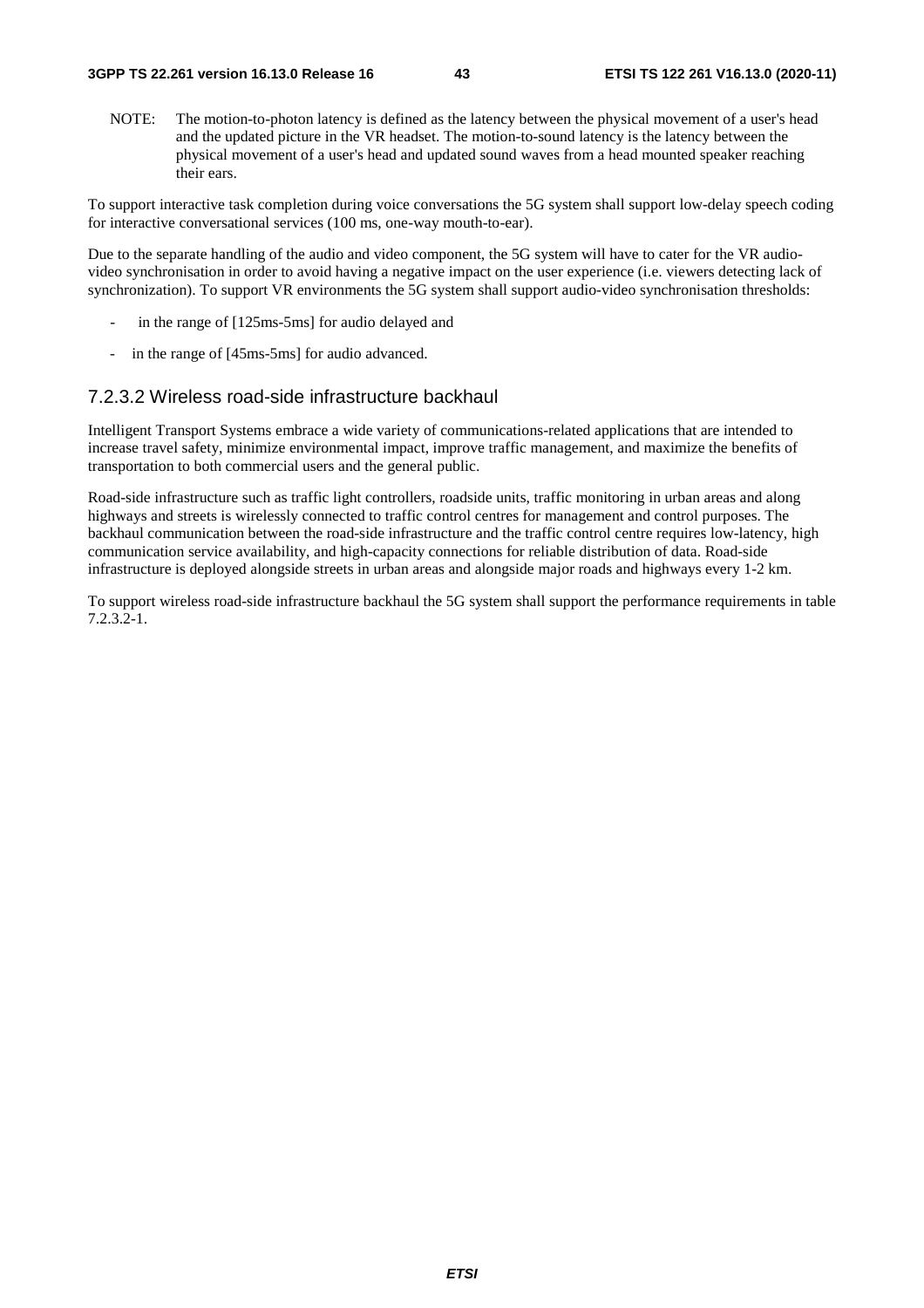NOTE: The motion-to-photon latency is defined as the latency between the physical movement of a user's head and the updated picture in the VR headset. The motion-to-sound latency is the latency between the physical movement of a user's head and updated sound waves from a head mounted speaker reaching their ears.

To support interactive task completion during voice conversations the 5G system shall support low-delay speech coding for interactive conversational services (100 ms, one-way mouth-to-ear).

Due to the separate handling of the audio and video component, the 5G system will have to cater for the VR audio-video synchronisation in order to avoid having a negative impact on the user experience (i.e. viewers detecting lack of synchronization). To support VR environments the 5G system shall support audio-video synchronisation thresholds:

- in the range of [125ms-5ms] for audio delayed and
- in the range of [45ms-5ms] for audio advanced.

### 7.2.3.2 Wireless road-side infrastructure backhaul

Intelligent Transport Systems embrace a wide variety of communications-related applications that are intended to increase travel safety, minimize environmental impact, improve traffic management, and maximize the benefits of transportation to both commercial users and the general public.

Road-side infrastructure such as traffic light controllers, roadside units, traffic monitoring in urban areas and along highways and streets is wirelessly connected to traffic control centres for management and control purposes. The backhaul communication between the road-side infrastructure and the traffic control centre requires low-latency, high communication service availability, and high-capacity connections for reliable distribution of data. Road-side infrastructure is deployed alongside streets in urban areas and alongside major roads and highways every 1-2 km.

To support wireless road-side infrastructure backhaul the 5G system shall support the performance requirements in table 7.2.3.2-1.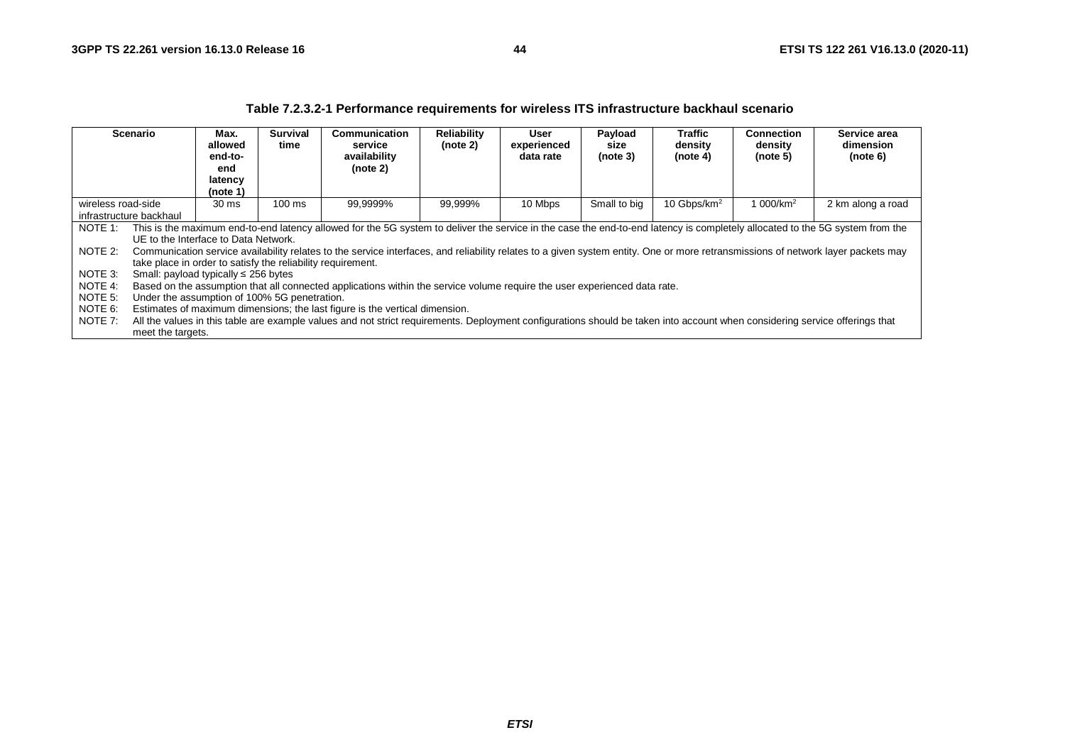**Table 7.2.3.2-1 Performance requirements for wireless ITS infrastructure backhaul scenario**

| Scenario | Max. allowed end-to-end latency (note 1) | Survival time | Communication service availability (note 2) | Reliability (note 2) | User experienced data rate | Payload size (note 3) | Traffic density (note 4) | Connection density (note 5) | Service area dimension (note 6) |
|---|---|---|---|---|---|---|---|---|---|
| wireless road-side infrastructure backhaul | 30 ms | 100 ms | 99,9999% | 99,999% | 10 Mbps | Small to big | 10 Gbps/km$^2$ | 1 000/km$^2$ | 2 km along a road |

NOTE 1: This is the maximum end-to-end latency allowed for the 5G system to deliver the service in the case the end-to-end latency is completely allocated to the 5G system from the UE to the Interface to Data Network.

NOTE 2: Communication service availability relates to the service interfaces, and reliability relates to a given system entity. One or more retransmissions of network layer packets may take place in order to satisfy the reliability requirement.

NOTE 3: Small: payload typically ≤ 256 bytes

NOTE 4: Based on the assumption that all connected applications within the service volume require the user experienced data rate.

NOTE 5: Under the assumption of 100% 5G penetration.

NOTE 6: Estimates of maximum dimensions; the last figure is the vertical dimension.

NOTE 7: All the values in this table are example values and not strict requirements. Deployment configurations should be taken into account when considering service offerings that meet the targets.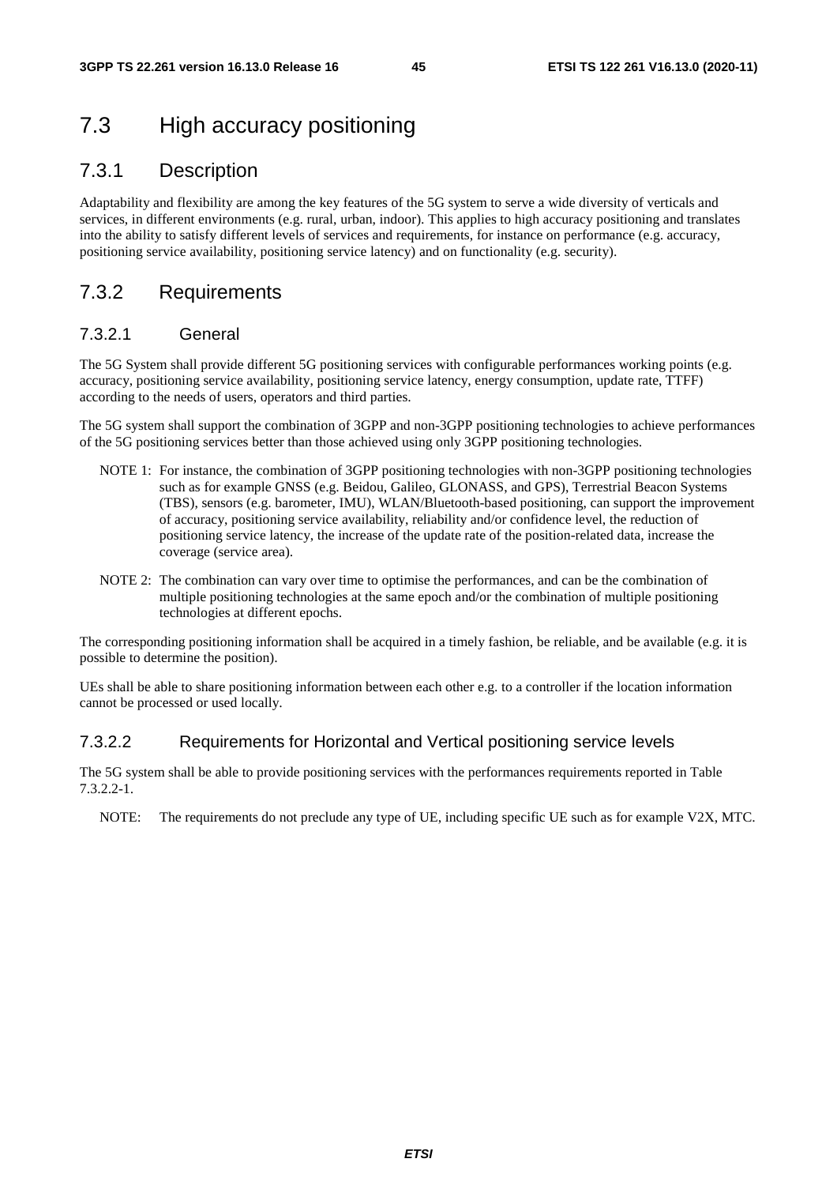# 7.3 High accuracy positioning

## 7.3.1 Description

Adaptability and flexibility are among the key features of the 5G system to serve a wide diversity of verticals and services, in different environments (e.g. rural, urban, indoor). This applies to high accuracy positioning and translates into the ability to satisfy different levels of services and requirements, for instance on performance (e.g. accuracy, positioning service availability, positioning service latency) and on functionality (e.g. security).

## 7.3.2 Requirements

### 7.3.2.1 General

The 5G System shall provide different 5G positioning services with configurable performances working points (e.g. accuracy, positioning service availability, positioning service latency, energy consumption, update rate, TTFF) according to the needs of users, operators and third parties.

The 5G system shall support the combination of 3GPP and non-3GPP positioning technologies to achieve performances of the 5G positioning services better than those achieved using only 3GPP positioning technologies.

NOTE 1: For instance, the combination of 3GPP positioning technologies with non-3GPP positioning technologies such as for example GNSS (e.g. Beidou, Galileo, GLONASS, and GPS), Terrestrial Beacon Systems (TBS), sensors (e.g. barometer, IMU), WLAN/Bluetooth-based positioning, can support the improvement of accuracy, positioning service availability, reliability and/or confidence level, the reduction of positioning service latency, the increase of the update rate of the position-related data, increase the coverage (service area).

NOTE 2: The combination can vary over time to optimise the performances, and can be the combination of multiple positioning technologies at the same epoch and/or the combination of multiple positioning technologies at different epochs.

The corresponding positioning information shall be acquired in a timely fashion, be reliable, and be available (e.g. it is possible to determine the position).

UEs shall be able to share positioning information between each other e.g. to a controller if the location information cannot be processed or used locally.

### 7.3.2.2 Requirements for Horizontal and Vertical positioning service levels

The 5G system shall be able to provide positioning services with the performances requirements reported in Table 7.3.2.2-1.

NOTE: The requirements do not preclude any type of UE, including specific UE such as for example V2X, MTC.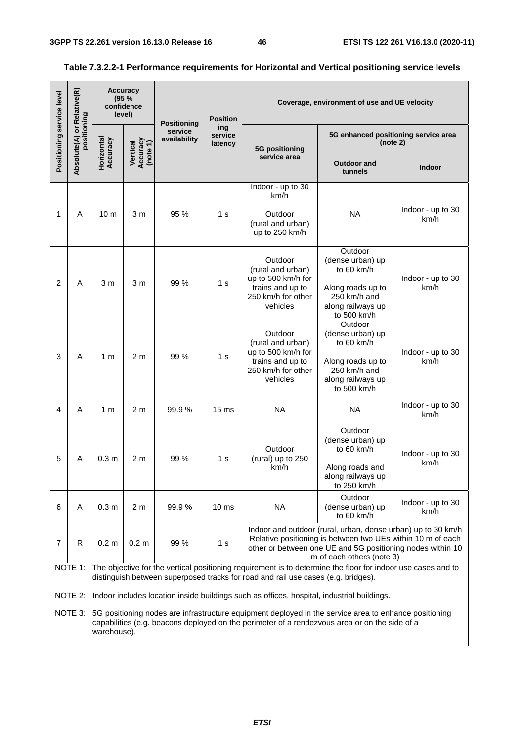**Table 7.3.2.2-1 Performance requirements for Horizontal and Vertical positioning service levels**

| Positioning service level | Absolute(A) or Relative(R) positioning | Accuracy (95 % confidence level) | | Positioning service availability | Positioning service latency | Coverage, environment of use and UE velocity | | |
|---|---|---|---|---|---|---|---|---|
| | | Horizontal Accuracy | Vertical Accuracy (note 1) | | | 5G positioning service area | 5G enhanced positioning service area (note 2) | |
| | | | | | | | Outdoor and tunnels | Indoor |
| 1 | A | 10 m | 3 m | 95 % | 1 s | Indoor - up to 30 km/h<br><br>Outdoor (rural and urban) up to 250 km/h | NA | Indoor - up to 30 km/h |
| 2 | A | 3 m | 3 m | 99 % | 1 s | Outdoor (rural and urban) up to 500 km/h for trains and up to 250 km/h for other vehicles | Outdoor (dense urban) up to 60 km/h<br><br>Along roads up to 250 km/h and along railways up to 500 km/h | Indoor - up to 30 km/h |
| 3 | A | 1 m | 2 m | 99 % | 1 s | Outdoor (rural and urban) up to 500 km/h for trains and up to 250 km/h for other vehicles | Outdoor (dense urban) up to 60 km/h<br><br>Along roads up to 250 km/h and along railways up to 500 km/h | Indoor - up to 30 km/h |
| 4 | A | 1 m | 2 m | 99.9 % | 15 ms | NA | NA | Indoor - up to 30 km/h |
| 5 | A | 0.3 m | 2 m | 99 % | 1 s | Outdoor (rural) up to 250 km/h | Outdoor (dense urban) up to 60 km/h<br><br>Along roads and along railways up to 250 km/h | Indoor - up to 30 km/h |
| 6 | A | 0.3 m | 2 m | 99.9 % | 10 ms | NA | Outdoor (dense urban) up to 60 km/h | Indoor - up to 30 km/h |
| 7 | R | 0.2 m | 0.2 m | 99 % | 1 s | Indoor and outdoor (rural, urban, dense urban) up to 30 km/h Relative positioning is between two UEs within 10 m of each other or between one UE and 5G positioning nodes within 10 m of each others (note 3) | | |

NOTE 1: The objective for the vertical positioning requirement is to determine the floor for indoor use cases and to distinguish between superposed tracks for road and rail use cases (e.g. bridges).

NOTE 2: Indoor includes location inside buildings such as offices, hospital, industrial buildings.

NOTE 3: 5G positioning nodes are infrastructure equipment deployed in the service area to enhance positioning capabilities (e.g. beacons deployed on the perimeter of a rendezvous area or on the side of a warehouse).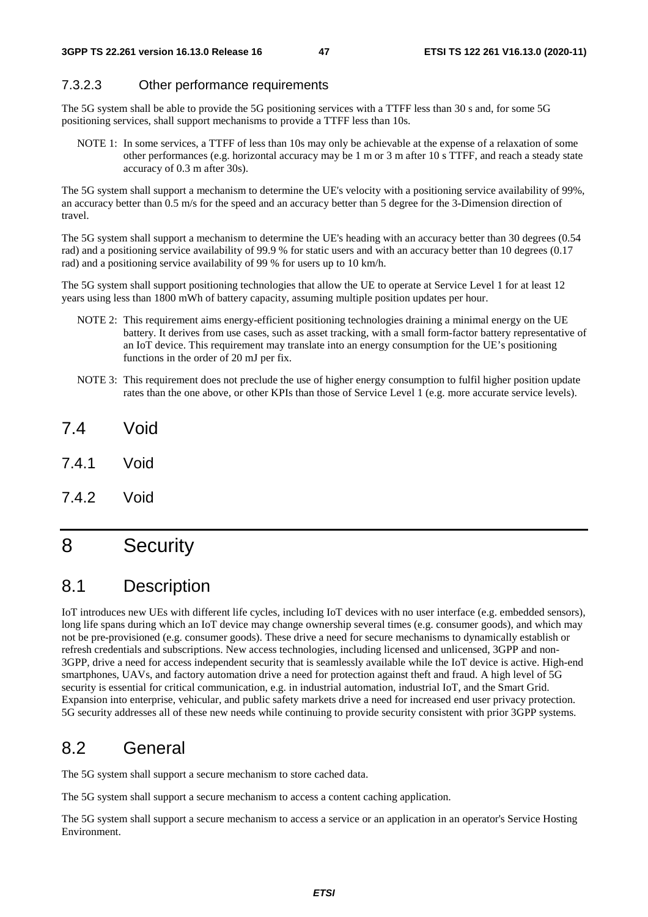#### 7.3.2.3 Other performance requirements

The 5G system shall be able to provide the 5G positioning services with a TTFF less than 30 s and, for some 5G positioning services, shall support mechanisms to provide a TTFF less than 10s.

NOTE 1: In some services, a TTFF of less than 10s may only be achievable at the expense of a relaxation of some other performances (e.g. horizontal accuracy may be 1 m or 3 m after 10 s TTFF, and reach a steady state accuracy of 0.3 m after 30s).

The 5G system shall support a mechanism to determine the UE's velocity with a positioning service availability of 99%, an accuracy better than 0.5 m/s for the speed and an accuracy better than 5 degree for the 3-Dimension direction of travel.

The 5G system shall support a mechanism to determine the UE's heading with an accuracy better than 30 degrees (0.54 rad) and a positioning service availability of 99.9 % for static users and with an accuracy better than 10 degrees (0.17 rad) and a positioning service availability of 99 % for users up to 10 km/h.

The 5G system shall support positioning technologies that allow the UE to operate at Service Level 1 for at least 12 years using less than 1800 mWh of battery capacity, assuming multiple position updates per hour.

NOTE 2: This requirement aims energy-efficient positioning technologies draining a minimal energy on the UE battery. It derives from use cases, such as asset tracking, with a small form-factor battery representative of an IoT device. This requirement may translate into an energy consumption for the UE's positioning functions in the order of 20 mJ per fix.

NOTE 3: This requirement does not preclude the use of higher energy consumption to fulfil higher position update rates than the one above, or other KPIs than those of Service Level 1 (e.g. more accurate service levels).

## 7.4 Void

### 7.4.1 Void

### 7.4.2 Void

# 8 Security

## 8.1 Description

IoT introduces new UEs with different life cycles, including IoT devices with no user interface (e.g. embedded sensors), long life spans during which an IoT device may change ownership several times (e.g. consumer goods), and which may not be pre-provisioned (e.g. consumer goods). These drive a need for secure mechanisms to dynamically establish or refresh credentials and subscriptions. New access technologies, including licensed and unlicensed, 3GPP and non-3GPP, drive a need for access independent security that is seamlessly available while the IoT device is active. High-end smartphones, UAVs, and factory automation drive a need for protection against theft and fraud. A high level of 5G security is essential for critical communication, e.g. in industrial automation, industrial IoT, and the Smart Grid. Expansion into enterprise, vehicular, and public safety markets drive a need for increased end user privacy protection. 5G security addresses all of these new needs while continuing to provide security consistent with prior 3GPP systems.

## 8.2 General

The 5G system shall support a secure mechanism to store cached data.

The 5G system shall support a secure mechanism to access a content caching application.

The 5G system shall support a secure mechanism to access a service or an application in an operator's Service Hosting Environment.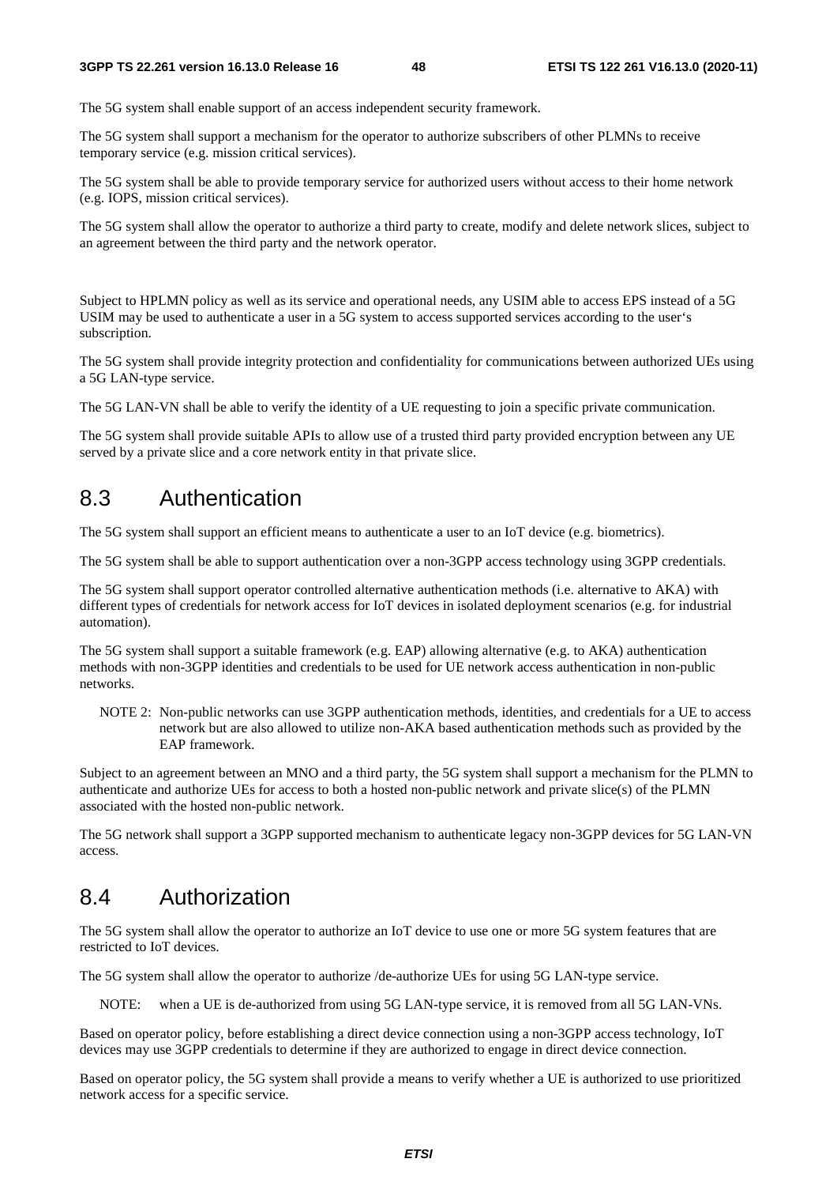The 5G system shall enable support of an access independent security framework.

The 5G system shall support a mechanism for the operator to authorize subscribers of other PLMNs to receive temporary service (e.g. mission critical services).

The 5G system shall be able to provide temporary service for authorized users without access to their home network (e.g. IOPS, mission critical services).

The 5G system shall allow the operator to authorize a third party to create, modify and delete network slices, subject to an agreement between the third party and the network operator.

Subject to HPLMN policy as well as its service and operational needs, any USIM able to access EPS instead of a 5G USIM may be used to authenticate a user in a 5G system to access supported services according to the user's subscription.

The 5G system shall provide integrity protection and confidentiality for communications between authorized UEs using a 5G LAN-type service.

The 5G LAN-VN shall be able to verify the identity of a UE requesting to join a specific private communication.

The 5G system shall provide suitable APIs to allow use of a trusted third party provided encryption between any UE served by a private slice and a core network entity in that private slice.

## 8.3 Authentication

The 5G system shall support an efficient means to authenticate a user to an IoT device (e.g. biometrics).

The 5G system shall be able to support authentication over a non-3GPP access technology using 3GPP credentials.

The 5G system shall support operator controlled alternative authentication methods (i.e. alternative to AKA) with different types of credentials for network access for IoT devices in isolated deployment scenarios (e.g. for industrial automation).

The 5G system shall support a suitable framework (e.g. EAP) allowing alternative (e.g. to AKA) authentication methods with non-3GPP identities and credentials to be used for UE network access authentication in non-public networks.

NOTE 2: Non-public networks can use 3GPP authentication methods, identities, and credentials for a UE to access network but are also allowed to utilize non-AKA based authentication methods such as provided by the EAP framework.

Subject to an agreement between an MNO and a third party, the 5G system shall support a mechanism for the PLMN to authenticate and authorize UEs for access to both a hosted non-public network and private slice(s) of the PLMN associated with the hosted non-public network.

The 5G network shall support a 3GPP supported mechanism to authenticate legacy non-3GPP devices for 5G LAN-VN access.

## 8.4 Authorization

The 5G system shall allow the operator to authorize an IoT device to use one or more 5G system features that are restricted to IoT devices.

The 5G system shall allow the operator to authorize /de-authorize UEs for using 5G LAN-type service.

NOTE: when a UE is de-authorized from using 5G LAN-type service, it is removed from all 5G LAN-VNs.

Based on operator policy, before establishing a direct device connection using a non-3GPP access technology, IoT devices may use 3GPP credentials to determine if they are authorized to engage in direct device connection.

Based on operator policy, the 5G system shall provide a means to verify whether a UE is authorized to use prioritized network access for a specific service.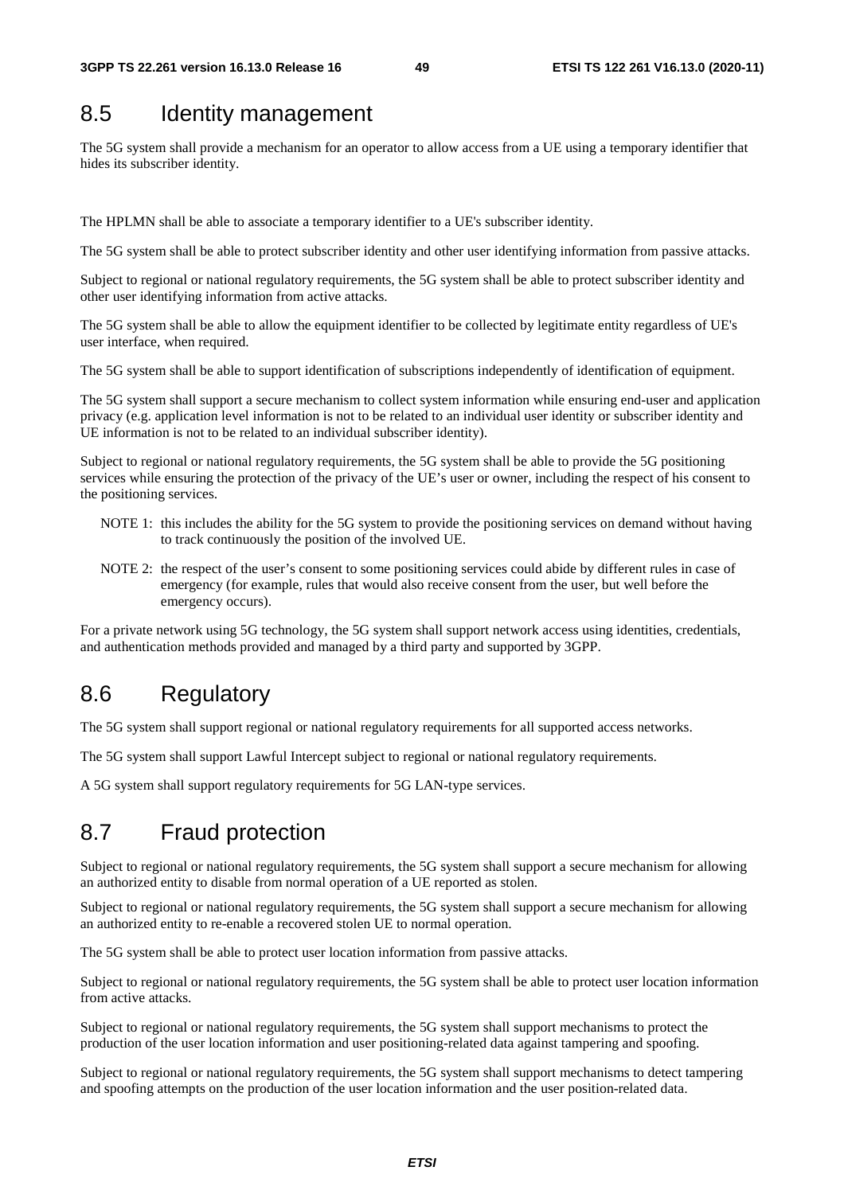## 8.5 Identity management

The 5G system shall provide a mechanism for an operator to allow access from a UE using a temporary identifier that hides its subscriber identity.

The HPLMN shall be able to associate a temporary identifier to a UE's subscriber identity.

The 5G system shall be able to protect subscriber identity and other user identifying information from passive attacks.

Subject to regional or national regulatory requirements, the 5G system shall be able to protect subscriber identity and other user identifying information from active attacks.

The 5G system shall be able to allow the equipment identifier to be collected by legitimate entity regardless of UE's user interface, when required.

The 5G system shall be able to support identification of subscriptions independently of identification of equipment.

The 5G system shall support a secure mechanism to collect system information while ensuring end-user and application privacy (e.g. application level information is not to be related to an individual user identity or subscriber identity and UE information is not to be related to an individual subscriber identity).

Subject to regional or national regulatory requirements, the 5G system shall be able to provide the 5G positioning services while ensuring the protection of the privacy of the UE's user or owner, including the respect of his consent to the positioning services.

NOTE 1: this includes the ability for the 5G system to provide the positioning services on demand without having to track continuously the position of the involved UE.

NOTE 2: the respect of the user's consent to some positioning services could abide by different rules in case of emergency (for example, rules that would also receive consent from the user, but well before the emergency occurs).

For a private network using 5G technology, the 5G system shall support network access using identities, credentials, and authentication methods provided and managed by a third party and supported by 3GPP.

## 8.6 Regulatory

The 5G system shall support regional or national regulatory requirements for all supported access networks.

The 5G system shall support Lawful Intercept subject to regional or national regulatory requirements.

A 5G system shall support regulatory requirements for 5G LAN-type services.

## 8.7 Fraud protection

Subject to regional or national regulatory requirements, the 5G system shall support a secure mechanism for allowing an authorized entity to disable from normal operation of a UE reported as stolen.

Subject to regional or national regulatory requirements, the 5G system shall support a secure mechanism for allowing an authorized entity to re-enable a recovered stolen UE to normal operation.

The 5G system shall be able to protect user location information from passive attacks.

Subject to regional or national regulatory requirements, the 5G system shall be able to protect user location information from active attacks.

Subject to regional or national regulatory requirements, the 5G system shall support mechanisms to protect the production of the user location information and user positioning-related data against tampering and spoofing.

Subject to regional or national regulatory requirements, the 5G system shall support mechanisms to detect tampering and spoofing attempts on the production of the user location information and the user position-related data.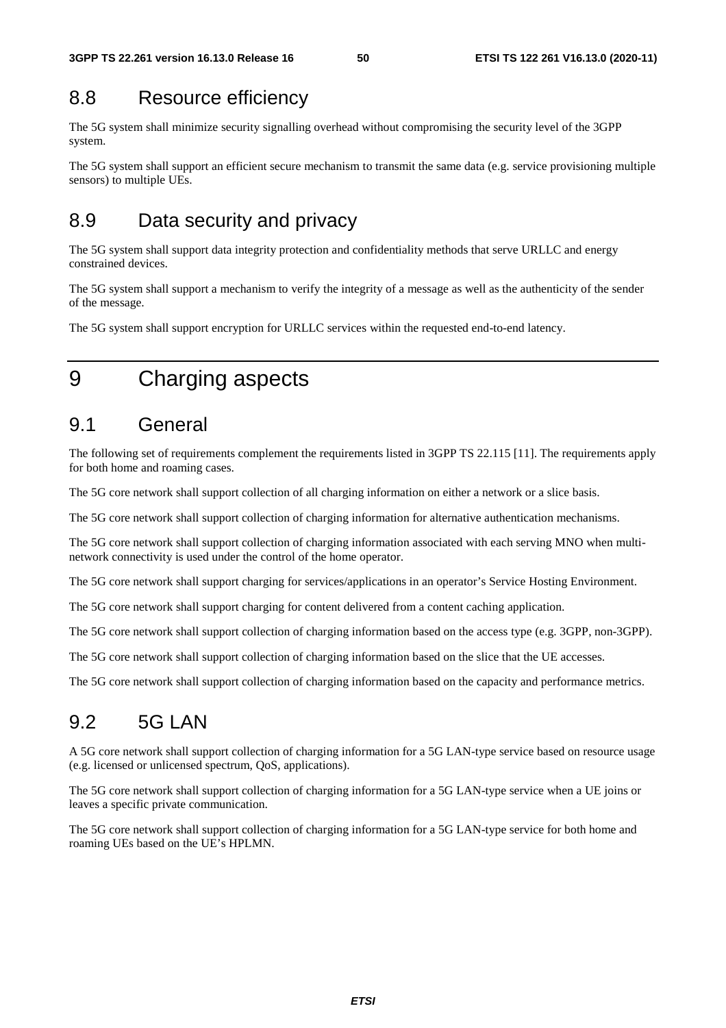## 8.8 Resource efficiency

The 5G system shall minimize security signalling overhead without compromising the security level of the 3GPP system.

The 5G system shall support an efficient secure mechanism to transmit the same data (e.g. service provisioning multiple sensors) to multiple UEs.

## 8.9 Data security and privacy

The 5G system shall support data integrity protection and confidentiality methods that serve URLLC and energy constrained devices.

The 5G system shall support a mechanism to verify the integrity of a message as well as the authenticity of the sender of the message.

The 5G system shall support encryption for URLLC services within the requested end-to-end latency.

# 9 Charging aspects

## 9.1 General

The following set of requirements complement the requirements listed in 3GPP TS 22.115 [11]. The requirements apply for both home and roaming cases.

The 5G core network shall support collection of all charging information on either a network or a slice basis.

The 5G core network shall support collection of charging information for alternative authentication mechanisms.

The 5G core network shall support collection of charging information associated with each serving MNO when multi-network connectivity is used under the control of the home operator.

The 5G core network shall support charging for services/applications in an operator's Service Hosting Environment.

The 5G core network shall support charging for content delivered from a content caching application.

The 5G core network shall support collection of charging information based on the access type (e.g. 3GPP, non-3GPP).

The 5G core network shall support collection of charging information based on the slice that the UE accesses.

The 5G core network shall support collection of charging information based on the capacity and performance metrics.

## 9.2 5G LAN

A 5G core network shall support collection of charging information for a 5G LAN-type service based on resource usage (e.g. licensed or unlicensed spectrum, QoS, applications).

The 5G core network shall support collection of charging information for a 5G LAN-type service when a UE joins or leaves a specific private communication.

The 5G core network shall support collection of charging information for a 5G LAN-type service for both home and roaming UEs based on the UE's HPLMN.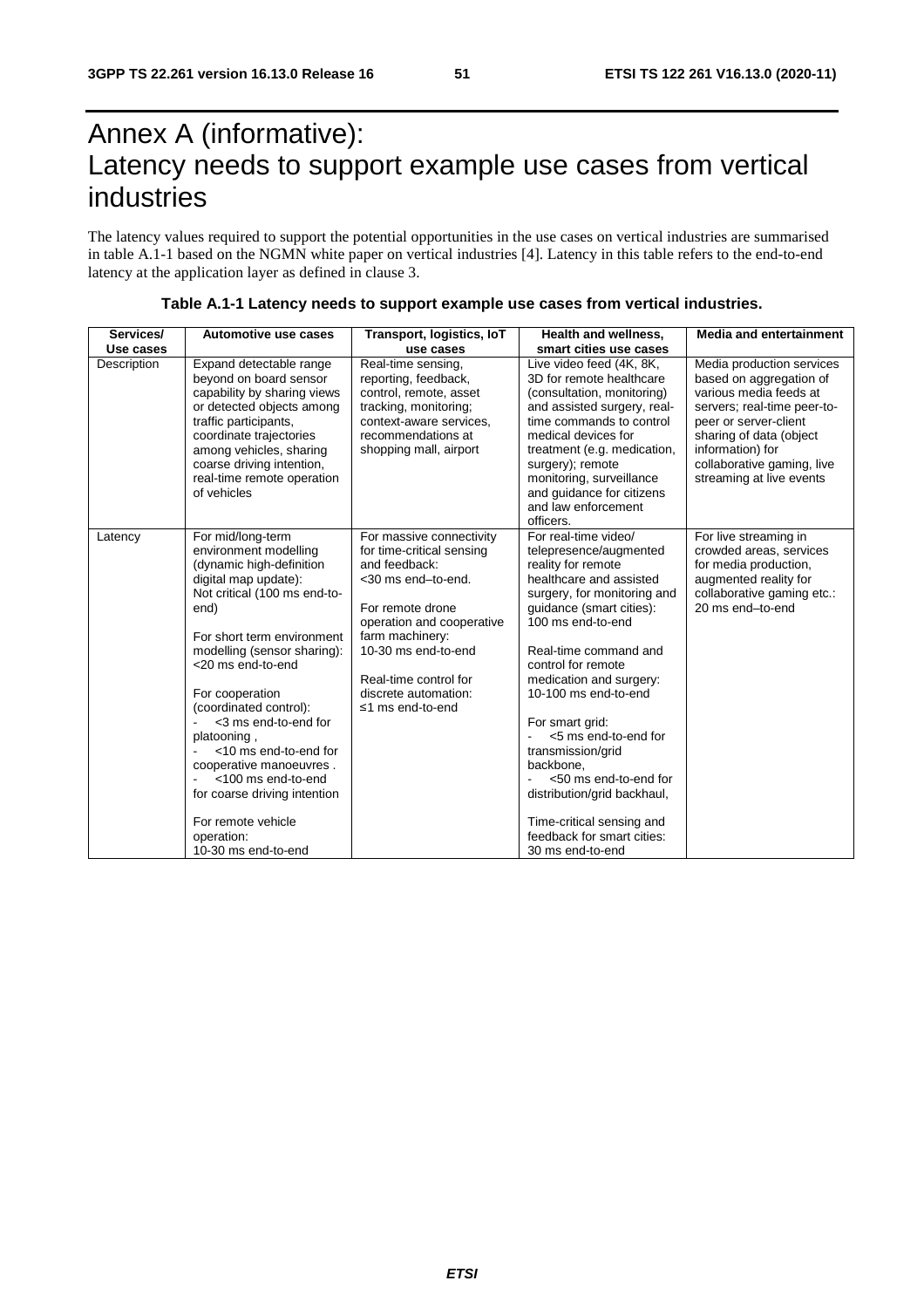# Annex A (informative): Latency needs to support example use cases from vertical industries

The latency values required to support the potential opportunities in the use cases on vertical industries are summarised in table A.1-1 based on the NGMN white paper on vertical industries [4]. Latency in this table refers to the end-to-end latency at the application layer as defined in clause 3.

**Table A.1-1 Latency needs to support example use cases from vertical industries.**

| Services/ Use cases | Automotive use cases | Transport, logistics, IoT use cases | Health and wellness, smart cities use cases | Media and entertainment |
|---|---|---|---|---|
| Description | Expand detectable range beyond on board sensor capability by sharing views or detected objects among traffic participants, coordinate trajectories among vehicles, sharing coarse driving intention, real-time remote operation of vehicles | Real-time sensing, reporting, feedback, control, remote, asset tracking, monitoring; context-aware services, recommendations at shopping mall, airport | Live video feed (4K, 8K, 3D for remote healthcare (consultation, monitoring) and assisted surgery, real-time commands to control medical devices for treatment (e.g. medication, surgery); remote monitoring, surveillance and guidance for citizens and law enforcement officers. | Media production services based on aggregation of various media feeds at servers; real-time peer-to-peer or server-client sharing of data (object information) for collaborative gaming, live streaming at live events |
| Latency | For mid/long-term environment modelling (dynamic high-definition digital map update): Not critical (100 ms end-to-end)<br><br>For short term environment modelling (sensor sharing): <20 ms end-to-end<br><br>For cooperation (coordinated control):<br>- <3 ms end-to-end for platooning ,<br>- <10 ms end-to-end for cooperative manoeuvres .<br>- <100 ms end-to-end for coarse driving intention<br><br>For remote vehicle operation:<br>10-30 ms end-to-end | For massive connectivity for time-critical sensing and feedback:<br><30 ms end–to-end.<br><br>For remote drone operation and cooperative farm machinery:<br>10-30 ms end-to-end<br><br>Real-time control for discrete automation:<br>≤1 ms end-to-end | For real-time video/ telepresence/augmented reality for remote healthcare and assisted surgery, for monitoring and guidance (smart cities):<br>100 ms end-to-end<br><br>Real-time command and control for remote medication and surgery:<br>10-100 ms end-to-end<br><br>For smart grid:<br>- <5 ms end-to-end for transmission/grid backbone,<br>- <50 ms end-to-end for distribution/grid backhaul,<br><br>Time-critical sensing and feedback for smart cities:<br>30 ms end-to-end | For live streaming in crowded areas, services for media production, augmented reality for collaborative gaming etc.:<br>20 ms end–to-end |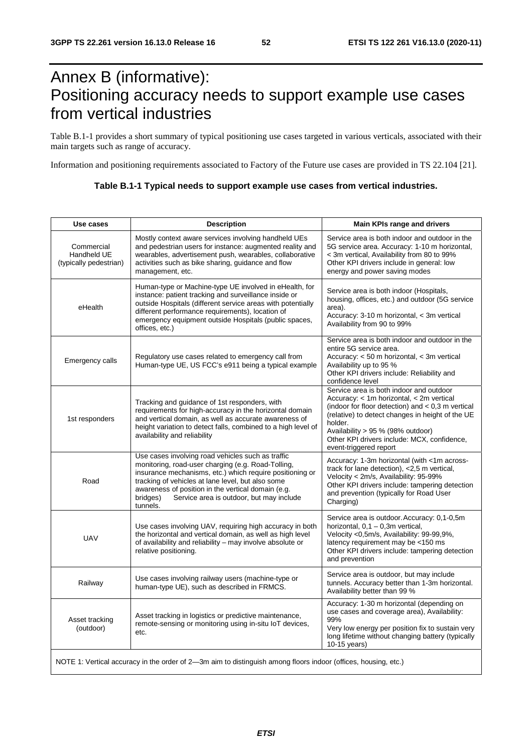# Annex B (informative): Positioning accuracy needs to support example use cases from vertical industries

Table B.1-1 provides a short summary of typical positioning use cases targeted in various verticals, associated with their main targets such as range of accuracy.

Information and positioning requirements associated to Factory of the Future use cases are provided in TS 22.104 [21].

**Table B.1-1 Typical needs to support example use cases from vertical industries.**

| Use cases | Description | Main KPIs range and drivers |
|---|---|---|
| Commercial Handheld UE (typically pedestrian) | Mostly context aware services involving handheld UEs and pedestrian users for instance: augmented reality and wearables, advertisement push, wearables, collaborative activities such as bike sharing, guidance and flow management, etc. | Service area is both indoor and outdoor in the 5G service area. Accuracy: 1-10 m horizontal, < 3m vertical, Availability from 80 to 99% Other KPI drivers include in general: low energy and power saving modes |
| eHealth | Human-type or Machine-type UE involved in eHealth, for instance: patient tracking and surveillance inside or outside Hospitals (different service areas with potentially different performance requirements), location of emergency equipment outside Hospitals (public spaces, offices, etc.) | Service area is both indoor (Hospitals, housing, offices, etc.) and outdoor (5G service area). Accuracy: 3-10 m horizontal, < 3m vertical Availability from 90 to 99% |
| Emergency calls | Regulatory use cases related to emergency call from Human-type UE, US FCC's e911 being a typical example | Service area is both indoor and outdoor in the entire 5G service area. Accuracy: < 50 m horizontal, < 3m vertical Availability up to 95 % Other KPI drivers include: Reliability and confidence level |
| 1st responders | Tracking and guidance of 1st responders, with requirements for high-accuracy in the horizontal domain and vertical domain, as well as accurate awareness of height variation to detect falls, combined to a high level of availability and reliability | Service area is both indoor and outdoor Accuracy: < 1m horizontal, < 2m vertical (indoor for floor detection) and < 0,3 m vertical (relative) to detect changes in height of the UE holder. Availability > 95 % (98% outdoor) Other KPI drivers include: MCX, confidence, event-triggered report |
| Road | Use cases involving road vehicles such as traffic monitoring, road-user charging (e.g. Road-Tolling, insurance mechanisms, etc.) which require positioning or tracking of vehicles at lane level, but also some awareness of position in the vertical domain (e.g. bridges) Service area is outdoor, but may include tunnels. | Accuracy: 1-3m horizontal (with <1m across-track for lane detection), <2,5 m vertical, Velocity < 2m/s, Availability: 95-99% Other KPI drivers include: tampering detection and prevention (typically for Road User Charging) |
| UAV | Use cases involving UAV, requiring high accuracy in both the horizontal and vertical domain, as well as high level of availability and reliability – may involve absolute or relative positioning. | Service area is outdoor. Accuracy: 0,1-0,5m horizontal, 0,1 – 0,3m vertical, Velocity <0,5m/s, Availability: 99-99,9%, latency requirement may be <150 ms Other KPI drivers include: tampering detection and prevention |
| Railway | Use cases involving railway users (machine-type or human-type UE), such as described in FRMCS. | Service area is outdoor, but may include tunnels. Accuracy better than 1-3m horizontal. Availability better than 99 % |
| Asset tracking (outdoor) | Asset tracking in logistics or predictive maintenance, remote-sensing or monitoring using in-situ IoT devices, etc. | Accuracy: 1-30 m horizontal (depending on use cases and coverage area), Availability: 99% Very low energy per position fix to sustain very long lifetime without changing battery (typically 10-15 years) |
| NOTE 1: Vertical accuracy in the order of 2—3m aim to distinguish among floors indoor (offices, housing, etc.) | | |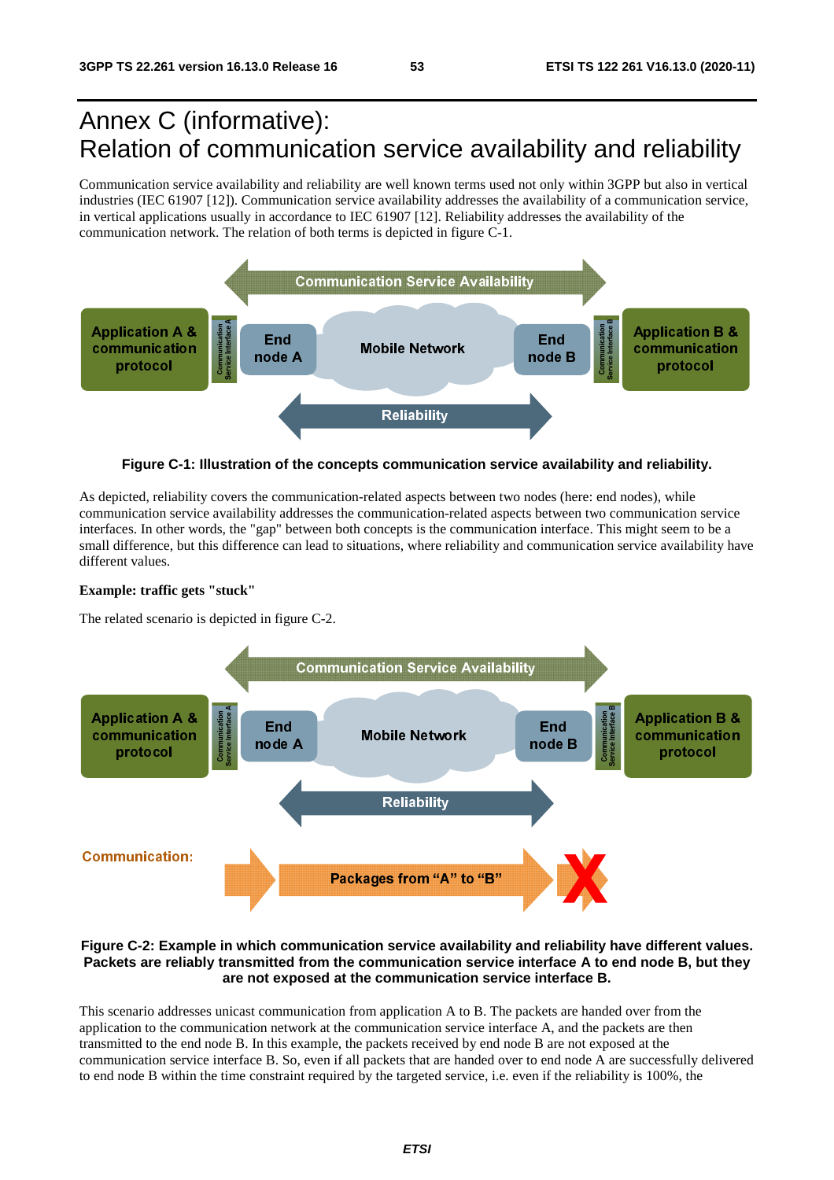# Annex C (informative): Relation of communication service availability and reliability

Communication service availability and reliability are well known terms used not only within 3GPP but also in vertical industries (IEC 61907 [12]). Communication service availability addresses the availability of a communication service, in vertical applications usually in accordance to IEC 61907 [12]. Reliability addresses the availability of the communication network. The relation of both terms is depicted in figure C-1.

**Figure C-1: Illustration of the concepts communication service availability and reliability.**

As depicted, reliability covers the communication-related aspects between two nodes (here: end nodes), while communication service availability addresses the communication-related aspects between two communication service interfaces. In other words, the "gap" between both concepts is the communication interface. This might seem to be a small difference, but this difference can lead to situations, where reliability and communication service availability have different values.

**Example: traffic gets "stuck"**

The related scenario is depicted in figure C-2.

**Figure C-2: Example in which communication service availability and reliability have different values. Packets are reliably transmitted from the communication service interface A to end node B, but they are not exposed at the communication service interface B.**

This scenario addresses unicast communication from application A to B. The packets are handed over from the application to the communication network at the communication service interface A, and the packets are then transmitted to the end node B. In this example, the packets received by end node B are not exposed at the communication service interface B. So, even if all packets that are handed over to end node A are successfully delivered to end node B within the time constraint required by the targeted service, i.e. even if the reliability is 100%, the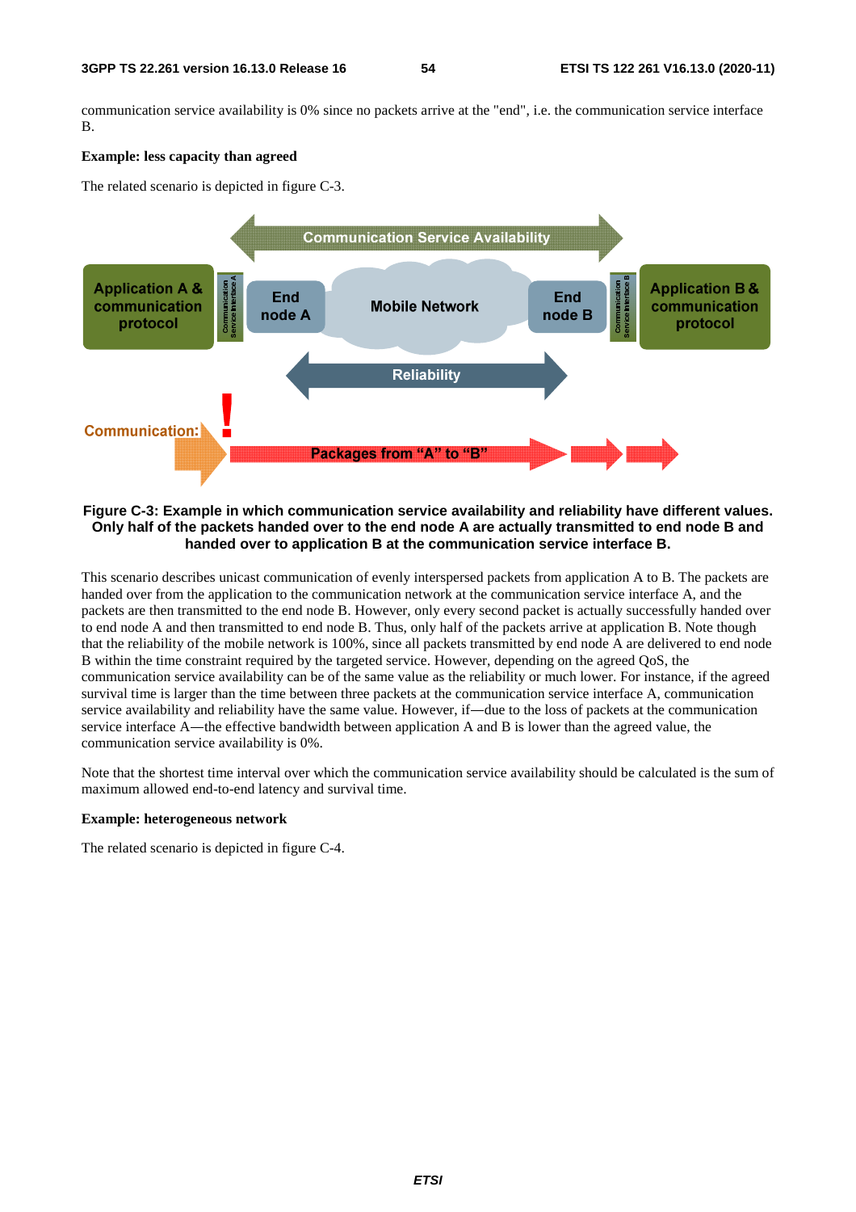communication service availability is 0% since no packets arrive at the "end", i.e. the communication service interface B.

**Example: less capacity than agreed**

The related scenario is depicted in figure C-3.

**Figure C-3: Example in which communication service availability and reliability have different values. Only half of the packets handed over to the end node A are actually transmitted to end node B and handed over to application B at the communication service interface B.**

This scenario describes unicast communication of evenly interspersed packets from application A to B. The packets are handed over from the application to the communication network at the communication service interface A, and the packets are then transmitted to the end node B. However, only every second packet is actually successfully handed over to end node A and then transmitted to end node B. Thus, only half of the packets arrive at application B. Note though that the reliability of the mobile network is 100%, since all packets transmitted by end node A are delivered to end node B within the time constraint required by the targeted service. However, depending on the agreed QoS, the communication service availability can be of the same value as the reliability or much lower. For instance, if the agreed survival time is larger than the time between three packets at the communication service interface A, communication service availability and reliability have the same value. However, if—due to the loss of packets at the communication service interface A—the effective bandwidth between application A and B is lower than the agreed value, the communication service availability is 0%.

Note that the shortest time interval over which the communication service availability should be calculated is the sum of maximum allowed end-to-end latency and survival time.

**Example: heterogeneous network**

The related scenario is depicted in figure C-4.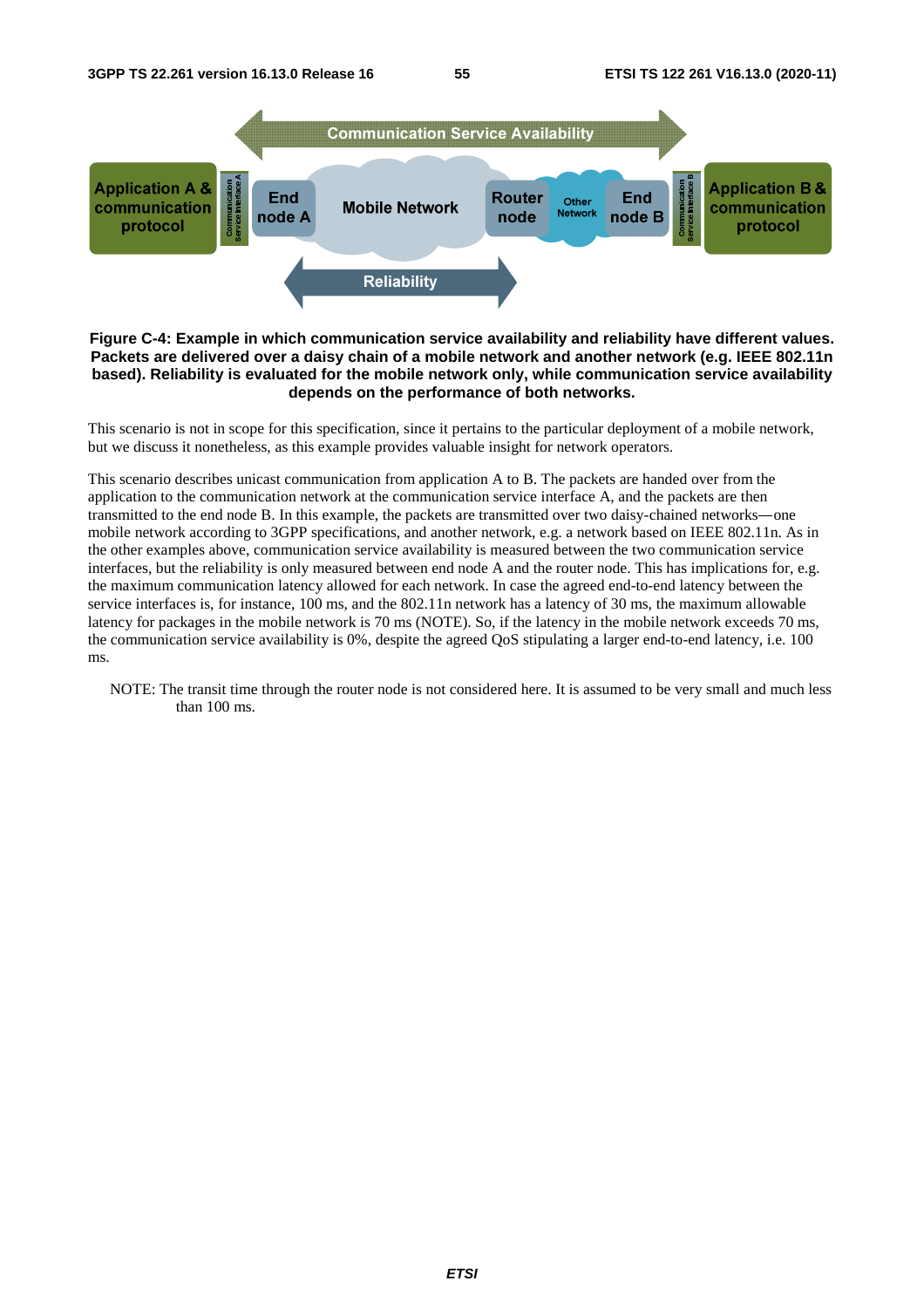**Figure C-4: Example in which communication service availability and reliability have different values. Packets are delivered over a daisy chain of a mobile network and another network (e.g. IEEE 802.11n based). Reliability is evaluated for the mobile network only, while communication service availability depends on the performance of both networks.**

This scenario is not in scope for this specification, since it pertains to the particular deployment of a mobile network, but we discuss it nonetheless, as this example provides valuable insight for network operators.

This scenario describes unicast communication from application A to B. The packets are handed over from the application to the communication network at the communication service interface A, and the packets are then transmitted to the end node B. In this example, the packets are transmitted over two daisy-chained networks—one mobile network according to 3GPP specifications, and another network, e.g. a network based on IEEE 802.11n. As in the other examples above, communication service availability is measured between the two communication service interfaces, but the reliability is only measured between end node A and the router node. This has implications for, e.g. the maximum communication latency allowed for each network. In case the agreed end-to-end latency between the service interfaces is, for instance, 100 ms, and the 802.11n network has a latency of 30 ms, the maximum allowable latency for packages in the mobile network is 70 ms (NOTE). So, if the latency in the mobile network exceeds 70 ms, the communication service availability is 0%, despite the agreed QoS stipulating a larger end-to-end latency, i.e. 100 ms.

NOTE: The transit time through the router node is not considered here. It is assumed to be very small and much less than 100 ms.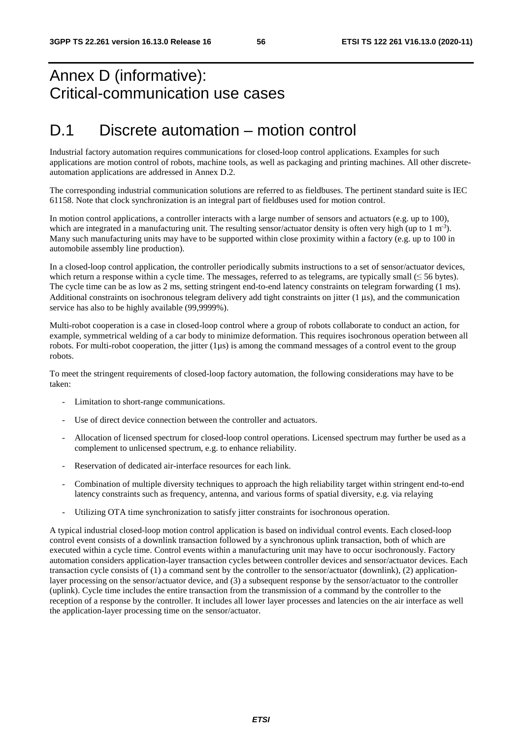# Annex D (informative): Critical-communication use cases

# D.1 Discrete automation – motion control

Industrial factory automation requires communications for closed-loop control applications. Examples for such applications are motion control of robots, machine tools, as well as packaging and printing machines. All other discrete-automation applications are addressed in Annex D.2.

The corresponding industrial communication solutions are referred to as fieldbuses. The pertinent standard suite is IEC 61158. Note that clock synchronization is an integral part of fieldbuses used for motion control.

In motion control applications, a controller interacts with a large number of sensors and actuators (e.g. up to 100), which are integrated in a manufacturing unit. The resulting sensor/actuator density is often very high (up to 1 $m^{-3}$). Many such manufacturing units may have to be supported within close proximity within a factory (e.g. up to 100 in automobile assembly line production).

In a closed-loop control application, the controller periodically submits instructions to a set of sensor/actuator devices, which return a response within a cycle time. The messages, referred to as telegrams, are typically small ($\leq$ 56 bytes). The cycle time can be as low as 2 ms, setting stringent end-to-end latency constraints on telegram forwarding (1 ms). Additional constraints on isochronous telegram delivery add tight constraints on jitter (1 µs), and the communication service has also to be highly available (99,9999%).

Multi-robot cooperation is a case in closed-loop control where a group of robots collaborate to conduct an action, for example, symmetrical welding of a car body to minimize deformation. This requires isochronous operation between all robots. For multi-robot cooperation, the jitter (1µs) is among the command messages of a control event to the group robots.

To meet the stringent requirements of closed-loop factory automation, the following considerations may have to be taken:

- Limitation to short-range communications.
- Use of direct device connection between the controller and actuators.
- Allocation of licensed spectrum for closed-loop control operations. Licensed spectrum may further be used as a complement to unlicensed spectrum, e.g. to enhance reliability.
- Reservation of dedicated air-interface resources for each link.
- Combination of multiple diversity techniques to approach the high reliability target within stringent end-to-end latency constraints such as frequency, antenna, and various forms of spatial diversity, e.g. via relaying
- Utilizing OTA time synchronization to satisfy jitter constraints for isochronous operation.

A typical industrial closed-loop motion control application is based on individual control events. Each closed-loop control event consists of a downlink transaction followed by a synchronous uplink transaction, both of which are executed within a cycle time. Control events within a manufacturing unit may have to occur isochronously. Factory automation considers application-layer transaction cycles between controller devices and sensor/actuator devices. Each transaction cycle consists of (1) a command sent by the controller to the sensor/actuator (downlink), (2) application-layer processing on the sensor/actuator device, and (3) a subsequent response by the sensor/actuator to the controller (uplink). Cycle time includes the entire transaction from the transmission of a command by the controller to the reception of a response by the controller. It includes all lower layer processes and latencies on the air interface as well the application-layer processing time on the sensor/actuator.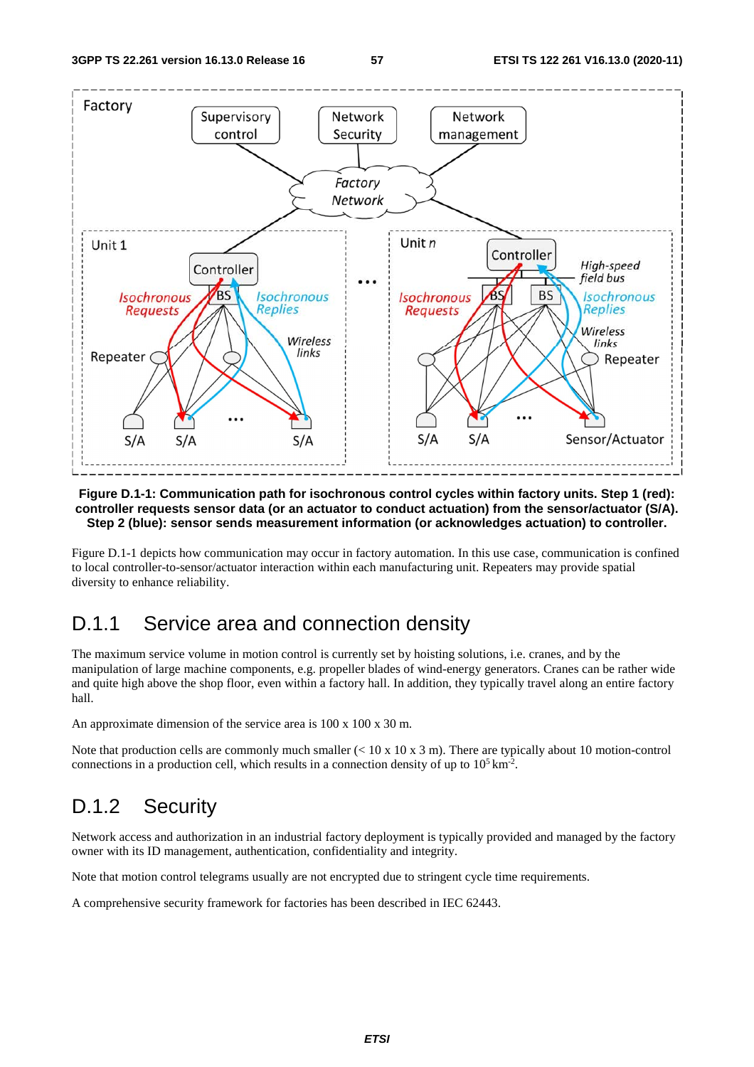**Figure D.1-1: Communication path for isochronous control cycles within factory units. Step 1 (red): controller requests sensor data (or an actuator to conduct actuation) from the sensor/actuator (S/A). Step 2 (blue): sensor sends measurement information (or acknowledges actuation) to controller.**

Figure D.1-1 depicts how communication may occur in factory automation. In this use case, communication is confined to local controller-to-sensor/actuator interaction within each manufacturing unit. Repeaters may provide spatial diversity to enhance reliability.

## D.1.1 Service area and connection density

The maximum service volume in motion control is currently set by hoisting solutions, i.e. cranes, and by the manipulation of large machine components, e.g. propeller blades of wind-energy generators. Cranes can be rather wide and quite high above the shop floor, even within a factory hall. In addition, they typically travel along an entire factory hall.

An approximate dimension of the service area is 100 x 100 x 30 m.

Note that production cells are commonly much smaller (< 10 x 10 x 3 m). There are typically about 10 motion-control connections in a production cell, which results in a connection density of up to $10^5$ $km^{-2}$.

## D.1.2 Security

Network access and authorization in an industrial factory deployment is typically provided and managed by the factory owner with its ID management, authentication, confidentiality and integrity.

Note that motion control telegrams usually are not encrypted due to stringent cycle time requirements.

A comprehensive security framework for factories has been described in IEC 62443.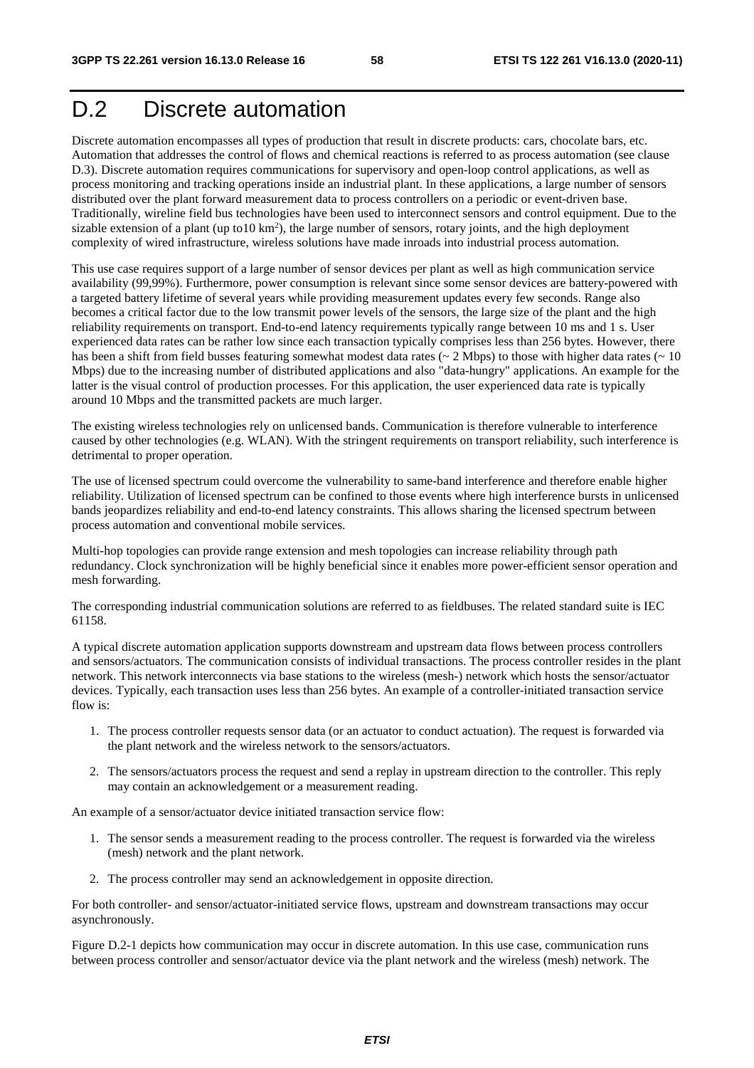# D.2 Discrete automation

Discrete automation encompasses all types of production that result in discrete products: cars, chocolate bars, etc. Automation that addresses the control of flows and chemical reactions is referred to as process automation (see clause D.3). Discrete automation requires communications for supervisory and open-loop control applications, as well as process monitoring and tracking operations inside an industrial plant. In these applications, a large number of sensors distributed over the plant forward measurement data to process controllers on a periodic or event-driven base. Traditionally, wireline field bus technologies have been used to interconnect sensors and control equipment. Due to the sizable extension of a plant (up to10 km$^2$), the large number of sensors, rotary joints, and the high deployment complexity of wired infrastructure, wireless solutions have made inroads into industrial process automation.

This use case requires support of a large number of sensor devices per plant as well as high communication service availability (99,99%). Furthermore, power consumption is relevant since some sensor devices are battery-powered with a targeted battery lifetime of several years while providing measurement updates every few seconds. Range also becomes a critical factor due to the low transmit power levels of the sensors, the large size of the plant and the high reliability requirements on transport. End-to-end latency requirements typically range between 10 ms and 1 s. User experienced data rates can be rather low since each transaction typically comprises less than 256 bytes. However, there has been a shift from field busses featuring somewhat modest data rates (~ 2 Mbps) to those with higher data rates (~ 10 Mbps) due to the increasing number of distributed applications and also "data-hungry" applications. An example for the latter is the visual control of production processes. For this application, the user experienced data rate is typically around 10 Mbps and the transmitted packets are much larger.

The existing wireless technologies rely on unlicensed bands. Communication is therefore vulnerable to interference caused by other technologies (e.g. WLAN). With the stringent requirements on transport reliability, such interference is detrimental to proper operation.

The use of licensed spectrum could overcome the vulnerability to same-band interference and therefore enable higher reliability. Utilization of licensed spectrum can be confined to those events where high interference bursts in unlicensed bands jeopardizes reliability and end-to-end latency constraints. This allows sharing the licensed spectrum between process automation and conventional mobile services.

Multi-hop topologies can provide range extension and mesh topologies can increase reliability through path redundancy. Clock synchronization will be highly beneficial since it enables more power-efficient sensor operation and mesh forwarding.

The corresponding industrial communication solutions are referred to as fieldbuses. The related standard suite is IEC 61158.

A typical discrete automation application supports downstream and upstream data flows between process controllers and sensors/actuators. The communication consists of individual transactions. The process controller resides in the plant network. This network interconnects via base stations to the wireless (mesh-) network which hosts the sensor/actuator devices. Typically, each transaction uses less than 256 bytes. An example of a controller-initiated transaction service flow is:

1. The process controller requests sensor data (or an actuator to conduct actuation). The request is forwarded via the plant network and the wireless network to the sensors/actuators.
2. The sensors/actuators process the request and send a replay in upstream direction to the controller. This reply may contain an acknowledgement or a measurement reading.

An example of a sensor/actuator device initiated transaction service flow:

1. The sensor sends a measurement reading to the process controller. The request is forwarded via the wireless (mesh) network and the plant network.
2. The process controller may send an acknowledgement in opposite direction.

For both controller- and sensor/actuator-initiated service flows, upstream and downstream transactions may occur asynchronously.

Figure D.2-1 depicts how communication may occur in discrete automation. In this use case, communication runs between process controller and sensor/actuator device via the plant network and the wireless (mesh) network. The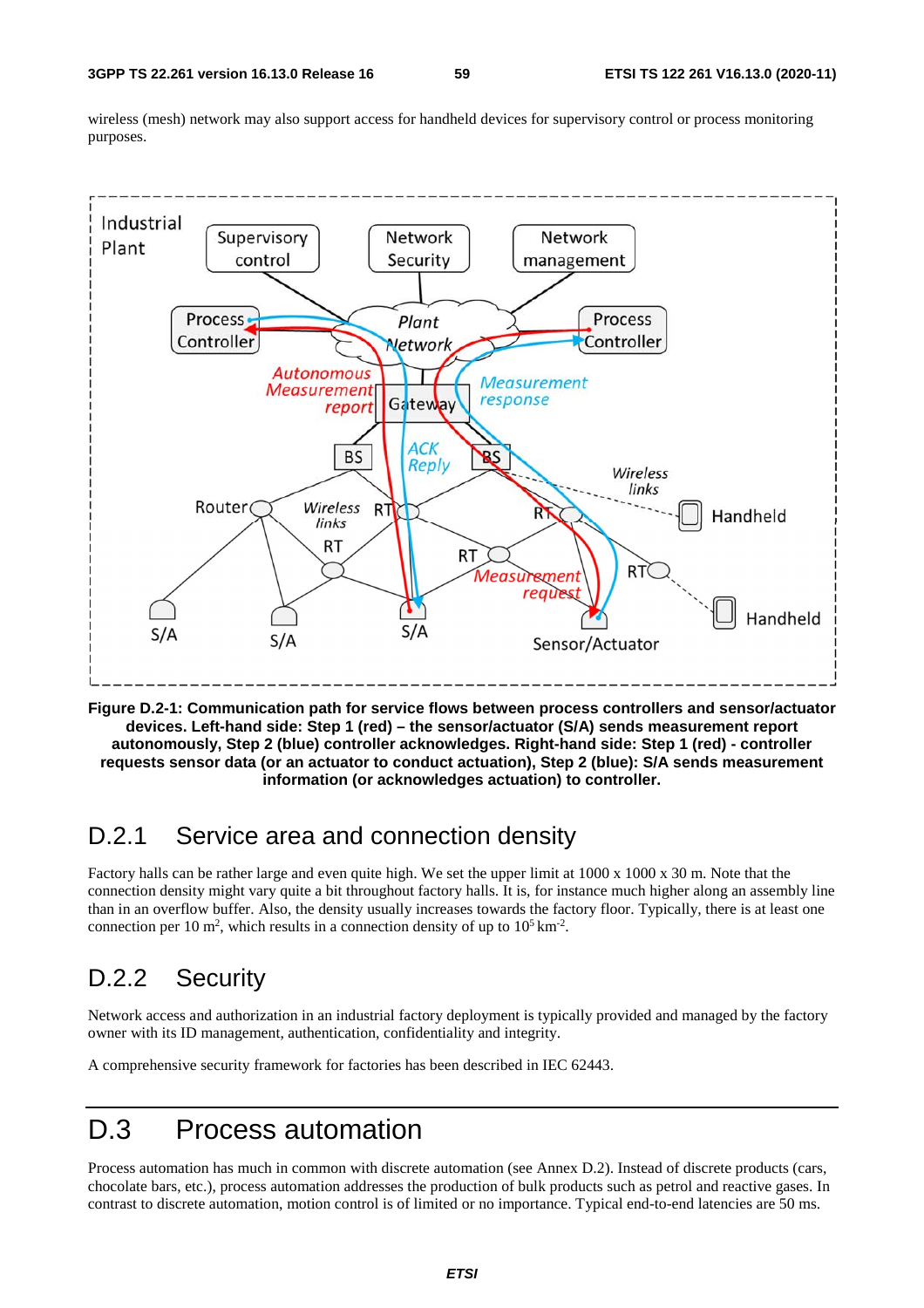wireless (mesh) network may also support access for handheld devices for supervisory control or process monitoring purposes.

**Figure D.2-1: Communication path for service flows between process controllers and sensor/actuator devices. Left-hand side: Step 1 (red) – the sensor/actuator (S/A) sends measurement report autonomously, Step 2 (blue) controller acknowledges. Right-hand side: Step 1 (red) - controller requests sensor data (or an actuator to conduct actuation), Step 2 (blue): S/A sends measurement information (or acknowledges actuation) to controller.**

## D.2.1 Service area and connection density

Factory halls can be rather large and even quite high. We set the upper limit at 1000 x 1000 x 30 m. Note that the connection density might vary quite a bit throughout factory halls. It is, for instance much higher along an assembly line than in an overflow buffer. Also, the density usually increases towards the factory floor. Typically, there is at least one connection per 10 $m^2$, which results in a connection density of up to $10^5$ $km^{-2}$.

## D.2.2 Security

Network access and authorization in an industrial factory deployment is typically provided and managed by the factory owner with its ID management, authentication, confidentiality and integrity.

A comprehensive security framework for factories has been described in IEC 62443.

# D.3 Process automation

Process automation has much in common with discrete automation (see Annex D.2). Instead of discrete products (cars, chocolate bars, etc.), process automation addresses the production of bulk products such as petrol and reactive gases. In contrast to discrete automation, motion control is of limited or no importance. Typical end-to-end latencies are 50 ms.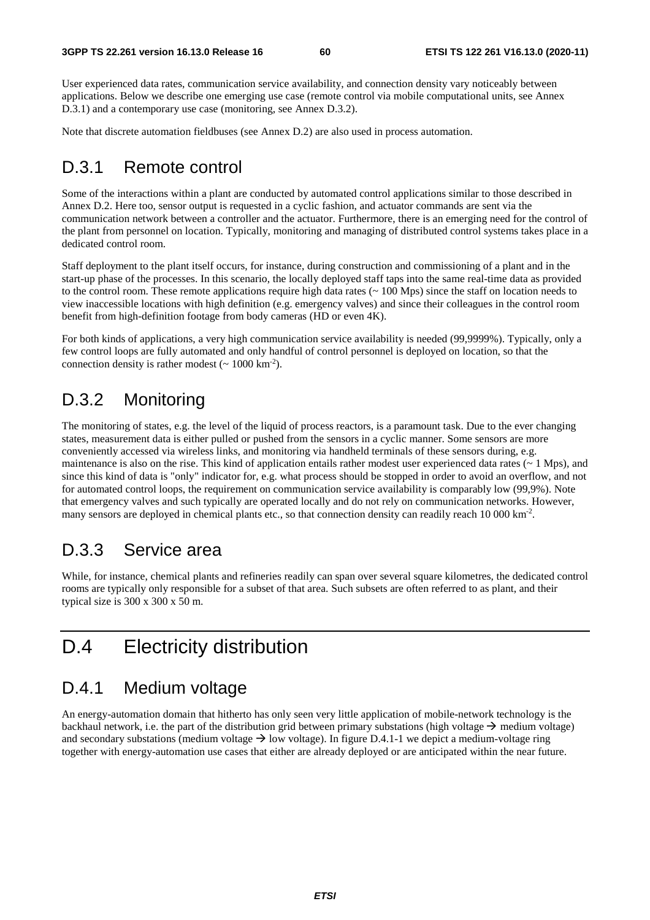User experienced data rates, communication service availability, and connection density vary noticeably between applications. Below we describe one emerging use case (remote control via mobile computational units, see Annex D.3.1) and a contemporary use case (monitoring, see Annex D.3.2).

Note that discrete automation fieldbuses (see Annex D.2) are also used in process automation.

## D.3.1 Remote control

Some of the interactions within a plant are conducted by automated control applications similar to those described in Annex D.2. Here too, sensor output is requested in a cyclic fashion, and actuator commands are sent via the communication network between a controller and the actuator. Furthermore, there is an emerging need for the control of the plant from personnel on location. Typically, monitoring and managing of distributed control systems takes place in a dedicated control room.

Staff deployment to the plant itself occurs, for instance, during construction and commissioning of a plant and in the start-up phase of the processes. In this scenario, the locally deployed staff taps into the same real-time data as provided to the control room. These remote applications require high data rates (~ 100 Mps) since the staff on location needs to view inaccessible locations with high definition (e.g. emergency valves) and since their colleagues in the control room benefit from high-definition footage from body cameras (HD or even 4K).

For both kinds of applications, a very high communication service availability is needed (99,9999%). Typically, only a few control loops are fully automated and only handful of control personnel is deployed on location, so that the connection density is rather modest (~ 1000 $km^{-2}$).

## D.3.2 Monitoring

The monitoring of states, e.g. the level of the liquid of process reactors, is a paramount task. Due to the ever changing states, measurement data is either pulled or pushed from the sensors in a cyclic manner. Some sensors are more conveniently accessed via wireless links, and monitoring via handheld terminals of these sensors during, e.g. maintenance is also on the rise. This kind of application entails rather modest user experienced data rates (~ 1 Mps), and since this kind of data is "only" indicator for, e.g. what process should be stopped in order to avoid an overflow, and not for automated control loops, the requirement on communication service availability is comparably low (99,9%). Note that emergency valves and such typically are operated locally and do not rely on communication networks. However, many sensors are deployed in chemical plants etc., so that connection density can readily reach 10 000 $km^{-2}$.

## D.3.3 Service area

While, for instance, chemical plants and refineries readily can span over several square kilometres, the dedicated control rooms are typically only responsible for a subset of that area. Such subsets are often referred to as plant, and their typical size is 300 x 300 x 50 m.

# D.4 Electricity distribution

## D.4.1 Medium voltage

An energy-automation domain that hitherto has only seen very little application of mobile-network technology is the backhaul network, i.e. the part of the distribution grid between primary substations (high voltage → medium voltage) and secondary substations (medium voltage → low voltage). In figure D.4.1-1 we depict a medium-voltage ring together with energy-automation use cases that either are already deployed or are anticipated within the near future.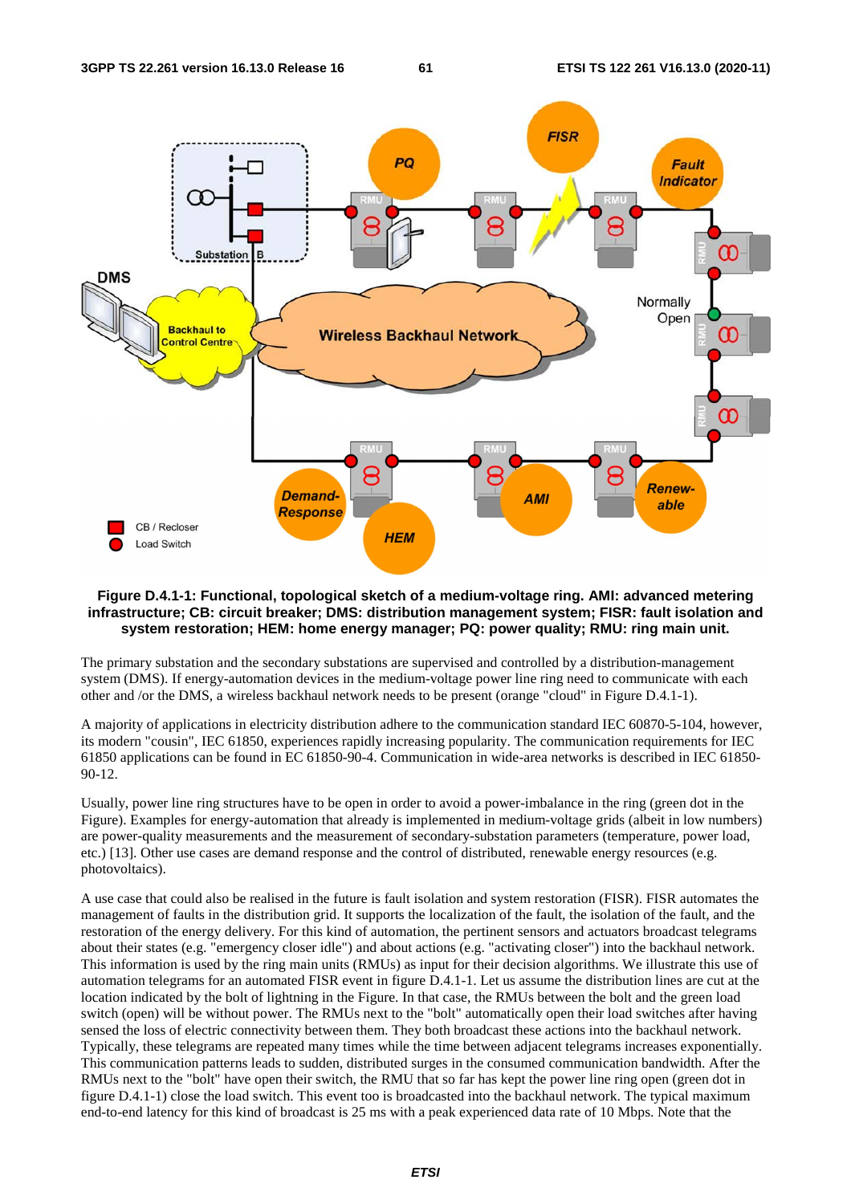**Figure D.4.1-1: Functional, topological sketch of a medium-voltage ring. AMI: advanced metering infrastructure; CB: circuit breaker; DMS: distribution management system; FISR: fault isolation and system restoration; HEM: home energy manager; PQ: power quality; RMU: ring main unit.**

The primary substation and the secondary substations are supervised and controlled by a distribution-management system (DMS). If energy-automation devices in the medium-voltage power line ring need to communicate with each other and /or the DMS, a wireless backhaul network needs to be present (orange "cloud" in Figure D.4.1-1).

A majority of applications in electricity distribution adhere to the communication standard IEC 60870-5-104, however, its modern "cousin", IEC 61850, experiences rapidly increasing popularity. The communication requirements for IEC 61850 applications can be found in EC 61850-90-4. Communication in wide-area networks is described in IEC 61850-90-12.

Usually, power line ring structures have to be open in order to avoid a power-imbalance in the ring (green dot in the Figure). Examples for energy-automation that already is implemented in medium-voltage grids (albeit in low numbers) are power-quality measurements and the measurement of secondary-substation parameters (temperature, power load, etc.) [13]. Other use cases are demand response and the control of distributed, renewable energy resources (e.g. photovoltaics).

A use case that could also be realised in the future is fault isolation and system restoration (FISR). FISR automates the management of faults in the distribution grid. It supports the localization of the fault, the isolation of the fault, and the restoration of the energy delivery. For this kind of automation, the pertinent sensors and actuators broadcast telegrams about their states (e.g. "emergency closer idle") and about actions (e.g. "activating closer") into the backhaul network. This information is used by the ring main units (RMUs) as input for their decision algorithms. We illustrate this use of automation telegrams for an automated FISR event in figure D.4.1-1. Let us assume the distribution lines are cut at the location indicated by the bolt of lightning in the Figure. In that case, the RMUs between the bolt and the green load switch (open) will be without power. The RMUs next to the "bolt" automatically open their load switches after having sensed the loss of electric connectivity between them. They both broadcast these actions into the backhaul network. Typically, these telegrams are repeated many times while the time between adjacent telegrams increases exponentially. This communication patterns leads to sudden, distributed surges in the consumed communication bandwidth. After the RMUs next to the "bolt" have open their switch, the RMU that so far has kept the power line ring open (green dot in figure D.4.1-1) close the load switch. This event too is broadcasted into the backhaul network. The typical maximum end-to-end latency for this kind of broadcast is 25 ms with a peak experienced data rate of 10 Mbps. Note that the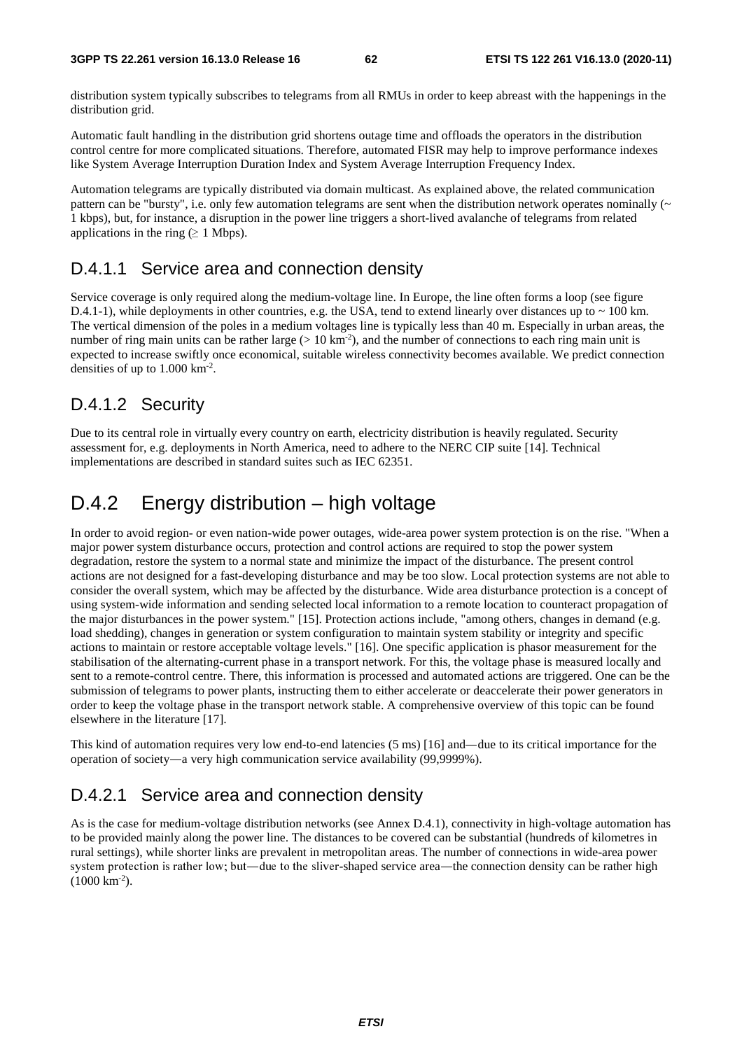distribution system typically subscribes to telegrams from all RMUs in order to keep abreast with the happenings in the distribution grid.

Automatic fault handling in the distribution grid shortens outage time and offloads the operators in the distribution control centre for more complicated situations. Therefore, automated FISR may help to improve performance indexes like System Average Interruption Duration Index and System Average Interruption Frequency Index.

Automation telegrams are typically distributed via domain multicast. As explained above, the related communication pattern can be "bursty", i.e. only few automation telegrams are sent when the distribution network operates nominally (~ 1 kbps), but, for instance, a disruption in the power line triggers a short-lived avalanche of telegrams from related applications in the ring (≥ 1 Mbps).

### D.4.1.1 Service area and connection density

Service coverage is only required along the medium-voltage line. In Europe, the line often forms a loop (see figure D.4.1-1), while deployments in other countries, e.g. the USA, tend to extend linearly over distances up to ~ 100 km. The vertical dimension of the poles in a medium voltages line is typically less than 40 m. Especially in urban areas, the number of ring main units can be rather large (> 10 $km^{-2}$), and the number of connections to each ring main unit is expected to increase swiftly once economical, suitable wireless connectivity becomes available. We predict connection densities of up to 1.000 $km^{-2}$.

### D.4.1.2 Security

Due to its central role in virtually every country on earth, electricity distribution is heavily regulated. Security assessment for, e.g. deployments in North America, need to adhere to the NERC CIP suite [14]. Technical implementations are described in standard suites such as IEC 62351.

## D.4.2 Energy distribution – high voltage

In order to avoid region- or even nation-wide power outages, wide-area power system protection is on the rise. "When a major power system disturbance occurs, protection and control actions are required to stop the power system degradation, restore the system to a normal state and minimize the impact of the disturbance. The present control actions are not designed for a fast-developing disturbance and may be too slow. Local protection systems are not able to consider the overall system, which may be affected by the disturbance. Wide area disturbance protection is a concept of using system-wide information and sending selected local information to a remote location to counteract propagation of the major disturbances in the power system." [15]. Protection actions include, "among others, changes in demand (e.g. load shedding), changes in generation or system configuration to maintain system stability or integrity and specific actions to maintain or restore acceptable voltage levels." [16]. One specific application is phasor measurement for the stabilisation of the alternating-current phase in a transport network. For this, the voltage phase is measured locally and sent to a remote-control centre. There, this information is processed and automated actions are triggered. One can be the submission of telegrams to power plants, instructing them to either accelerate or deaccelerate their power generators in order to keep the voltage phase in the transport network stable. A comprehensive overview of this topic can be found elsewhere in the literature [17].

This kind of automation requires very low end-to-end latencies (5 ms) [16] and—due to its critical importance for the operation of society—a very high communication service availability (99,9999%).

### D.4.2.1 Service area and connection density

As is the case for medium-voltage distribution networks (see Annex D.4.1), connectivity in high-voltage automation has to be provided mainly along the power line. The distances to be covered can be substantial (hundreds of kilometres in rural settings), while shorter links are prevalent in metropolitan areas. The number of connections in wide-area power system protection is rather low; but—due to the sliver-shaped service area—the connection density can be rather high (1000 $km^{-2}$).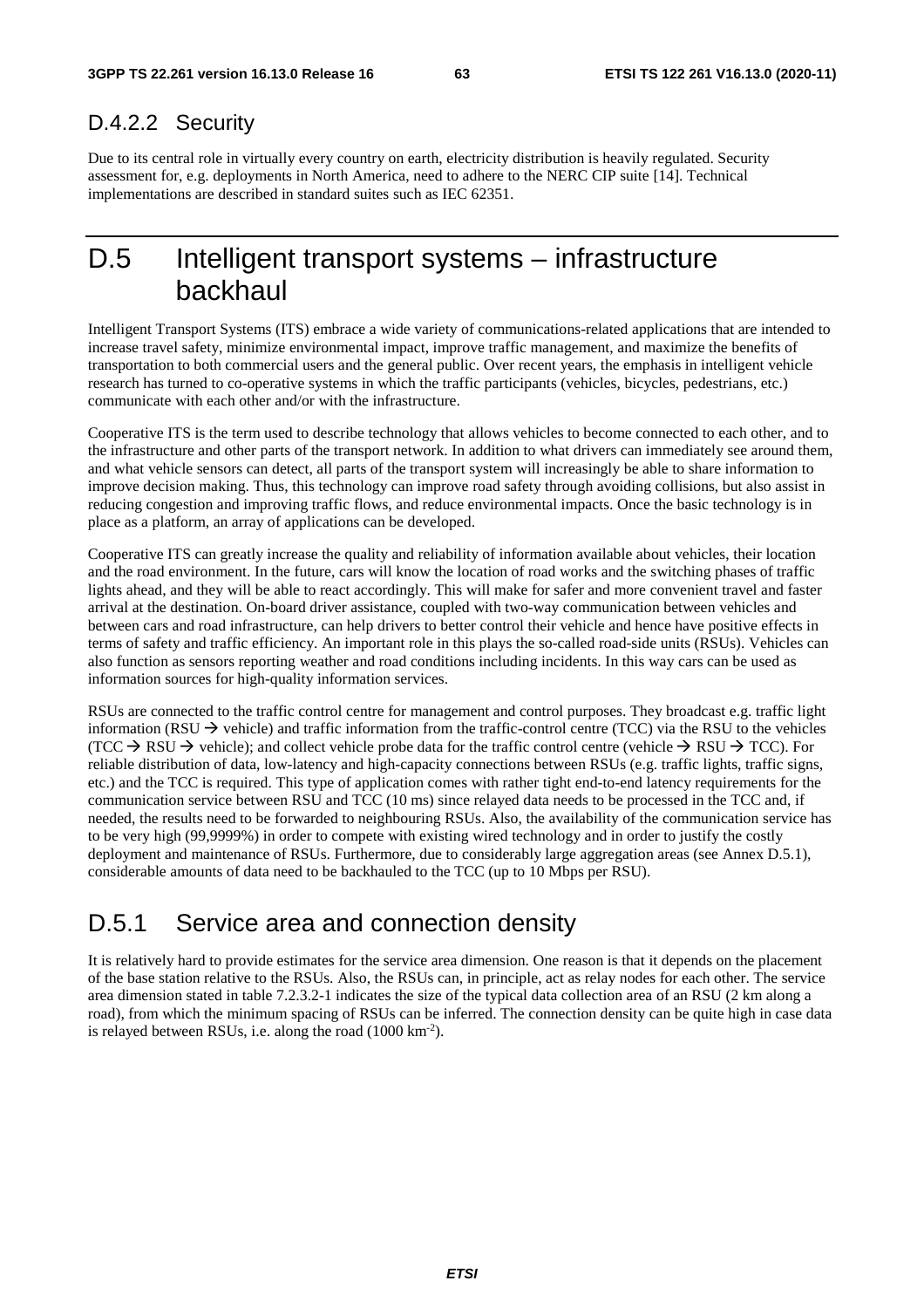### D.4.2.2 Security

Due to its central role in virtually every country on earth, electricity distribution is heavily regulated. Security assessment for, e.g. deployments in North America, need to adhere to the NERC CIP suite [14]. Technical implementations are described in standard suites such as IEC 62351.

# D.5 Intelligent transport systems – infrastructure backhaul

Intelligent Transport Systems (ITS) embrace a wide variety of communications-related applications that are intended to increase travel safety, minimize environmental impact, improve traffic management, and maximize the benefits of transportation to both commercial users and the general public. Over recent years, the emphasis in intelligent vehicle research has turned to co-operative systems in which the traffic participants (vehicles, bicycles, pedestrians, etc.) communicate with each other and/or with the infrastructure.

Cooperative ITS is the term used to describe technology that allows vehicles to become connected to each other, and to the infrastructure and other parts of the transport network. In addition to what drivers can immediately see around them, and what vehicle sensors can detect, all parts of the transport system will increasingly be able to share information to improve decision making. Thus, this technology can improve road safety through avoiding collisions, but also assist in reducing congestion and improving traffic flows, and reduce environmental impacts. Once the basic technology is in place as a platform, an array of applications can be developed.

Cooperative ITS can greatly increase the quality and reliability of information available about vehicles, their location and the road environment. In the future, cars will know the location of road works and the switching phases of traffic lights ahead, and they will be able to react accordingly. This will make for safer and more convenient travel and faster arrival at the destination. On-board driver assistance, coupled with two-way communication between vehicles and between cars and road infrastructure, can help drivers to better control their vehicle and hence have positive effects in terms of safety and traffic efficiency. An important role in this plays the so-called road-side units (RSUs). Vehicles can also function as sensors reporting weather and road conditions including incidents. In this way cars can be used as information sources for high-quality information services.

RSUs are connected to the traffic control centre for management and control purposes. They broadcast e.g. traffic light information (RSU → vehicle) and traffic information from the traffic-control centre (TCC) via the RSU to the vehicles (TCC → RSU → vehicle); and collect vehicle probe data for the traffic control centre (vehicle → RSU → TCC). For reliable distribution of data, low-latency and high-capacity connections between RSUs (e.g. traffic lights, traffic signs, etc.) and the TCC is required. This type of application comes with rather tight end-to-end latency requirements for the communication service between RSU and TCC (10 ms) since relayed data needs to be processed in the TCC and, if needed, the results need to be forwarded to neighbouring RSUs. Also, the availability of the communication service has to be very high (99,9999%) in order to compete with existing wired technology and in order to justify the costly deployment and maintenance of RSUs. Furthermore, due to considerably large aggregation areas (see Annex D.5.1), considerable amounts of data need to be backhauled to the TCC (up to 10 Mbps per RSU).

## D.5.1 Service area and connection density

It is relatively hard to provide estimates for the service area dimension. One reason is that it depends on the placement of the base station relative to the RSUs. Also, the RSUs can, in principle, act as relay nodes for each other. The service area dimension stated in table 7.2.3.2-1 indicates the size of the typical data collection area of an RSU (2 km along a road), from which the minimum spacing of RSUs can be inferred. The connection density can be quite high in case data is relayed between RSUs, i.e. along the road (1000 $km^{-2}$).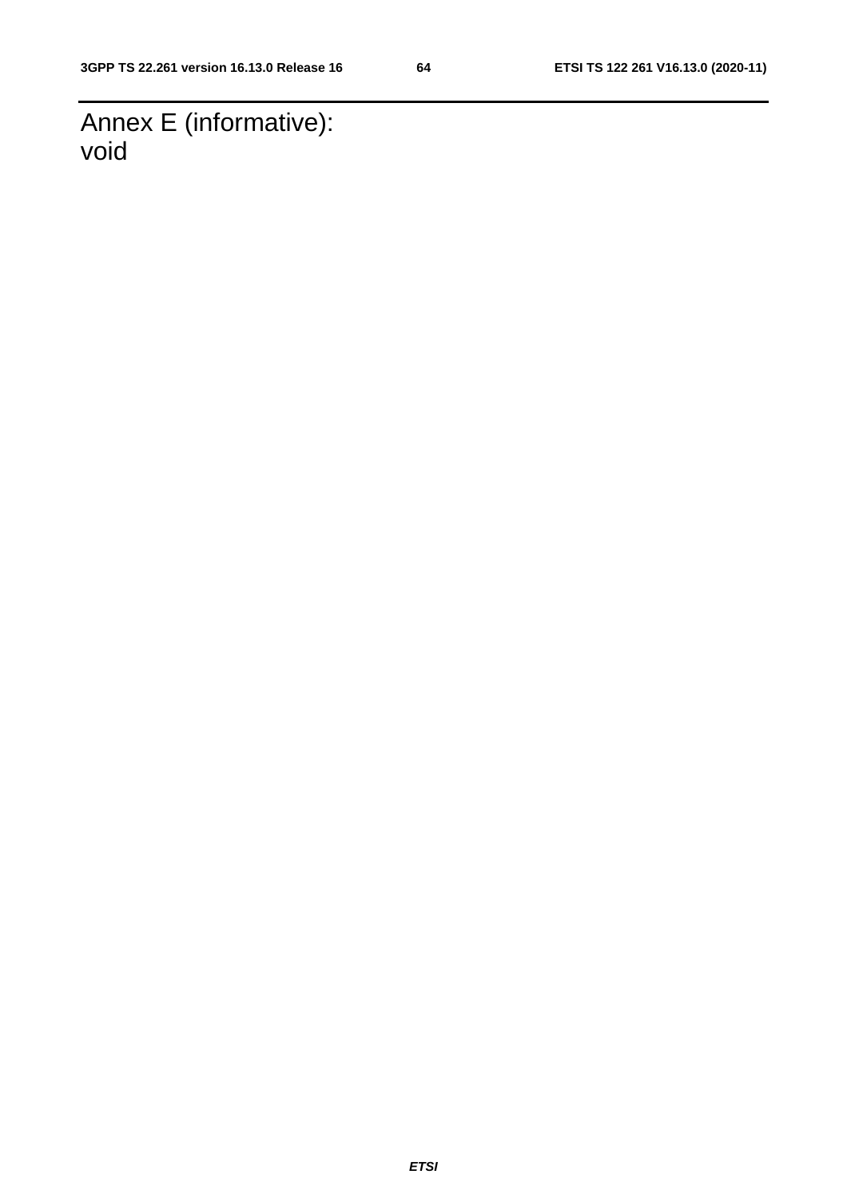# Annex E (informative): void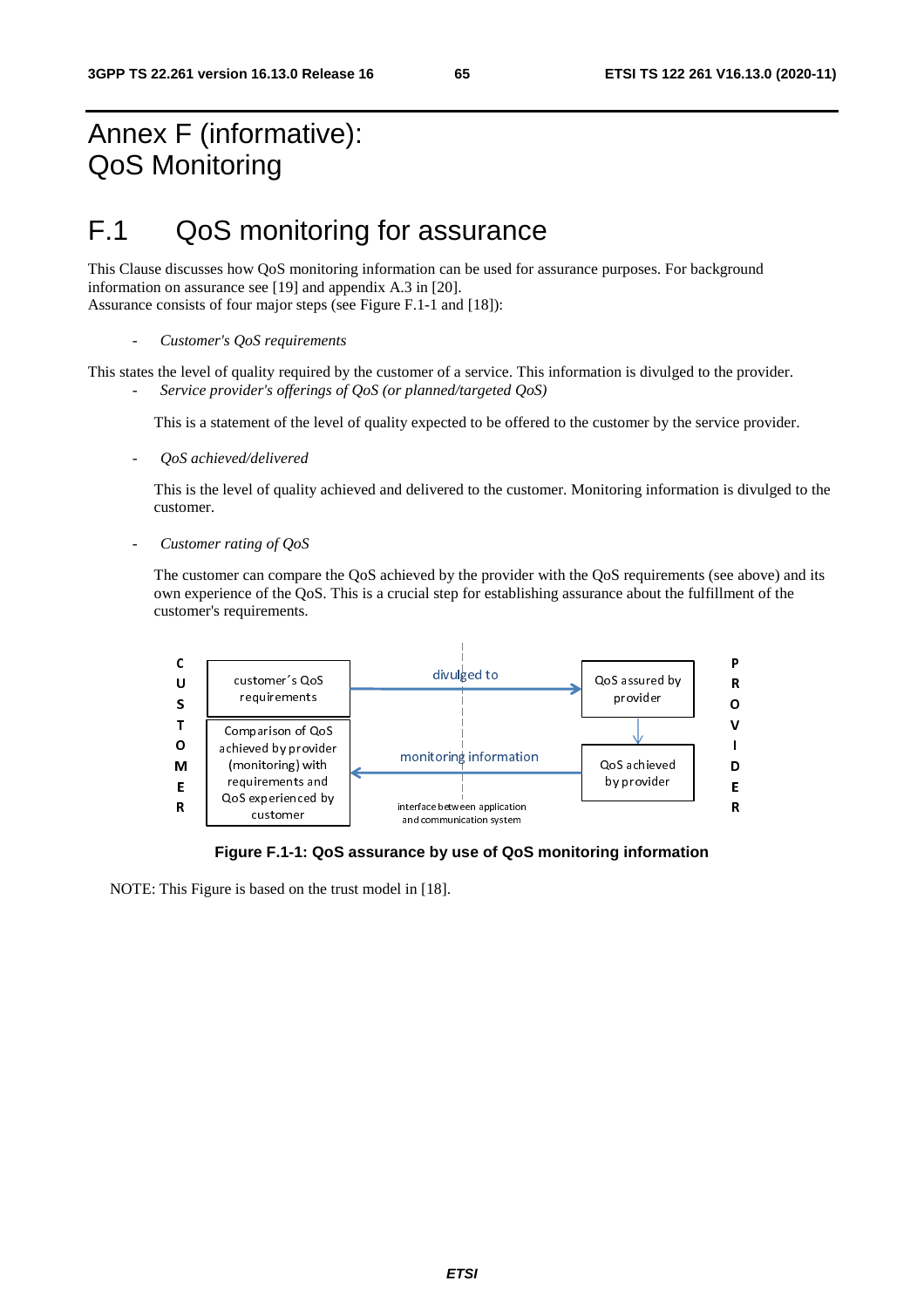# Annex F (informative): QoS Monitoring

## F.1 QoS monitoring for assurance

This Clause discusses how QoS monitoring information can be used for assurance purposes. For background information on assurance see [19] and appendix A.3 in [20].
Assurance consists of four major steps (see Figure F.1-1 and [18]):

- *Customer's QoS requirements*

This states the level of quality required by the customer of a service. This information is divulged to the provider.

- *Service provider's offerings of QoS (or planned/targeted QoS)*

  This is a statement of the level of quality expected to be offered to the customer by the service provider.

- *QoS achieved/delivered*

  This is the level of quality achieved and delivered to the customer. Monitoring information is divulged to the customer.

- *Customer rating of QoS*

  The customer can compare the QoS achieved by the provider with the QoS requirements (see above) and its own experience of the QoS. This is a crucial step for establishing assurance about the fulfillment of the customer's requirements.

**Figure F.1-1: QoS assurance by use of QoS monitoring information**

NOTE: This Figure is based on the trust model in [18].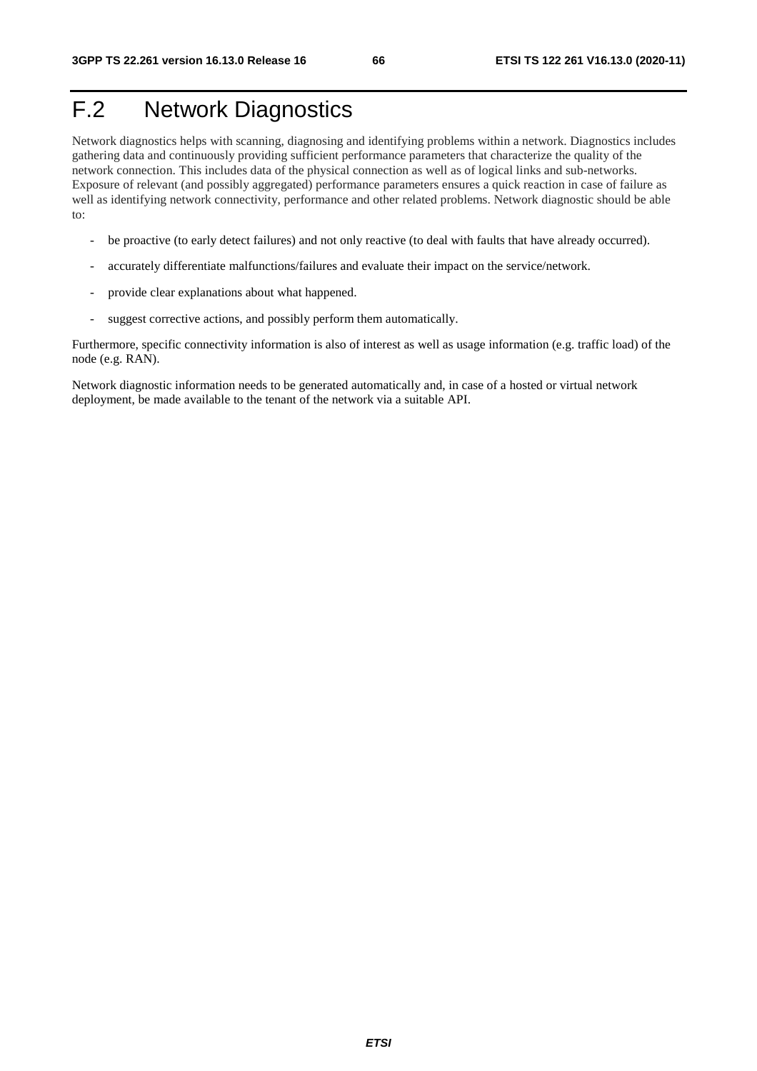# F.2 Network Diagnostics

Network diagnostics helps with scanning, diagnosing and identifying problems within a network. Diagnostics includes gathering data and continuously providing sufficient performance parameters that characterize the quality of the network connection. This includes data of the physical connection as well as of logical links and sub-networks. Exposure of relevant (and possibly aggregated) performance parameters ensures a quick reaction in case of failure as well as identifying network connectivity, performance and other related problems. Network diagnostic should be able to:

- be proactive (to early detect failures) and not only reactive (to deal with faults that have already occurred).
- accurately differentiate malfunctions/failures and evaluate their impact on the service/network.
- provide clear explanations about what happened.
- suggest corrective actions, and possibly perform them automatically.

Furthermore, specific connectivity information is also of interest as well as usage information (e.g. traffic load) of the node (e.g. RAN).

Network diagnostic information needs to be generated automatically and, in case of a hosted or virtual network deployment, be made available to the tenant of the network via a suitable API.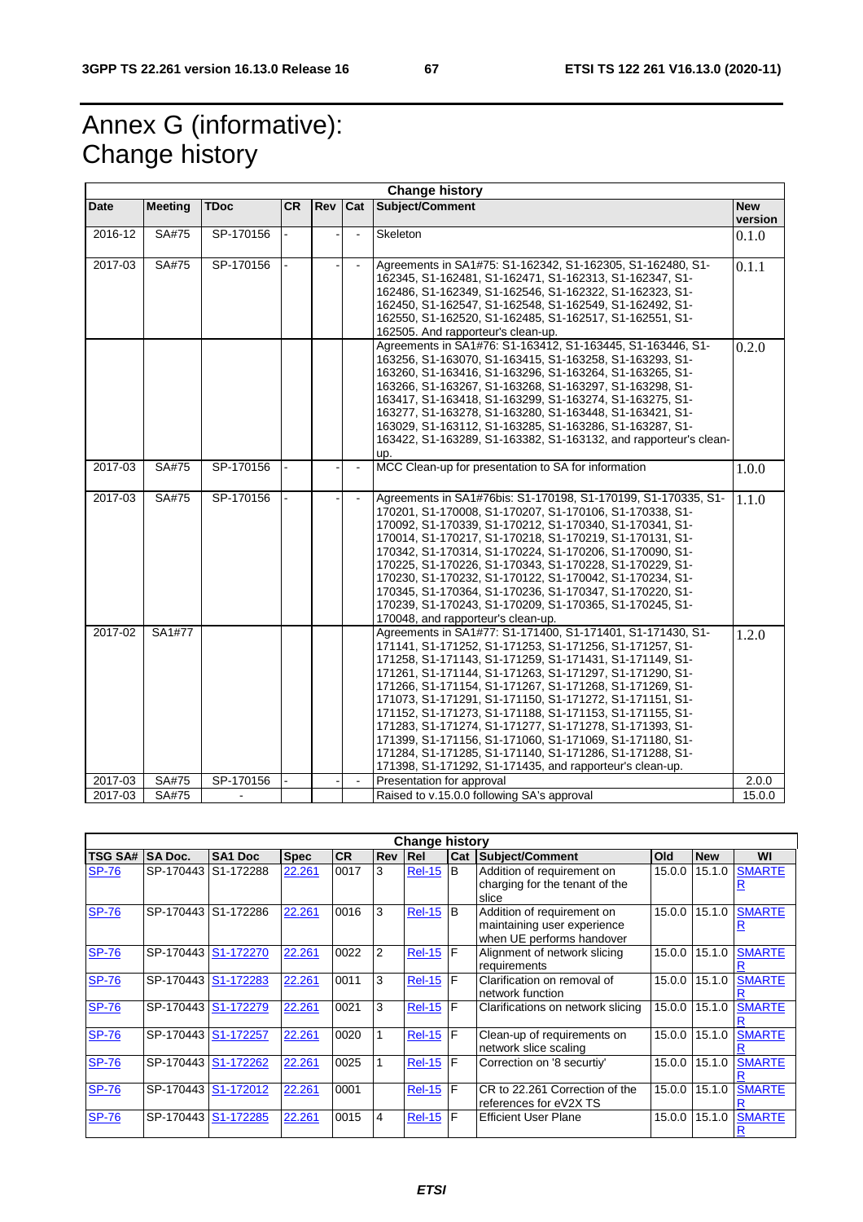# Annex G (informative): Change history

| Change history | | | | | | | |
|---|---|---|---|---|---|---|---|
| **Date** | **Meeting** | **TDoc** | **CR** | **Rev** | **Cat** | **Subject/Comment** | **New version** |
| 2016-12 | SA#75 | SP-170156 | - | - | - | Skeleton | 0.1.0 |
| 2017-03 | SA#75 | SP-170156 | - | - | - | Agreements in SA1#75: S1-162342, S1-162305, S1-162480, S1-162345, S1-162481, S1-162471, S1-162313, S1-162347, S1-162486, S1-162349, S1-162546, S1-162322, S1-162323, S1-162450, S1-162547, S1-162548, S1-162549, S1-162492, S1-162550, S1-162520, S1-162485, S1-162517, S1-162551, S1-162505. And rapporteur's clean-up. | 0.1.1 |
| | | | | | | Agreements in SA1#76: S1-163412, S1-163445, S1-163446, S1-163256, S1-163070, S1-163415, S1-163258, S1-163293, S1-163260, S1-163416, S1-163296, S1-163264, S1-163265, S1-163266, S1-163267, S1-163268, S1-163297, S1-163298, S1-163417, S1-163418, S1-163299, S1-163274, S1-163275, S1-163277, S1-163278, S1-163280, S1-163448, S1-163421, S1-163029, S1-163112, S1-163285, S1-163286, S1-163287, S1-163422, S1-163289, S1-163382, S1-163132, and rapporteur's clean-up. | 0.2.0 |
| 2017-03 | SA#75 | SP-170156 | - | - | - | MCC Clean-up for presentation to SA for information | 1.0.0 |
| 2017-03 | SA#75 | SP-170156 | - | - | - | Agreements in SA1#76bis: S1-170198, S1-170199, S1-170335, S1-170201, S1-170008, S1-170207, S1-170106, S1-170338, S1-170092, S1-170339, S1-170212, S1-170340, S1-170341, S1-170014, S1-170217, S1-170218, S1-170219, S1-170131, S1-170342, S1-170314, S1-170224, S1-170206, S1-170090, S1-170225, S1-170226, S1-170343, S1-170228, S1-170229, S1-170230, S1-170232, S1-170122, S1-170042, S1-170234, S1-170345, S1-170364, S1-170236, S1-170347, S1-170220, S1-170239, S1-170243, S1-170209, S1-170365, S1-170245, S1-170048, and rapporteur's clean-up. | 1.1.0 |
| 2017-02 | SA1#77 | | | | | Agreements in SA1#77: S1-171400, S1-171401, S1-171430, S1-171141, S1-171252, S1-171253, S1-171256, S1-171257, S1-171258, S1-171143, S1-171259, S1-171431, S1-171149, S1-171261, S1-171144, S1-171263, S1-171297, S1-171290, S1-171266, S1-171154, S1-171267, S1-171268, S1-171269, S1-171073, S1-171291, S1-171150, S1-171272, S1-171151, S1-171152, S1-171273, S1-171188, S1-171153, S1-171155, S1-171283, S1-171274, S1-171277, S1-171278, S1-171393, S1-171399, S1-171156, S1-171060, S1-171069, S1-171180, S1-171284, S1-171285, S1-171140, S1-171286, S1-171288, S1-171398, S1-171292, S1-171435, and rapporteur's clean-up. | 1.2.0 |
| 2017-03 | SA#75 | SP-170156 | - | - | - | Presentation for approval | 2.0.0 |
| 2017-03 | SA#75 | - | | | | Raised to v.15.0.0 following SA's approval | 15.0.0 |

| Change history | | | | | | | | | | | |
|---|---|---|---|---|---|---|---|---|---|---|---|
| **TSG SA#** | **SA Doc.** | **SA1 Doc** | **Spec** | **CR** | **Rev** | **Rel** | **Cat** | **Subject/Comment** | **Old** | **New** | **WI** |
| SP-76 | SP-170443 | S1-172288 | 22.261 | 0017 | 3 | Rel-15 | B | Addition of requirement on charging for the tenant of the slice | 15.0.0 | 15.1.0 | SMARTER |
| SP-76 | SP-170443 | S1-172286 | 22.261 | 0016 | 3 | Rel-15 | B | Addition of requirement on maintaining user experience when UE performs handover | 15.0.0 | 15.1.0 | SMARTER |
| SP-76 | SP-170443 | S1-172270 | 22.261 | 0022 | 2 | Rel-15 | F | Alignment of network slicing requirements | 15.0.0 | 15.1.0 | SMARTER |
| SP-76 | SP-170443 | S1-172283 | 22.261 | 0011 | 3 | Rel-15 | F | Clarification on removal of network function | 15.0.0 | 15.1.0 | SMARTER |
| SP-76 | SP-170443 | S1-172279 | 22.261 | 0021 | 3 | Rel-15 | F | Clarifications on network slicing | 15.0.0 | 15.1.0 | SMARTER |
| SP-76 | SP-170443 | S1-172257 | 22.261 | 0020 | 1 | Rel-15 | F | Clean-up of requirements on network slice scaling | 15.0.0 | 15.1.0 | SMARTER |
| SP-76 | SP-170443 | S1-172262 | 22.261 | 0025 | 1 | Rel-15 | F | Correction on '8 securtiy' | 15.0.0 | 15.1.0 | SMARTER |
| SP-76 | SP-170443 | S1-172012 | 22.261 | 0001 | | Rel-15 | F | CR to 22.261 Correction of the references for eV2X TS | 15.0.0 | 15.1.0 | SMARTER |
| SP-76 | SP-170443 | S1-172285 | 22.261 | 0015 | 4 | Rel-15 | F | Efficient User Plane | 15.0.0 | 15.1.0 | SMARTER |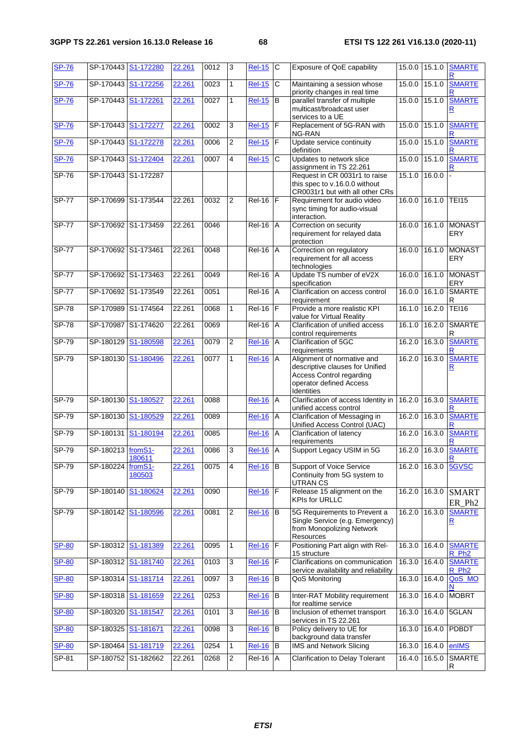| SP-76 | SP-170443 | S1-172280 | 22.261 | 0012 | 3 | Rel-15 | C | Exposure of QoE capability | 15.0.0 | 15.1.0 | SMARTER |
|---|---|---|---|---|---|---|---|---|---|---|---|
| SP-76 | SP-170443 | S1-172256 | 22.261 | 0023 | 1 | Rel-15 | C | Maintaining a session whose priority changes in real time | 15.0.0 | 15.1.0 | SMARTER |
| SP-76 | SP-170443 | S1-172261 | 22.261 | 0027 | 1 | Rel-15 | B | parallel transfer of multiple multicast/broadcast user services to a UE | 15.0.0 | 15.1.0 | SMARTER |
| SP-76 | SP-170443 | S1-172277 | 22.261 | 0002 | 3 | Rel-15 | F | Replacement of 5G-RAN with NG-RAN | 15.0.0 | 15.1.0 | SMARTER |
| SP-76 | SP-170443 | S1-172278 | 22.261 | 0006 | 2 | Rel-15 | F | Update service continuity definition | 15.0.0 | 15.1.0 | SMARTER |
| SP-76 | SP-170443 | S1-172404 | 22.261 | 0007 | 4 | Rel-15 | C | Updates to network slice assignment in TS 22.261 | 15.0.0 | 15.1.0 | SMARTER |
| SP-76 | SP-170443 | S1-172287 | | | | | | Request in CR 0031r1 to raise this spec to v.16.0.0 without CR0031r1 but with all other CRs | 15.1.0 | 16.0.0 | - |
| SP-77 | SP-170699 | S1-173544 | 22.261 | 0032 | 2 | Rel-16 | F | Requirement for audio video sync timing for audio-visual interaction. | 16.0.0 | 16.1.0 | TEI15 |
| SP-77 | SP-170692 | S1-173459 | 22.261 | 0046 | | Rel-16 | A | Correction on security requirement for relayed data protection | 16.0.0 | 16.1.0 | MONASTERY |
| SP-77 | SP-170692 | S1-173461 | 22.261 | 0048 | | Rel-16 | A | Correction on regulatory requirement for all access technologies | 16.0.0 | 16.1.0 | MONASTERY |
| SP-77 | SP-170692 | S1-173463 | 22.261 | 0049 | | Rel-16 | A | Update TS number of eV2X specification | 16.0.0 | 16.1.0 | MONASTERY |
| SP-77 | SP-170692 | S1-173549 | 22.261 | 0051 | | Rel-16 | A | Clarification on access control requirement | 16.0.0 | 16.1.0 | SMARTER |
| SP-78 | SP-170989 | S1-174564 | 22.261 | 0068 | 1 | Rel-16 | F | Provide a more realistic KPI value for Virtual Reality | 16.1.0 | 16.2.0 | TEI16 |
| SP-78 | SP-170987 | S1-174620 | 22.261 | 0069 | | Rel-16 | A | Clarification of unified access control requirements | 16.1.0 | 16.2.0 | SMARTER |
| SP-79 | SP-180129 | S1-180598 | 22.261 | 0079 | 2 | Rel-16 | A | Clarification of 5GC requirements | 16.2.0 | 16.3.0 | SMARTER |
| SP-79 | SP-180130 | S1-180496 | 22.261 | 0077 | 1 | Rel-16 | A | Alignment of normative and descriptive clauses for Unified Access Control regarding operator defined Access Identities | 16.2.0 | 16.3.0 | SMARTER |
| SP-79 | SP-180130 | S1-180527 | 22.261 | 0088 | | Rel-16 | A | Clarification of access Identity in unified access control | 16.2.0 | 16.3.0 | SMARTER |
| SP-79 | SP-180130 | S1-180529 | 22.261 | 0089 | | Rel-16 | A | Clarification of Messaging in Unified Access Control (UAC) | 16.2.0 | 16.3.0 | SMARTER |
| SP-79 | SP-180131 | S1-180194 | 22.261 | 0085 | | Rel-16 | A | Clarification of latency requirements | 16.2.0 | 16.3.0 | SMARTER |
| SP-79 | SP-180213 | fromS1-180611 | 22.261 | 0086 | 3 | Rel-16 | A | Support Legacy USIM in 5G | 16.2.0 | 16.3.0 | SMARTER |
| SP-79 | SP-180224 | fromS1-180503 | 22.261 | 0075 | 4 | Rel-16 | B | Support of Voice Service Continuity from 5G system to UTRAN CS | 16.2.0 | 16.3.0 | 5GVSC |
| SP-79 | SP-180140 | S1-180624 | 22.261 | 0090 | | Rel-16 | F | Release 15 alignment on the KPIs for URLLC | 16.2.0 | 16.3.0 | SMARTER_Ph2 |
| SP-79 | SP-180142 | S1-180596 | 22.261 | 0081 | 2 | Rel-16 | B | 5G Requirements to Prevent a Single Service (e.g. Emergency) from Monopolizing Network Resources | 16.2.0 | 16.3.0 | SMARTER |
| SP-80 | SP-180312 | S1-181389 | 22.261 | 0095 | 1 | Rel-16 | F | Positioning Part align with Rel-15 structure | 16.3.0 | 16.4.0 | SMARTER_Ph2 |
| SP-80 | SP-180312 | S1-181740 | 22.261 | 0103 | 3 | Rel-16 | F | Clarifications on communication service availability and reliability | 16.3.0 | 16.4.0 | SMARTER_Ph2 |
| SP-80 | SP-180314 | S1-181714 | 22.261 | 0097 | 3 | Rel-16 | B | QoS Monitoring | 16.3.0 | 16.4.0 | QoS_MON |
| SP-80 | SP-180318 | S1-181659 | 22.261 | 0253 | | Rel-16 | B | Inter-RAT Mobility requirement for realtime service | 16.3.0 | 16.4.0 | MOBRT |
| SP-80 | SP-180320 | S1-181547 | 22.261 | 0101 | 3 | Rel-16 | B | Inclusion of ethernet transport services in TS 22.261 | 16.3.0 | 16.4.0 | 5GLAN |
| SP-80 | SP-180325 | S1-181671 | 22.261 | 0098 | 3 | Rel-16 | B | Policy delivery to UE for background data transfer | 16.3.0 | 16.4.0 | PDBDT |
| SP-80 | SP-180464 | S1-181719 | 22.261 | 0254 | 1 | Rel-16 | B | IMS and Network Slicing | 16.3.0 | 16.4.0 | enIMS |
| SP-81 | SP-180752 | S1-182662 | 22.261 | 0268 | 2 | Rel-16 | A | Clarification to Delay Tolerant | 16.4.0 | 16.5.0 | SMARTER |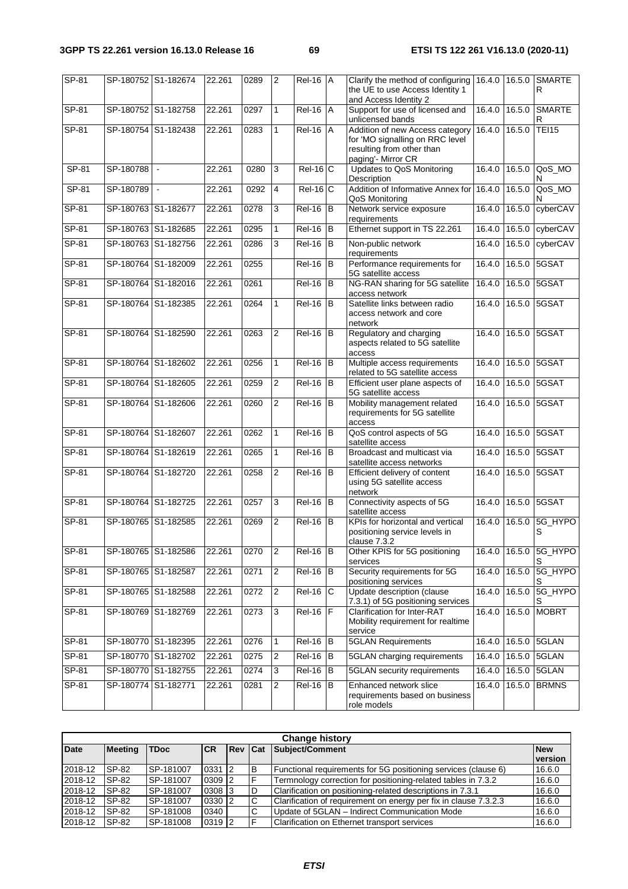| SP-81 | SP-180752 | S1-182674 | 22.261 | 0289 | 2 | Rel-16 | A | Clarify the method of configuring the UE to use Access Identity 1 and Access Identity 2 | 16.4.0 | 16.5.0 | SMARTER |
|---|---|---|---|---|---|---|---|---|---|---|---|
| SP-81 | SP-180752 | S1-182758 | 22.261 | 0297 | 1 | Rel-16 | A | Support for use of licensed and unlicensed bands | 16.4.0 | 16.5.0 | SMARTER |
| SP-81 | SP-180754 | S1-182438 | 22.261 | 0283 | 1 | Rel-16 | A | Addition of new Access category for 'MO signalling on RRC level resulting from other than paging'- Mirror CR | 16.4.0 | 16.5.0 | TEI15 |
| SP-81 | SP-180788 | - | 22.261 | 0280 | 3 | Rel-16 | C | Updates to QoS Monitoring Description | 16.4.0 | 16.5.0 | QoS_MON |
| SP-81 | SP-180789 | - | 22.261 | 0292 | 4 | Rel-16 | C | Addition of Informative Annex for QoS Monitoring | 16.4.0 | 16.5.0 | QoS_MON |
| SP-81 | SP-180763 | S1-182677 | 22.261 | 0278 | 3 | Rel-16 | B | Network service exposure requirements | 16.4.0 | 16.5.0 | cyberCAV |
| SP-81 | SP-180763 | S1-182685 | 22.261 | 0295 | 1 | Rel-16 | B | Ethernet support in TS 22.261 | 16.4.0 | 16.5.0 | cyberCAV |
| SP-81 | SP-180763 | S1-182756 | 22.261 | 0286 | 3 | Rel-16 | B | Non-public network requirements | 16.4.0 | 16.5.0 | cyberCAV |
| SP-81 | SP-180764 | S1-182009 | 22.261 | 0255 | | Rel-16 | B | Performance requirements for 5G satellite access | 16.4.0 | 16.5.0 | 5GSAT |
| SP-81 | SP-180764 | S1-182016 | 22.261 | 0261 | | Rel-16 | B | NG-RAN sharing for 5G satellite access network | 16.4.0 | 16.5.0 | 5GSAT |
| SP-81 | SP-180764 | S1-182385 | 22.261 | 0264 | 1 | Rel-16 | B | Satellite links between radio access network and core network | 16.4.0 | 16.5.0 | 5GSAT |
| SP-81 | SP-180764 | S1-182590 | 22.261 | 0263 | 2 | Rel-16 | B | Regulatory and charging aspects related to 5G satellite access | 16.4.0 | 16.5.0 | 5GSAT |
| SP-81 | SP-180764 | S1-182602 | 22.261 | 0256 | 1 | Rel-16 | B | Multiple access requirements related to 5G satellite access | 16.4.0 | 16.5.0 | 5GSAT |
| SP-81 | SP-180764 | S1-182605 | 22.261 | 0259 | 2 | Rel-16 | B | Efficient user plane aspects of 5G satellite access | 16.4.0 | 16.5.0 | 5GSAT |
| SP-81 | SP-180764 | S1-182606 | 22.261 | 0260 | 2 | Rel-16 | B | Mobility management related requirements for 5G satellite access | 16.4.0 | 16.5.0 | 5GSAT |
| SP-81 | SP-180764 | S1-182607 | 22.261 | 0262 | 1 | Rel-16 | B | QoS control aspects of 5G satellite access | 16.4.0 | 16.5.0 | 5GSAT |
| SP-81 | SP-180764 | S1-182619 | 22.261 | 0265 | 1 | Rel-16 | B | Broadcast and multicast via satellite access networks | 16.4.0 | 16.5.0 | 5GSAT |
| SP-81 | SP-180764 | S1-182720 | 22.261 | 0258 | 2 | Rel-16 | B | Efficient delivery of content using 5G satellite access network | 16.4.0 | 16.5.0 | 5GSAT |
| SP-81 | SP-180764 | S1-182725 | 22.261 | 0257 | 3 | Rel-16 | B | Connectivity aspects of 5G satellite access | 16.4.0 | 16.5.0 | 5GSAT |
| SP-81 | SP-180765 | S1-182585 | 22.261 | 0269 | 2 | Rel-16 | B | KPIs for horizontal and vertical positioning service levels in clause 7.3.2 | 16.4.0 | 16.5.0 | 5G_HYPOS |
| SP-81 | SP-180765 | S1-182586 | 22.261 | 0270 | 2 | Rel-16 | B | Other KPIS for 5G positioning services | 16.4.0 | 16.5.0 | 5G_HYPOS |
| SP-81 | SP-180765 | S1-182587 | 22.261 | 0271 | 2 | Rel-16 | B | Security requirements for 5G positioning services | 16.4.0 | 16.5.0 | 5G_HYPOS |
| SP-81 | SP-180765 | S1-182588 | 22.261 | 0272 | 2 | Rel-16 | C | Update description (clause 7.3.1) of 5G positioning services | 16.4.0 | 16.5.0 | 5G_HYPOS |
| SP-81 | SP-180769 | S1-182769 | 22.261 | 0273 | 3 | Rel-16 | F | Clarification for Inter-RAT Mobility requirement for realtime service | 16.4.0 | 16.5.0 | MOBRT |
| SP-81 | SP-180770 | S1-182395 | 22.261 | 0276 | 1 | Rel-16 | B | 5GLAN Requirements | 16.4.0 | 16.5.0 | 5GLAN |
| SP-81 | SP-180770 | S1-182702 | 22.261 | 0275 | 2 | Rel-16 | B | 5GLAN charging requirements | 16.4.0 | 16.5.0 | 5GLAN |
| SP-81 | SP-180770 | S1-182755 | 22.261 | 0274 | 3 | Rel-16 | B | 5GLAN security requirements | 16.4.0 | 16.5.0 | 5GLAN |
| SP-81 | SP-180774 | S1-182771 | 22.261 | 0281 | 2 | Rel-16 | B | Enhanced network slice requirements based on business role models | 16.4.0 | 16.5.0 | BRMNS |

| Change history | | | | | | | |
|---|---|---|---|---|---|---|---|
| **Date** | **Meeting** | **TDoc** | **CR** | **Rev** | **Cat** | **Subject/Comment** | **New version** |
| 2018-12 | SP-82 | SP-181007 | 0331 | 2 | B | Functional requirements for 5G positioning services (clause 6) | 16.6.0 |
| 2018-12 | SP-82 | SP-181007 | 0309 | 2 | F | Termnology correction for positioning-related tables in 7.3.2 | 16.6.0 |
| 2018-12 | SP-82 | SP-181007 | 0308 | 3 | D | Clarification on positioning-related descriptions in 7.3.1 | 16.6.0 |
| 2018-12 | SP-82 | SP-181007 | 0330 | 2 | C | Clarification of requirement on energy per fix in clause 7.3.2.3 | 16.6.0 |
| 2018-12 | SP-82 | SP-181008 | 0340 | | C | Update of 5GLAN – Indirect Communication Mode | 16.6.0 |
| 2018-12 | SP-82 | SP-181008 | 0319 | 2 | F | Clarification on Ethernet transport services | 16.6.0 |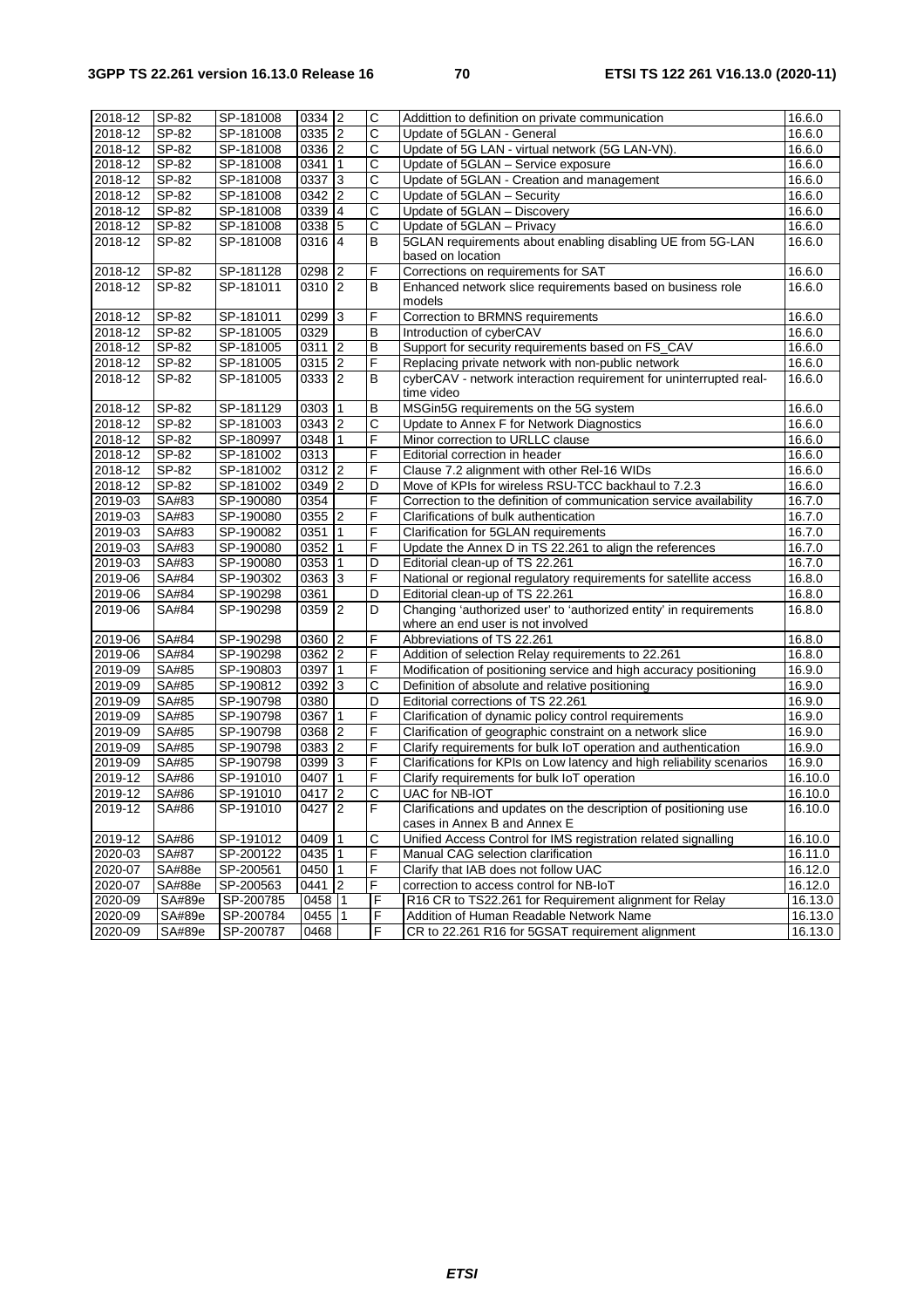| 2018-12 | SP-82 | SP-181008 | 0334 | 2 | C | Addittion to definition on private communication | 16.6.0 |
|---|---|---|---|---|---|---|---|
| 2018-12 | SP-82 | SP-181008 | 0335 | 2 | C | Update of 5GLAN - General | 16.6.0 |
| 2018-12 | SP-82 | SP-181008 | 0336 | 2 | C | Update of 5G LAN - virtual network (5G LAN-VN). | 16.6.0 |
| 2018-12 | SP-82 | SP-181008 | 0341 | 1 | C | Update of 5GLAN – Service exposure | 16.6.0 |
| 2018-12 | SP-82 | SP-181008 | 0337 | 3 | C | Update of 5GLAN - Creation and management | 16.6.0 |
| 2018-12 | SP-82 | SP-181008 | 0342 | 2 | C | Update of 5GLAN – Security | 16.6.0 |
| 2018-12 | SP-82 | SP-181008 | 0339 | 4 | C | Update of 5GLAN – Discovery | 16.6.0 |
| 2018-12 | SP-82 | SP-181008 | 0338 | 5 | C | Update of 5GLAN – Privacy | 16.6.0 |
| 2018-12 | SP-82 | SP-181008 | 0316 | 4 | B | 5GLAN requirements about enabling disabling UE from 5G-LAN based on location | 16.6.0 |
| 2018-12 | SP-82 | SP-181128 | 0298 | 2 | F | Corrections on requirements for SAT | 16.6.0 |
| 2018-12 | SP-82 | SP-181011 | 0310 | 2 | B | Enhanced network slice requirements based on business role models | 16.6.0 |
| 2018-12 | SP-82 | SP-181011 | 0299 | 3 | F | Correction to BRMNS requirements | 16.6.0 |
| 2018-12 | SP-82 | SP-181005 | 0329 | | B | Introduction of cyberCAV | 16.6.0 |
| 2018-12 | SP-82 | SP-181005 | 0311 | 2 | B | Support for security requirements based on FS_CAV | 16.6.0 |
| 2018-12 | SP-82 | SP-181005 | 0315 | 2 | F | Replacing private network with non-public network | 16.6.0 |
| 2018-12 | SP-82 | SP-181005 | 0333 | 2 | B | cyberCAV - network interaction requirement for uninterrupted real-time video | 16.6.0 |
| 2018-12 | SP-82 | SP-181129 | 0303 | 1 | B | MSGin5G requirements on the 5G system | 16.6.0 |
| 2018-12 | SP-82 | SP-181003 | 0343 | 2 | C | Update to Annex F for Network Diagnostics | 16.6.0 |
| 2018-12 | SP-82 | SP-180997 | 0348 | 1 | F | Minor correction to URLLC clause | 16.6.0 |
| 2018-12 | SP-82 | SP-181002 | 0313 | | F | Editorial correction in header | 16.6.0 |
| 2018-12 | SP-82 | SP-181002 | 0312 | 2 | F | Clause 7.2 alignment with other Rel-16 WIDs | 16.6.0 |
| 2018-12 | SP-82 | SP-181002 | 0349 | 2 | D | Move of KPIs for wireless RSU-TCC backhaul to 7.2.3 | 16.6.0 |
| 2019-03 | SA#83 | SP-190080 | 0354 | | F | Correction to the definition of communication service availability | 16.7.0 |
| 2019-03 | SA#83 | SP-190080 | 0355 | 2 | F | Clarifications of bulk authentication | 16.7.0 |
| 2019-03 | SA#83 | SP-190082 | 0351 | 1 | F | Clarification for 5GLAN requirements | 16.7.0 |
| 2019-03 | SA#83 | SP-190080 | 0352 | 1 | F | Update the Annex D in TS 22.261 to align the references | 16.7.0 |
| 2019-03 | SA#83 | SP-190080 | 0353 | 1 | D | Editorial clean-up of TS 22.261 | 16.7.0 |
| 2019-06 | SA#84 | SP-190302 | 0363 | 3 | F | National or regional regulatory requirements for satellite access | 16.8.0 |
| 2019-06 | SA#84 | SP-190298 | 0361 | | D | Editorial clean-up of TS 22.261 | 16.8.0 |
| 2019-06 | SA#84 | SP-190298 | 0359 | 2 | D | Changing 'authorized user' to 'authorized entity' in requirements where an end user is not involved | 16.8.0 |
| 2019-06 | SA#84 | SP-190298 | 0360 | 2 | F | Abbreviations of TS 22.261 | 16.8.0 |
| 2019-06 | SA#84 | SP-190298 | 0362 | 2 | F | Addition of selection Relay requirements to 22.261 | 16.8.0 |
| 2019-09 | SA#85 | SP-190803 | 0397 | 1 | F | Modification of positioning service and high accuracy positioning | 16.9.0 |
| 2019-09 | SA#85 | SP-190812 | 0392 | 3 | C | Definition of absolute and relative positioning | 16.9.0 |
| 2019-09 | SA#85 | SP-190798 | 0380 | | D | Editorial corrections of TS 22.261 | 16.9.0 |
| 2019-09 | SA#85 | SP-190798 | 0367 | 1 | F | Clarification of dynamic policy control requirements | 16.9.0 |
| 2019-09 | SA#85 | SP-190798 | 0368 | 2 | F | Clarification of geographic constraint on a network slice | 16.9.0 |
| 2019-09 | SA#85 | SP-190798 | 0383 | 2 | F | Clarify requirements for bulk IoT operation and authentication | 16.9.0 |
| 2019-09 | SA#85 | SP-190798 | 0399 | 3 | F | Clarifications for KPIs on Low latency and high reliability scenarios | 16.9.0 |
| 2019-12 | SA#86 | SP-191010 | 0407 | 1 | F | Clarify requirements for bulk IoT operation | 16.10.0 |
| 2019-12 | SA#86 | SP-191010 | 0417 | 2 | C | UAC for NB-IOT | 16.10.0 |
| 2019-12 | SA#86 | SP-191010 | 0427 | 2 | F | Clarifications and updates on the description of positioning use cases in Annex B and Annex E | 16.10.0 |
| 2019-12 | SA#86 | SP-191012 | 0409 | 1 | C | Unified Access Control for IMS registration related signalling | 16.10.0 |
| 2020-03 | SA#87 | SP-200122 | 0435 | 1 | F | Manual CAG selection clarification | 16.11.0 |
| 2020-07 | SA#88e | SP-200561 | 0450 | 1 | F | Clarify that IAB does not follow UAC | 16.12.0 |
| 2020-07 | SA#88e | SP-200563 | 0441 | 2 | F | correction to access control for NB-IoT | 16.12.0 |
| 2020-09 | SA#89e | SP-200785 | 0458 | 1 | F | R16 CR to TS22.261 for Requirement alignment for Relay | 16.13.0 |
| 2020-09 | SA#89e | SP-200784 | 0455 | 1 | F | Addition of Human Readable Network Name | 16.13.0 |
| 2020-09 | SA#89e | SP-200787 | 0468 | | F | CR to 22.261 R16 for 5GSAT requirement alignment | 16.13.0 |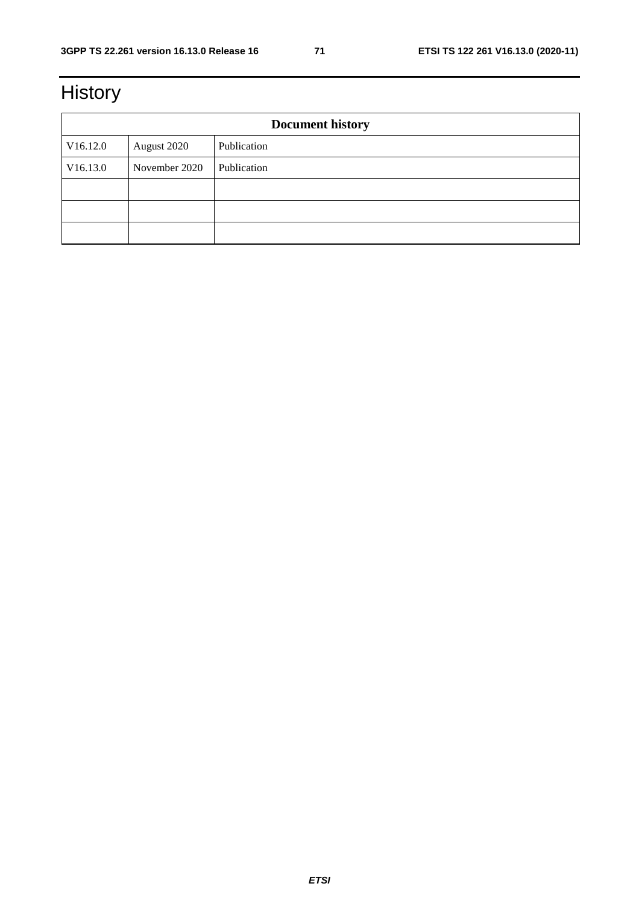# History

| Document history | | |
|---|---|---|
| V16.12.0 | August 2020 | Publication |
| V16.13.0 | November 2020 | Publication |
| | | |
| | | |
| | | |